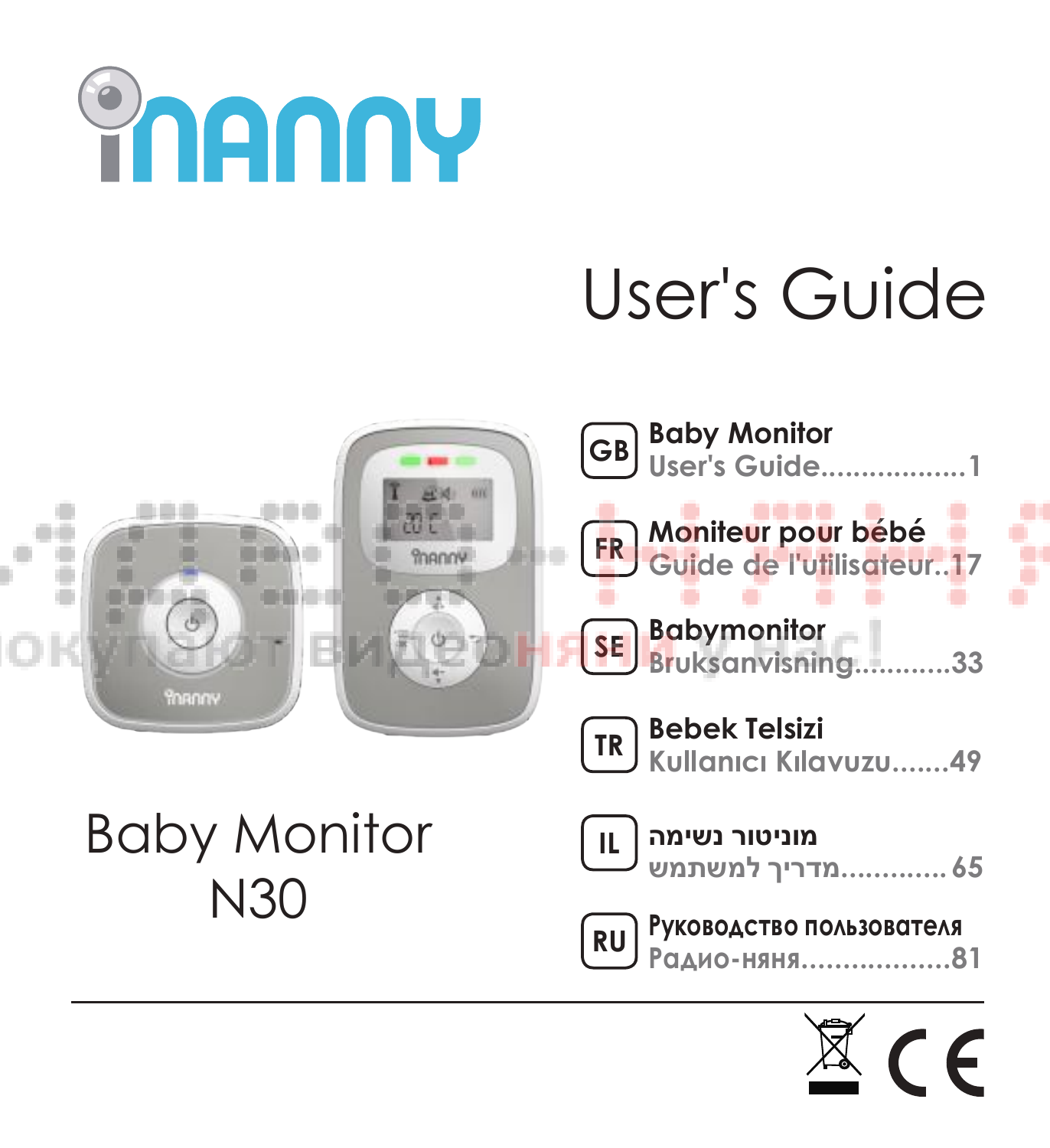# iNANNY

## User's Guide

Baby Monitor
N30

| | | |
|---|---|---|
| GB | Baby Monitor<br>User's Guide | 1 |
| FR | Moniteur pour bébé<br>Guide de l'utilisateur | 17 |
| SE | Babymonitor<br>Bruksanvisning | 33 |
| TR | Bebek Telsizi<br>Kullanıcı Kılavuzu | 49 |
| IL | מוניטור נשימה<br>מדריך למשתמש | 65 |
| RU | Руководство пользователя<br>Радио-няня | 81 |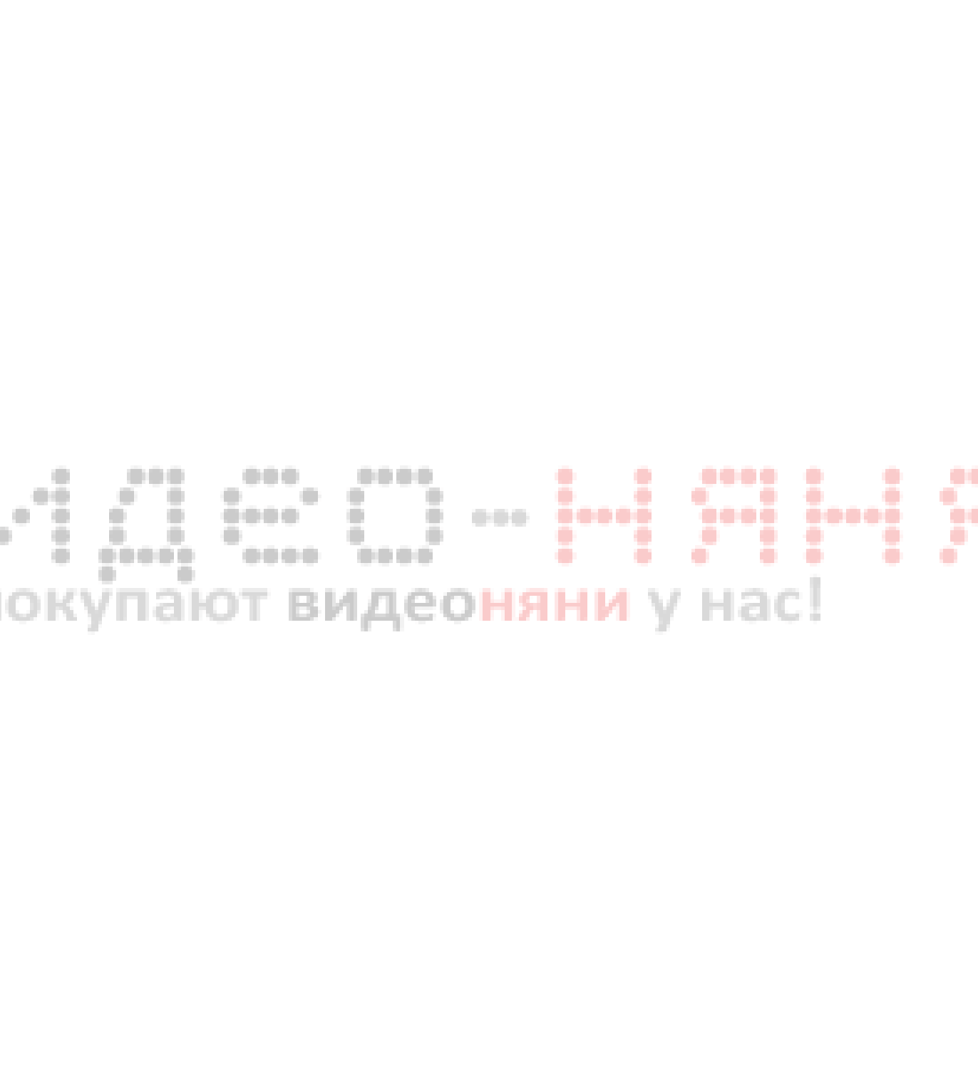# идео-НЯНЯ

окупают видеоняни у нас!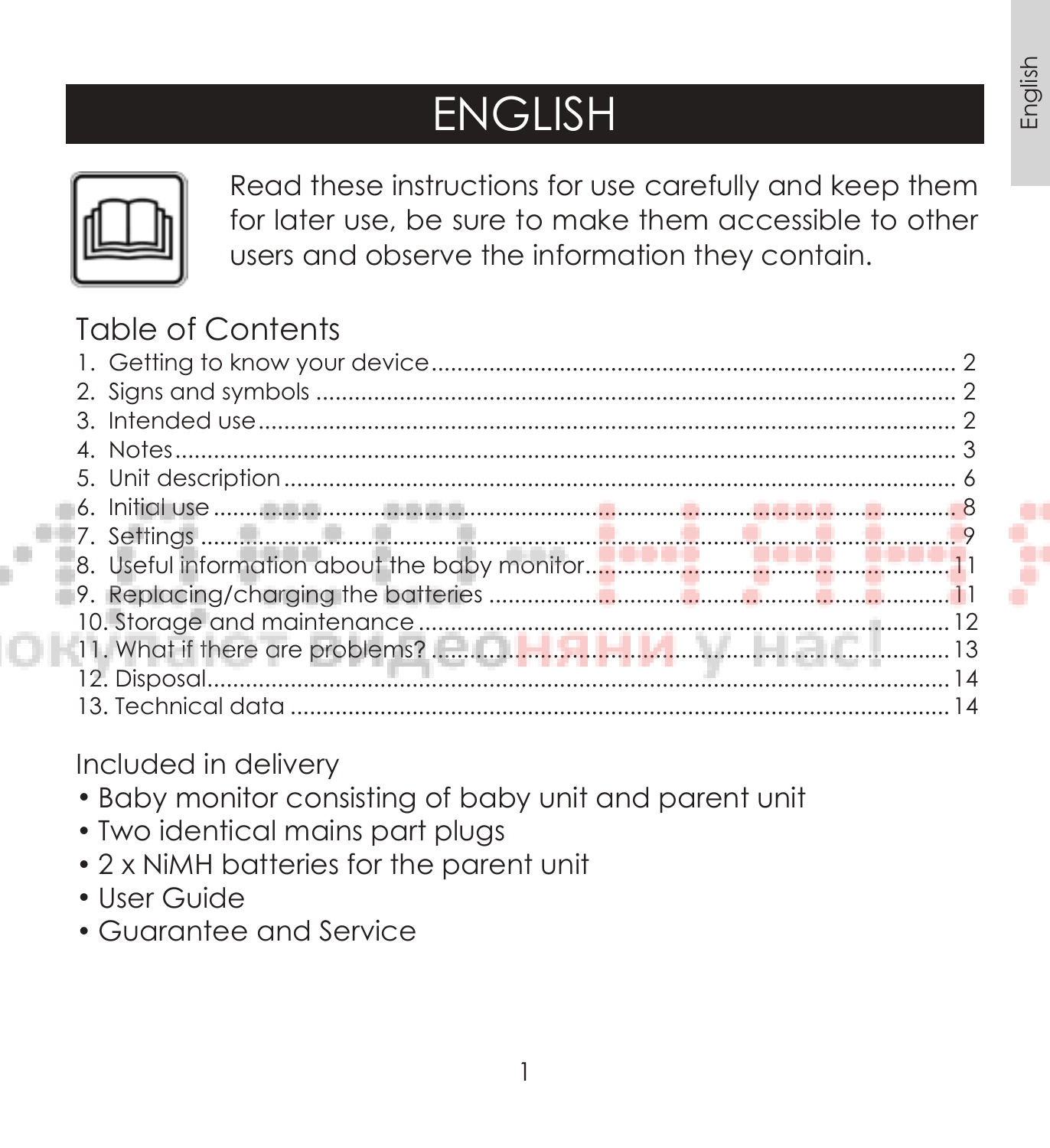# ENGLISH

Read these instructions for use carefully and keep them for later use, be sure to make them accessible to other users and observe the information they contain.

## Table of Contents

1. Getting to know your device ........................................ 2
2. Signs and symbols ........................................ 2
3. Intended use ........................................ 2
4. Notes ........................................ 3
5. Unit description ........................................ 6
6. Initial use ........................................ 8
7. Settings ........................................ 9
8. Useful information about the baby monitor ........................................ 11
9. Replacing/charging the batteries ........................................ 11
10. Storage and maintenance ........................................ 12
11. What if there are problems? ........................................ 13
12. Disposal ........................................ 14
13. Technical data ........................................ 14

## Included in delivery

- Baby monitor consisting of baby unit and parent unit
- Two identical mains part plugs
- 2 x NiMH batteries for the parent unit
- User Guide
- Guarantee and Service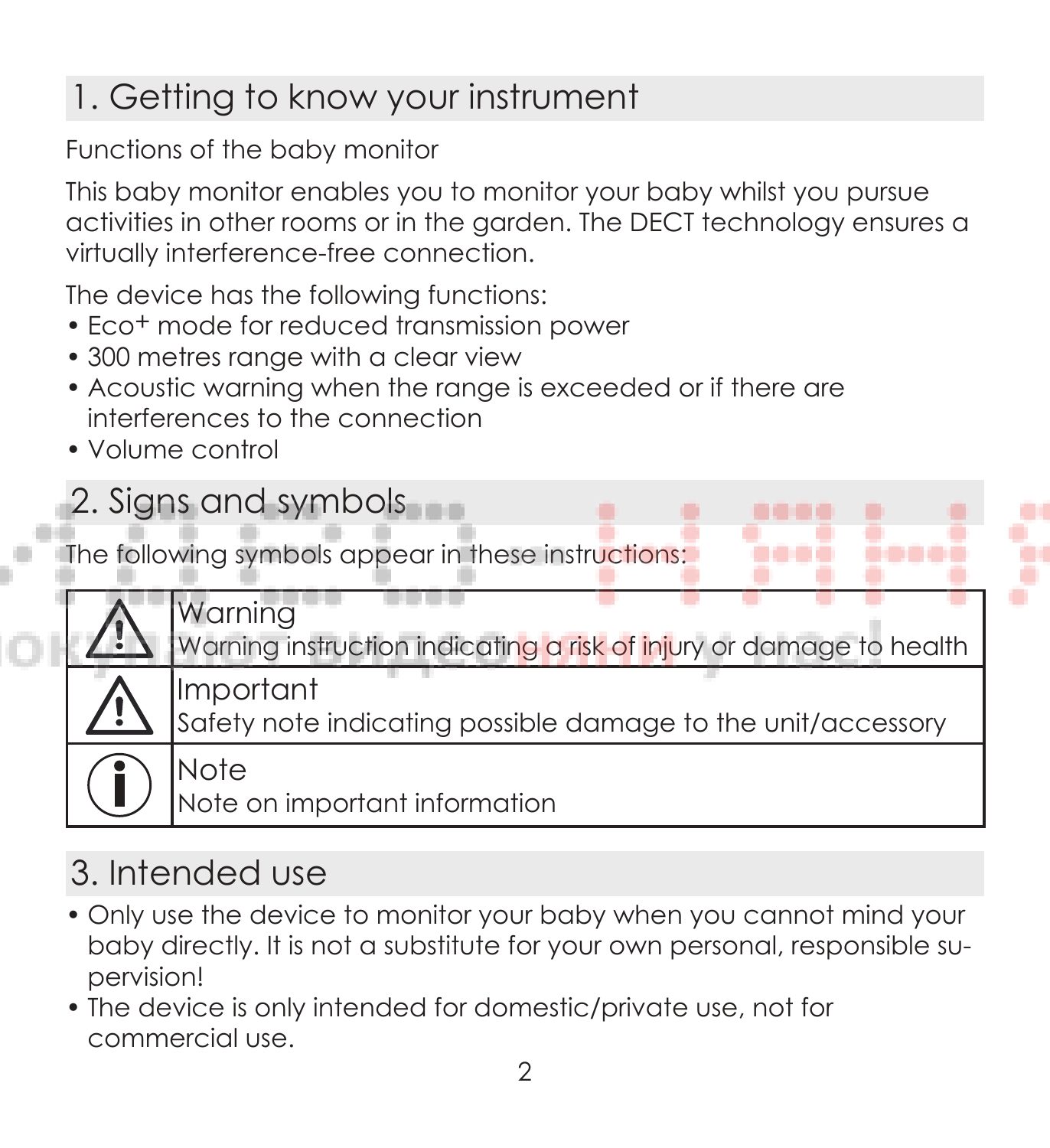## 1. Getting to know your instrument

Functions of the baby monitor

This baby monitor enables you to monitor your baby whilst you pursue activities in other rooms or in the garden. The DECT technology ensures a virtually interference-free connection.

The device has the following functions:

- Eco+ mode for reduced transmission power
- 300 metres range with a clear view
- Acoustic warning when the range is exceeded or if there are interferences to the connection
- Volume control

## 2. Signs and symbols

The following symbols appear in these instructions:

| Symbol | Description |
|---|---|
| ⚠ | **Warning**<br>Warning instruction indicating a risk of injury or damage to health |
| ⚠ | **Important**<br>Safety note indicating possible damage to the unit/accessory |
| ⓘ | **Note**<br>Note on important information |

## 3. Intended use

- Only use the device to monitor your baby when you cannot mind your baby directly. It is not a substitute for your own personal, responsible supervision!
- The device is only intended for domestic/private use, not for commercial use.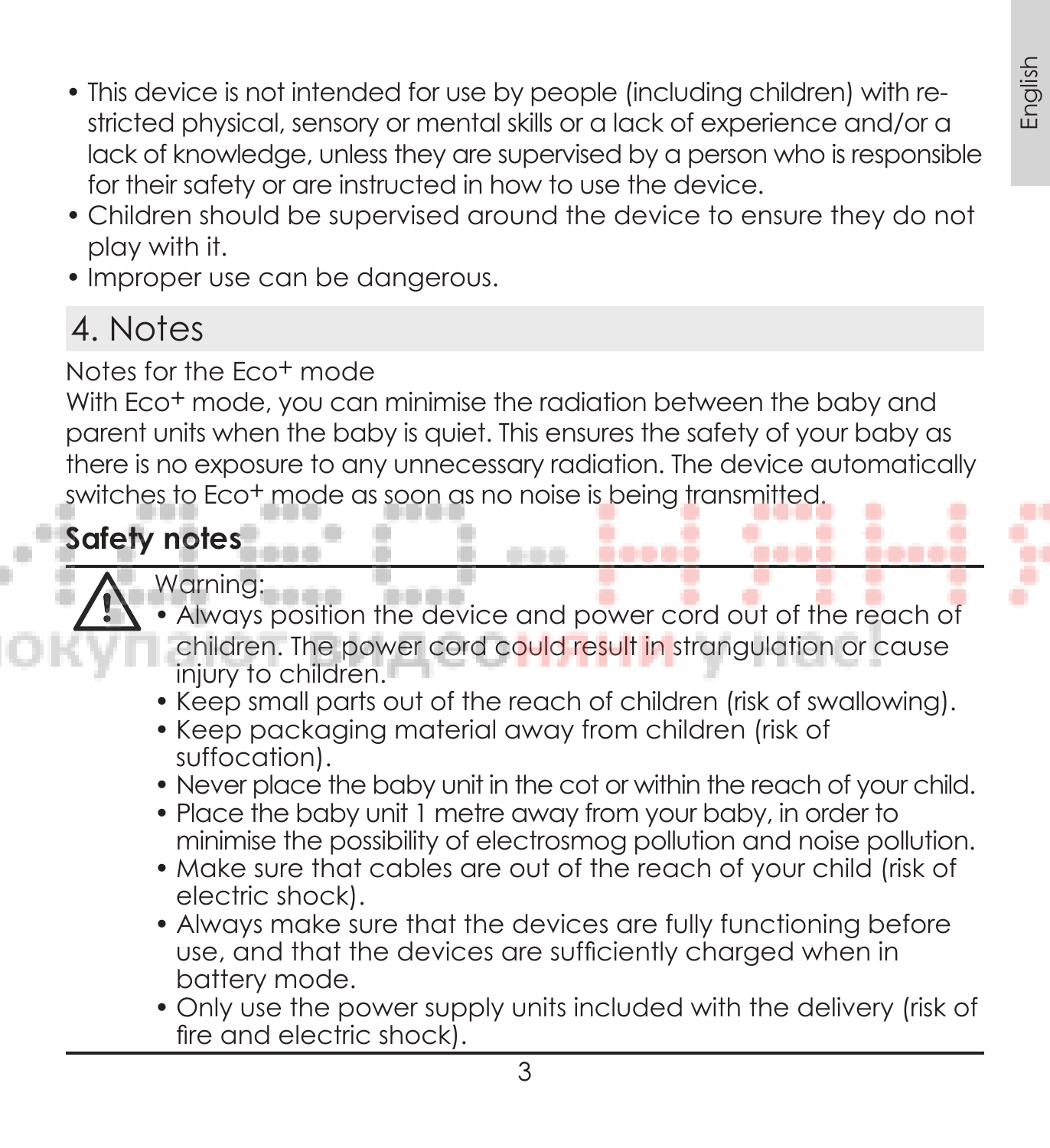- This device is not intended for use by people (including children) with restricted physical, sensory or mental skills or a lack of experience and/or a lack of knowledge, unless they are supervised by a person who is responsible for their safety or are instructed in how to use the device.
- Children should be supervised around the device to ensure they do not play with it.
- Improper use can be dangerous.

## 4. Notes

Notes for the Eco+ mode

With Eco+ mode, you can minimise the radiation between the baby and parent units when the baby is quiet. This ensures the safety of your baby as there is no exposure to any unnecessary radiation. The device automatically switches to Eco+ mode as soon as no noise is being transmitted.

**Safety notes**

Warning:

- Always position the device and power cord out of the reach of children. The power cord could result in strangulation or cause injury to children.
- Keep small parts out of the reach of children (risk of swallowing).
- Keep packaging material away from children (risk of suffocation).
- Never place the baby unit in the cot or within the reach of your child.
- Place the baby unit 1 metre away from your baby, in order to minimise the possibility of electrosmog pollution and noise pollution.
- Make sure that cables are out of the reach of your child (risk of electric shock).
- Always make sure that the devices are fully functioning before use, and that the devices are sufficiently charged when in battery mode.
- Only use the power supply units included with the delivery (risk of fire and electric shock).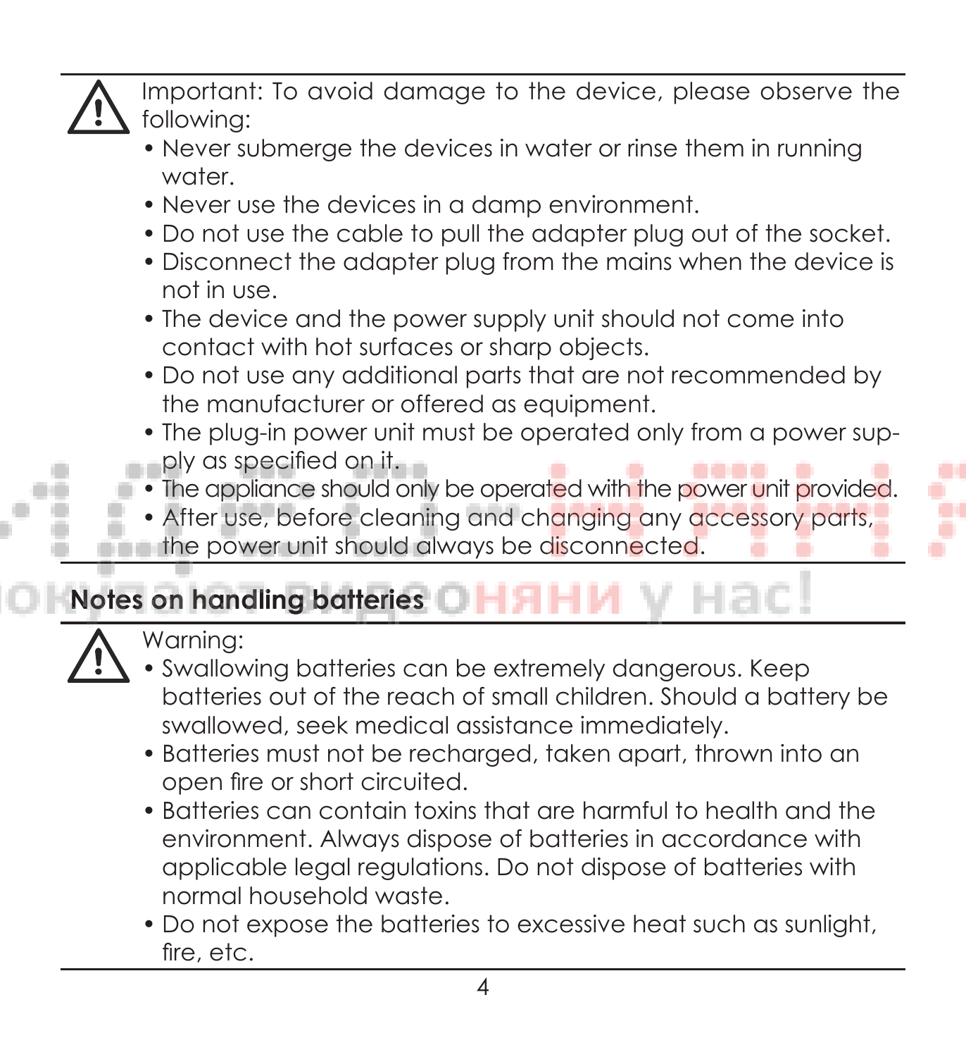Important: To avoid damage to the device, please observe the following:

- Never submerge the devices in water or rinse them in running water.
- Never use the devices in a damp environment.
- Do not use the cable to pull the adapter plug out of the socket.
- Disconnect the adapter plug from the mains when the device is not in use.
- The device and the power supply unit should not come into contact with hot surfaces or sharp objects.
- Do not use any additional parts that are not recommended by the manufacturer or offered as equipment.
- The plug-in power unit must be operated only from a power supply as specified on it.
- The appliance should only be operated with the power unit provided.
- After use, before cleaning and changing any accessory parts, the power unit should always be disconnected.

## Notes on handling batteries

Warning:

- Swallowing batteries can be extremely dangerous. Keep batteries out of the reach of small children. Should a battery be swallowed, seek medical assistance immediately.
- Batteries must not be recharged, taken apart, thrown into an open fire or short circuited.
- Batteries can contain toxins that are harmful to health and the environment. Always dispose of batteries in accordance with applicable legal regulations. Do not dispose of batteries with normal household waste.
- Do not expose the batteries to excessive heat such as sunlight, fire, etc.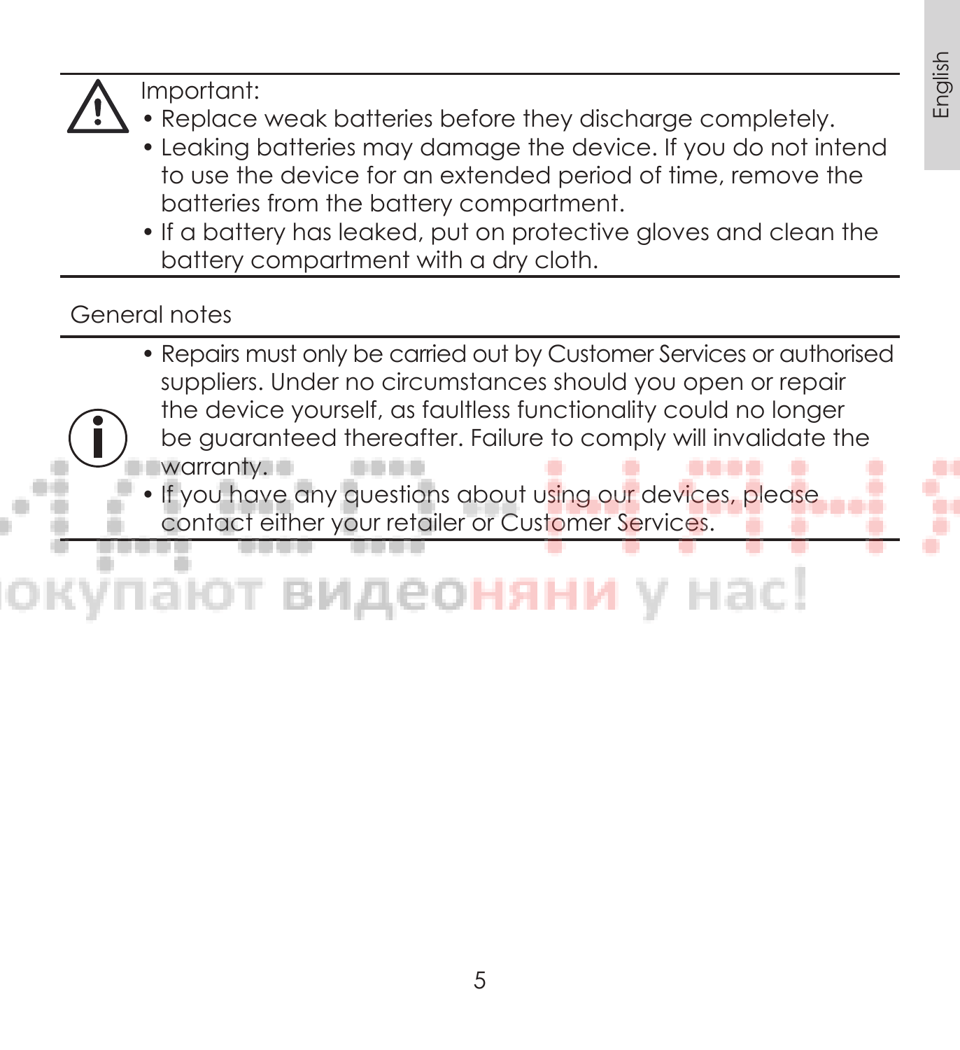Important:

- Replace weak batteries before they discharge completely.
- Leaking batteries may damage the device. If you do not intend to use the device for an extended period of time, remove the batteries from the battery compartment.
- If a battery has leaked, put on protective gloves and clean the battery compartment with a dry cloth.

## General notes

- Repairs must only be carried out by Customer Services or authorised suppliers. Under no circumstances should you open or repair the device yourself, as faultless functionality could no longer be guaranteed thereafter. Failure to comply will invalidate the warranty.
- If you have any questions about using our devices, please contact either your retailer or Customer Services.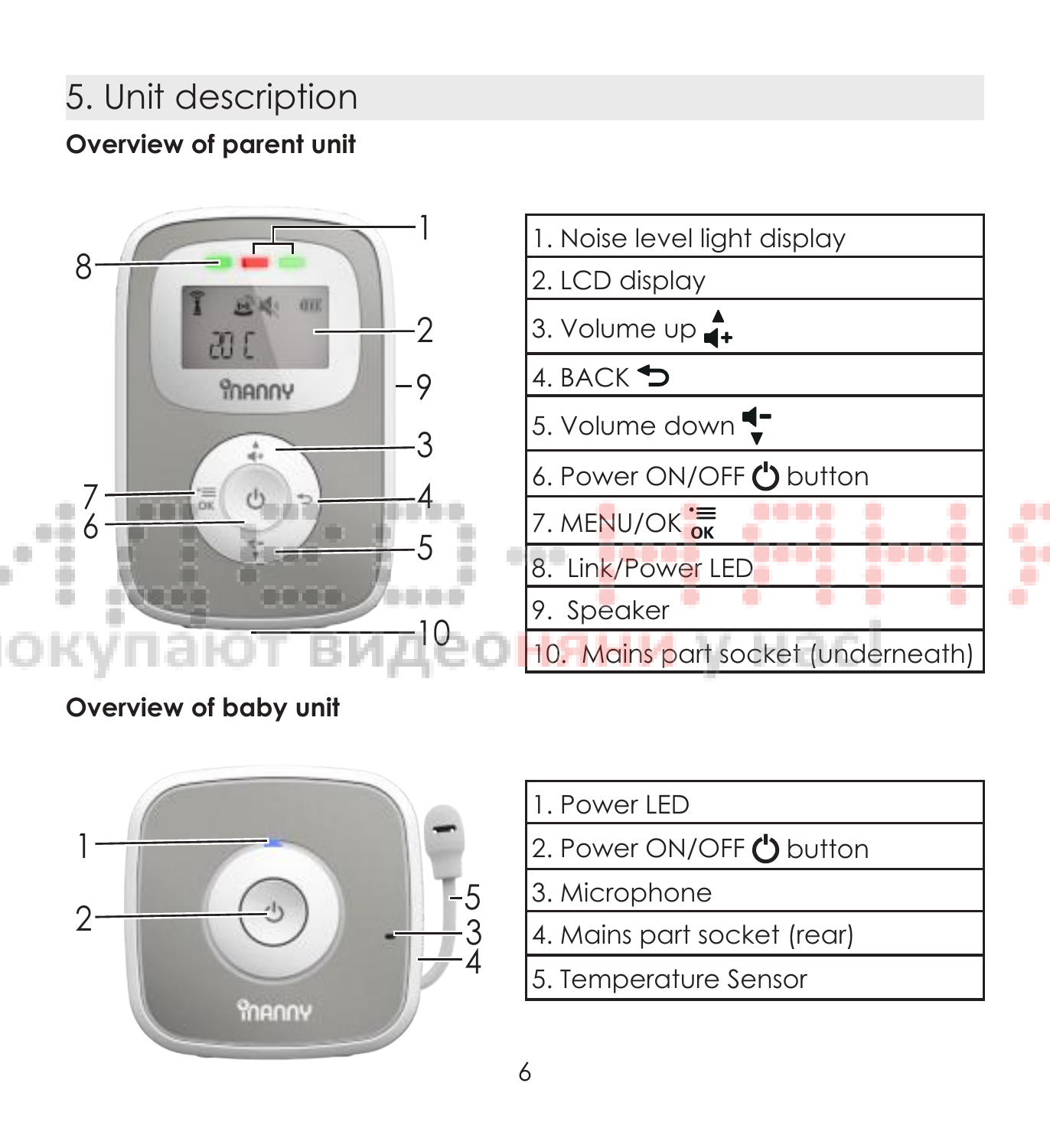## 5. Unit description

### Overview of parent unit

| 1. Noise level light display |
|---|
| 2. LCD display |
| 3. Volume up |
| 4. BACK |
| 5. Volume down |
| 6. Power ON/OFF button |
| 7. MENU/OK |
| 8. Link/Power LED |
| 9. Speaker |
| 10. Mains part socket (underneath) |

### Overview of baby unit

| 1. Power LED |
|---|
| 2. Power ON/OFF button |
| 3. Microphone |
| 4. Mains part socket (rear) |
| 5. Temperature Sensor |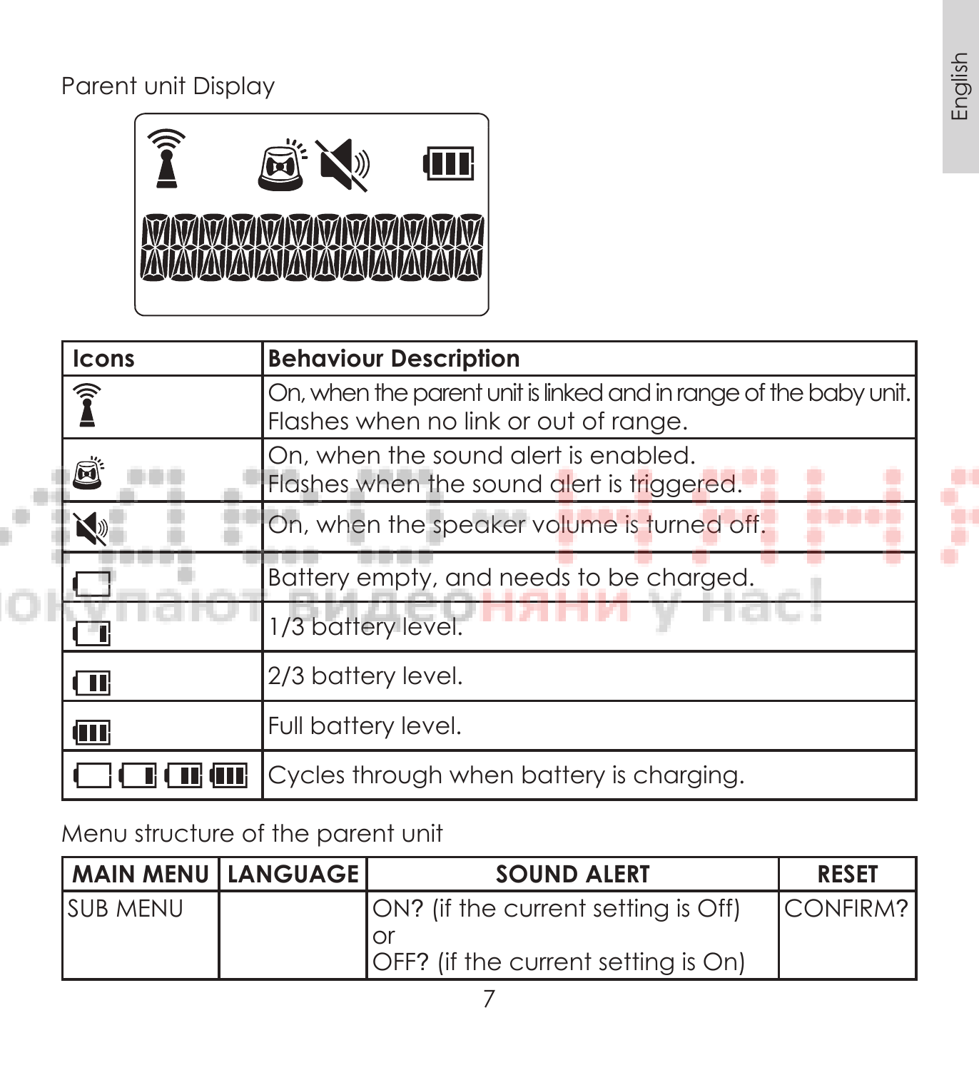Parent unit Display

| Icons | Behaviour Description |
|---|---|
| | On, when the parent unit is linked and in range of the baby unit. Flashes when no link or out of range. |
| | On, when the sound alert is enabled. Flashes when the sound alert is triggered. |
| | On, when the speaker volume is turned off. |
| | Battery empty, and needs to be charged. |
| | 1/3 battery level. |
| | 2/3 battery level. |
| | Full battery level. |
| | Cycles through when battery is charging. |

Menu structure of the parent unit

| MAIN MENU | LANGUAGE | SOUND ALERT | RESET |
|---|---|---|---|
| SUB MENU | | ON? (if the current setting is Off) or OFF? (if the current setting is On) | CONFIRM? |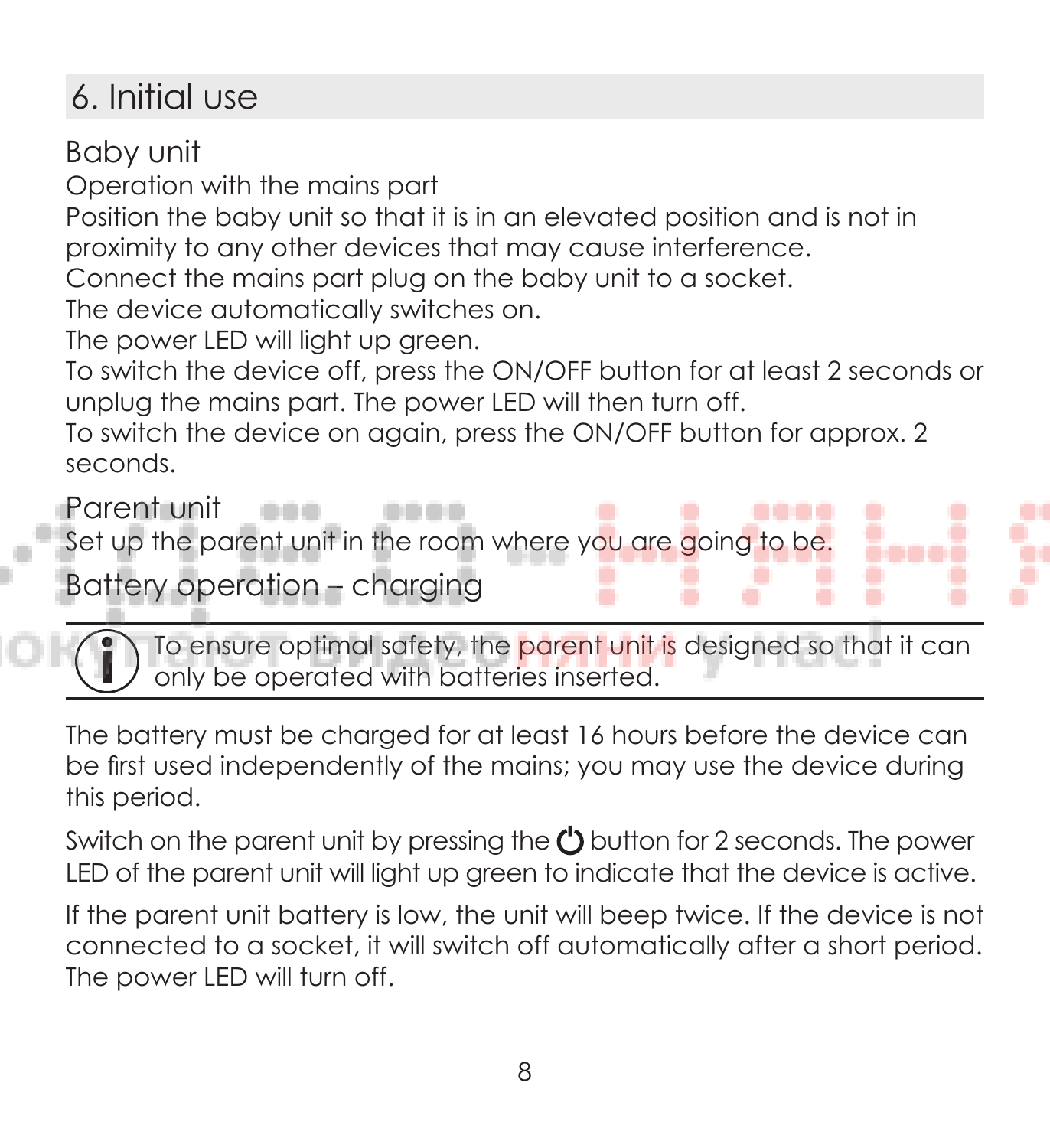## 6. Initial use

### Baby unit

Operation with the mains part

Position the baby unit so that it is in an elevated position and is not in proximity to any other devices that may cause interference.

Connect the mains part plug on the baby unit to a socket.

The device automatically switches on.

The power LED will light up green.

To switch the device off, press the ON/OFF button for at least 2 seconds or unplug the mains part. The power LED will then turn off.

To switch the device on again, press the ON/OFF button for approx. 2 seconds.

### Parent unit

Set up the parent unit in the room where you are going to be.

### Battery operation – charging

> **i** To ensure optimal safety, the parent unit is designed so that it can only be operated with batteries inserted.

The battery must be charged for at least 16 hours before the device can be first used independently of the mains; you may use the device during this period.

Switch on the parent unit by pressing the ⏻ button for 2 seconds. The power LED of the parent unit will light up green to indicate that the device is active.

If the parent unit battery is low, the unit will beep twice. If the device is not connected to a socket, it will switch off automatically after a short period. The power LED will turn off.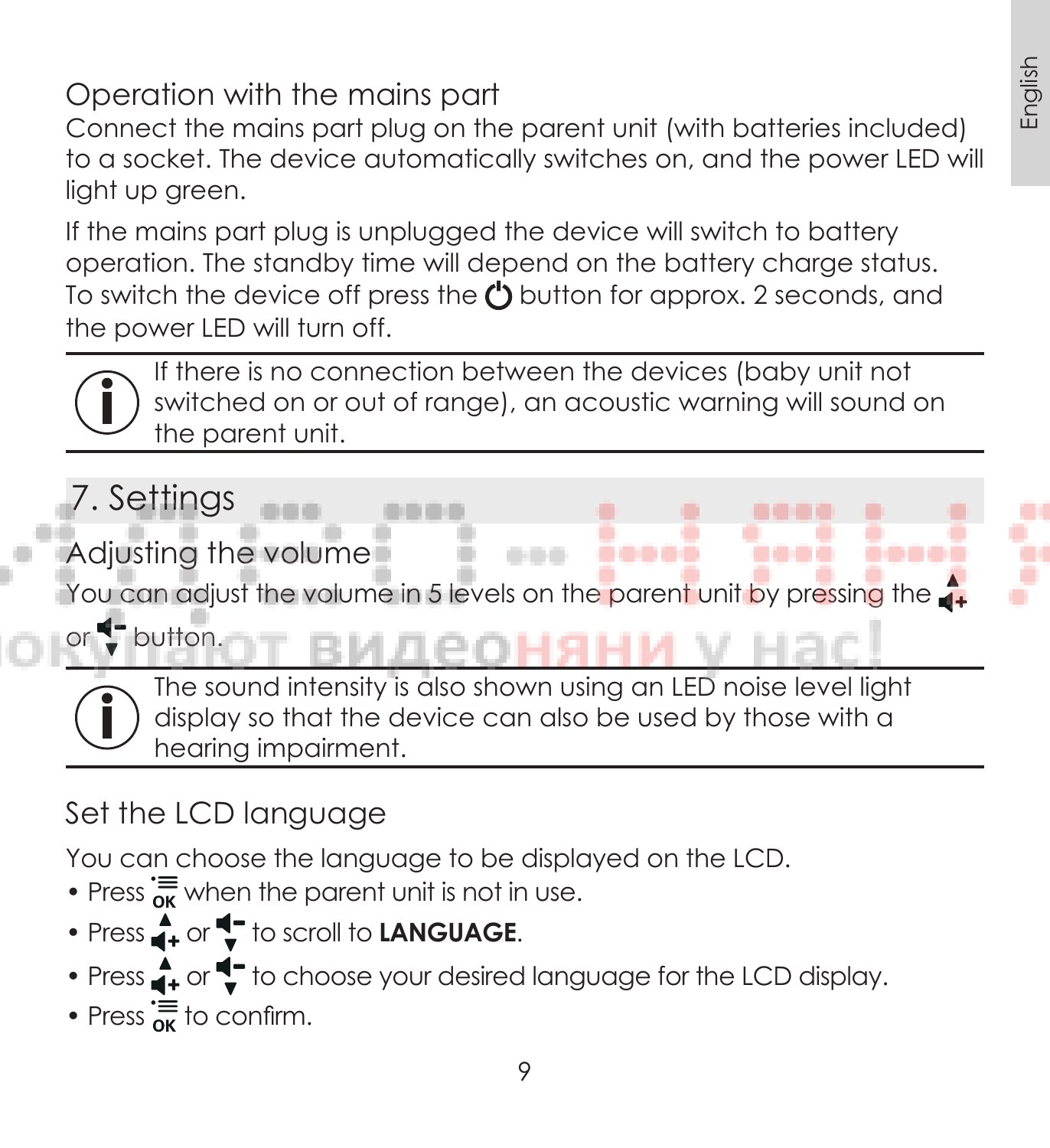### Operation with the mains part

Connect the mains part plug on the parent unit (with batteries included) to a socket. The device automatically switches on, and the power LED will light up green.

If the mains part plug is unplugged the device will switch to battery operation. The standby time will depend on the battery charge status. To switch the device off press the ⏻ button for approx. 2 seconds, and the power LED will turn off.

> ℹ If there is no connection between the devices (baby unit not switched on or out of range), an acoustic warning will sound on the parent unit.

## 7. Settings

### Adjusting the volume

You can adjust the volume in 5 levels on the parent unit by pressing the ▲+ or ▼- button.

> ℹ The sound intensity is also shown using an LED noise level light display so that the device can also be used by those with a hearing impairment.

### Set the LCD language

You can choose the language to be displayed on the LCD.

- Press OK when the parent unit is not in use.
- Press ▲+ or ▼- to scroll to **LANGUAGE**.
- Press ▲+ or ▼- to choose your desired language for the LCD display.
- Press OK to confirm.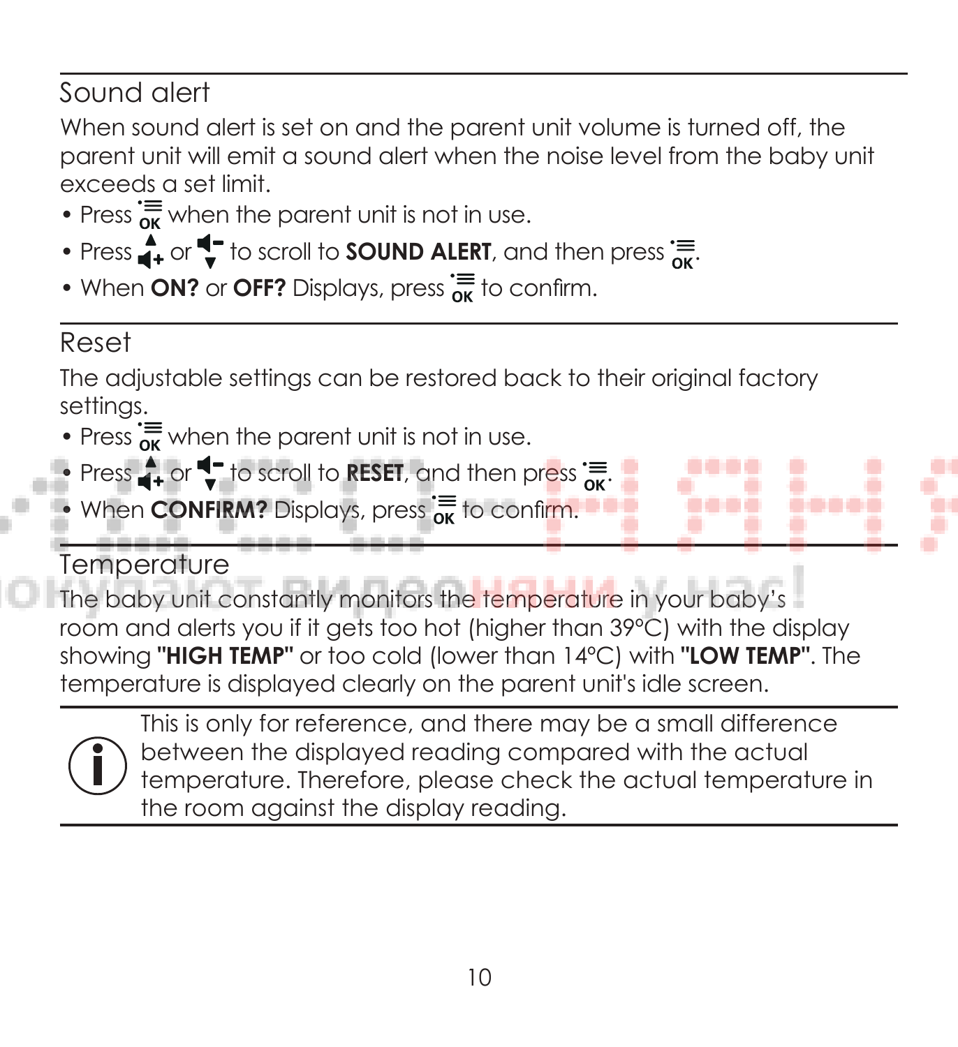## Sound alert

When sound alert is set on and the parent unit volume is turned off, the parent unit will emit a sound alert when the noise level from the baby unit exceeds a set limit.

- Press OK when the parent unit is not in use.
- Press ▲+ or ▼− to scroll to **SOUND ALERT**, and then press OK.
- When **ON?** or **OFF?** Displays, press OK to confirm.

## Reset

The adjustable settings can be restored back to their original factory settings.

- Press OK when the parent unit is not in use.
- Press ▲+ or ▼− to scroll to **RESET**, and then press OK.
- When **CONFIRM?** Displays, press OK to confirm.

## Temperature

The baby unit constantly monitors the temperature in your baby's room and alerts you if it gets too hot (higher than 39°C) with the display showing **"HIGH TEMP"** or too cold (lower than 14°C) with **"LOW TEMP"**. The temperature is displayed clearly on the parent unit's idle screen.

This is only for reference, and there may be a small difference between the displayed reading compared with the actual temperature. Therefore, please check the actual temperature in the room against the display reading.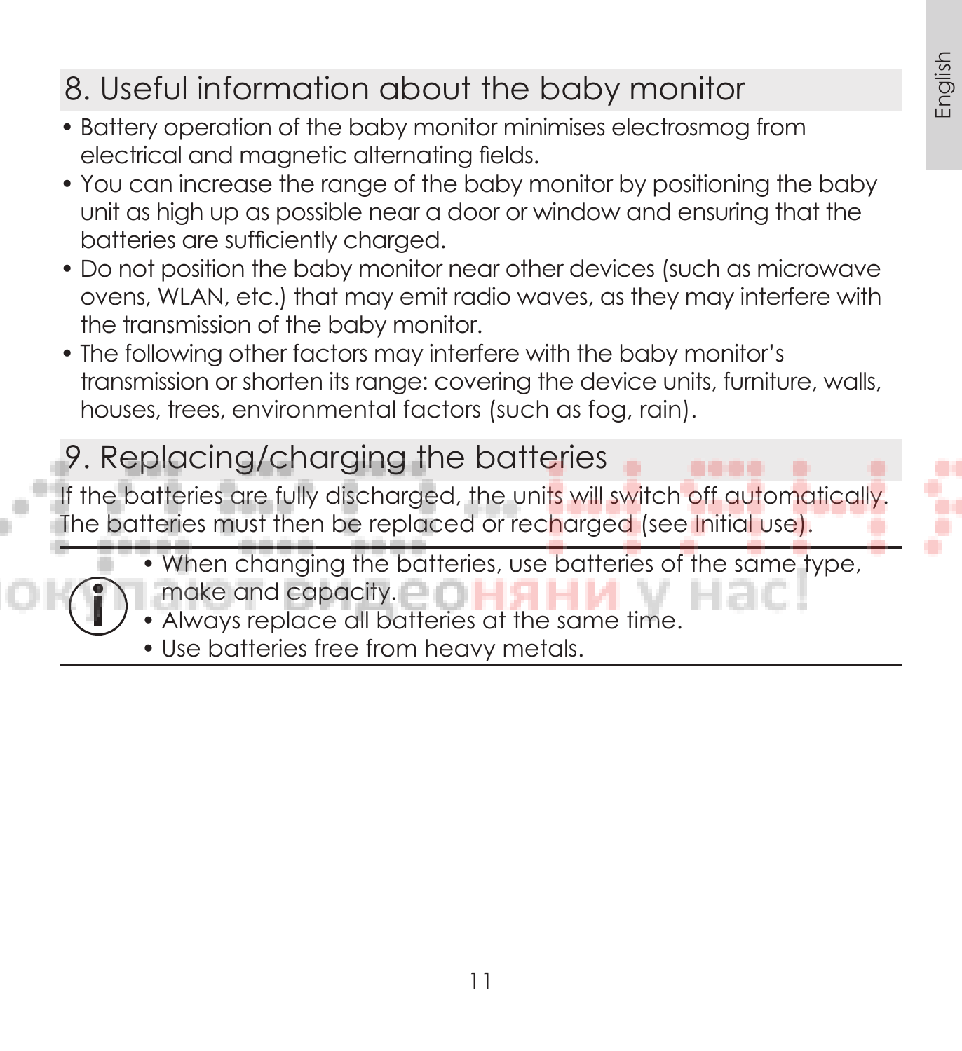## 8. Useful information about the baby monitor

- Battery operation of the baby monitor minimises electrosmog from electrical and magnetic alternating fields.
- You can increase the range of the baby monitor by positioning the baby unit as high up as possible near a door or window and ensuring that the batteries are sufficiently charged.
- Do not position the baby monitor near other devices (such as microwave ovens, WLAN, etc.) that may emit radio waves, as they may interfere with the transmission of the baby monitor.
- The following other factors may interfere with the baby monitor's transmission or shorten its range: covering the device units, furniture, walls, houses, trees, environmental factors (such as fog, rain).

## 9. Replacing/charging the batteries

If the batteries are fully discharged, the units will switch off automatically. The batteries must then be replaced or recharged (see Initial use).

- When changing the batteries, use batteries of the same type, make and capacity.
- Always replace all batteries at the same time.
- Use batteries free from heavy metals.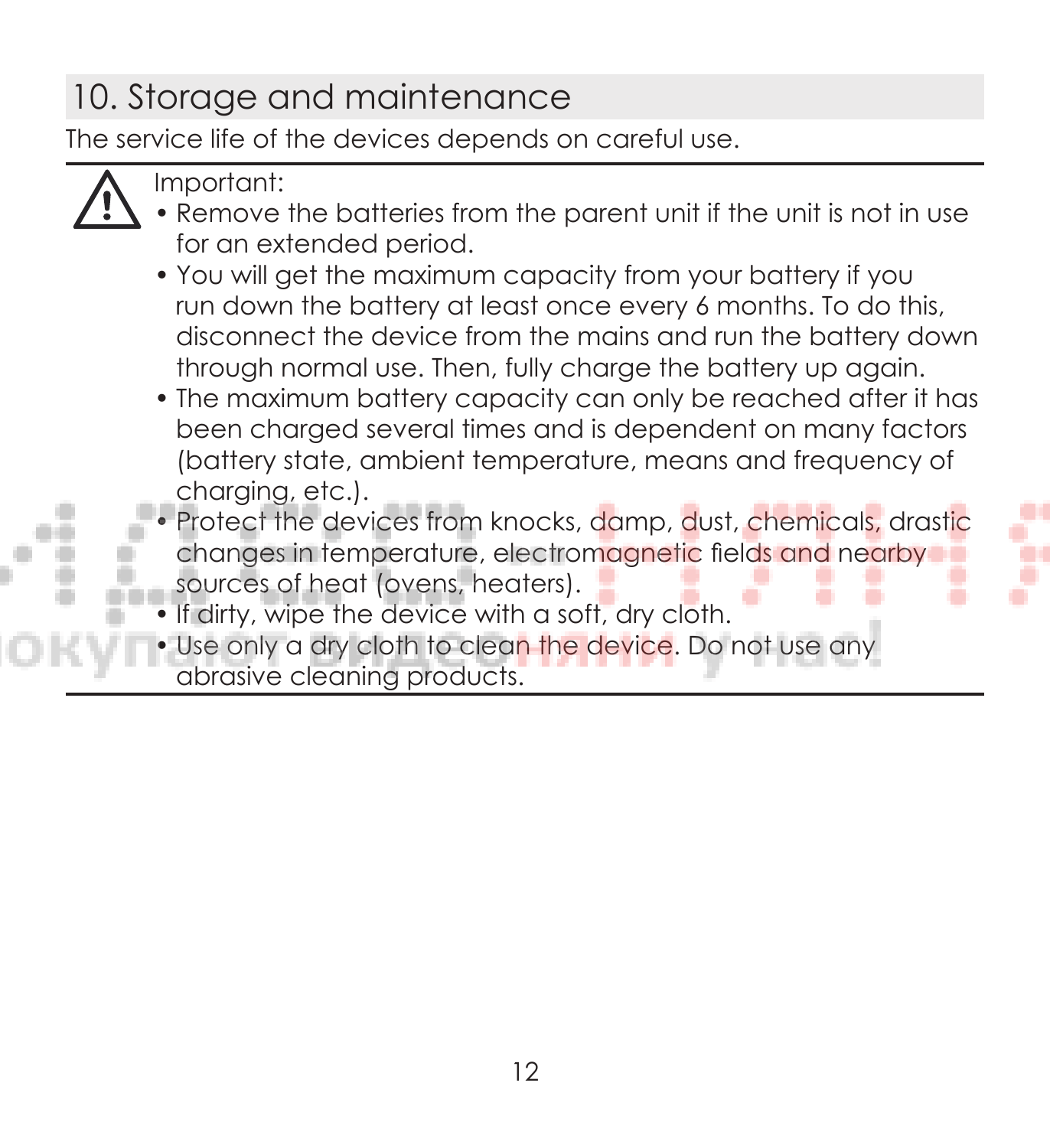## 10. Storage and maintenance

The service life of the devices depends on careful use.

Important:

- Remove the batteries from the parent unit if the unit is not in use for an extended period.
- You will get the maximum capacity from your battery if you run down the battery at least once every 6 months. To do this, disconnect the device from the mains and run the battery down through normal use. Then, fully charge the battery up again.
- The maximum battery capacity can only be reached after it has been charged several times and is dependent on many factors (battery state, ambient temperature, means and frequency of charging, etc.).
- Protect the devices from knocks, damp, dust, chemicals, drastic changes in temperature, electromagnetic fields and nearby sources of heat (ovens, heaters).
- If dirty, wipe the device with a soft, dry cloth.
- Use only a dry cloth to clean the device. Do not use any abrasive cleaning products.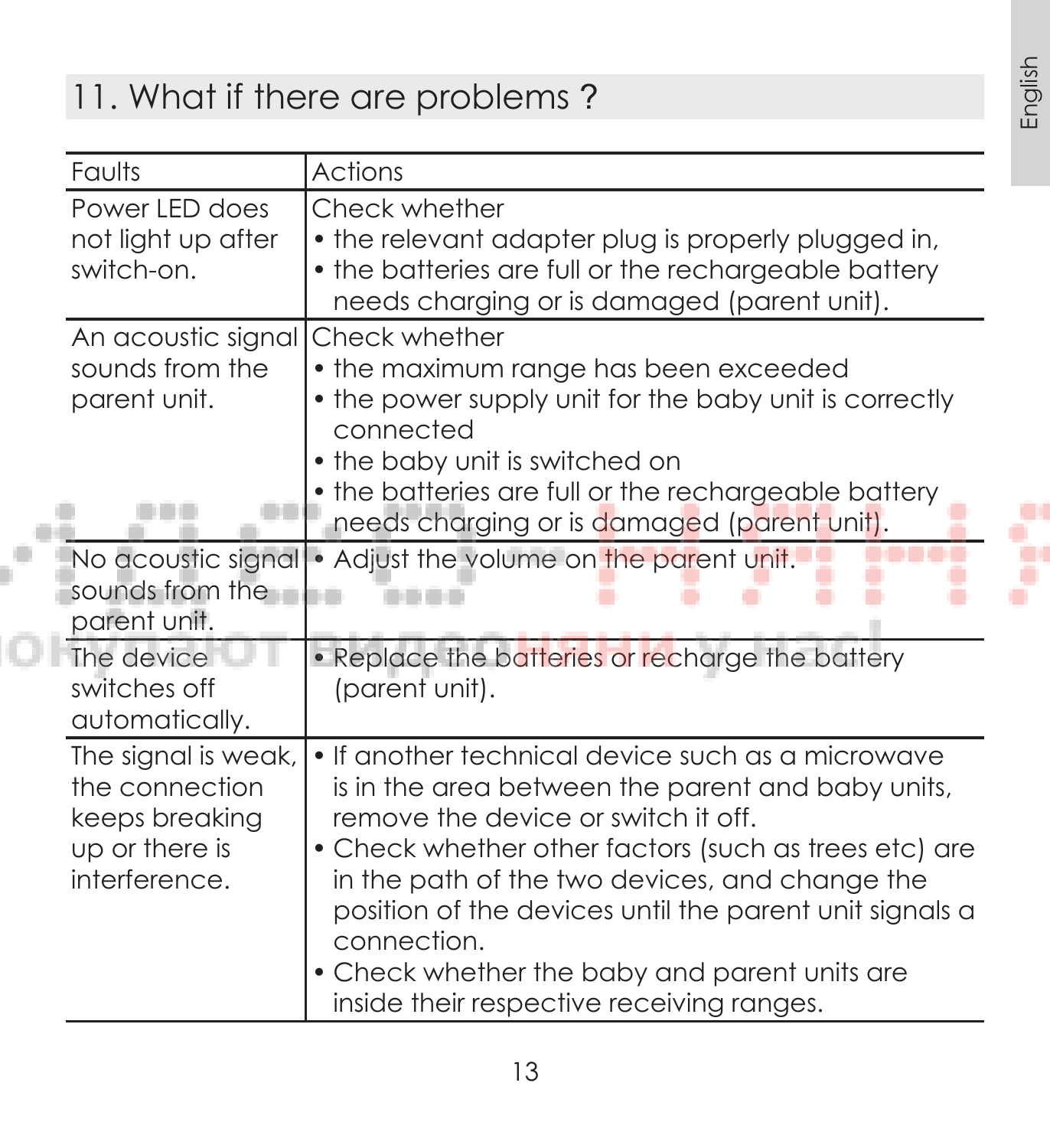## 11. What if there are problems ?

| Faults | Actions |
| --- | --- |
| Power LED does not light up after switch-on. | Check whether<br>• the relevant adapter plug is properly plugged in,<br>• the batteries are full or the rechargeable battery needs charging or is damaged (parent unit). |
| An acoustic signal sounds from the parent unit. | Check whether<br>• the maximum range has been exceeded<br>• the power supply unit for the baby unit is correctly connected<br>• the baby unit is switched on<br>• the batteries are full or the rechargeable battery needs charging or is damaged (parent unit). |
| No acoustic signal sounds from the parent unit. | • Adjust the volume on the parent unit. |
| The device switches off automatically. | • Replace the batteries or recharge the battery (parent unit). |
| The signal is weak, the connection keeps breaking up or there is interference. | • If another technical device such as a microwave is in the area between the parent and baby units, remove the device or switch it off.<br>• Check whether other factors (such as trees etc) are in the path of the two devices, and change the position of the devices until the parent unit signals a connection.<br>• Check whether the baby and parent units are inside their respective receiving ranges. |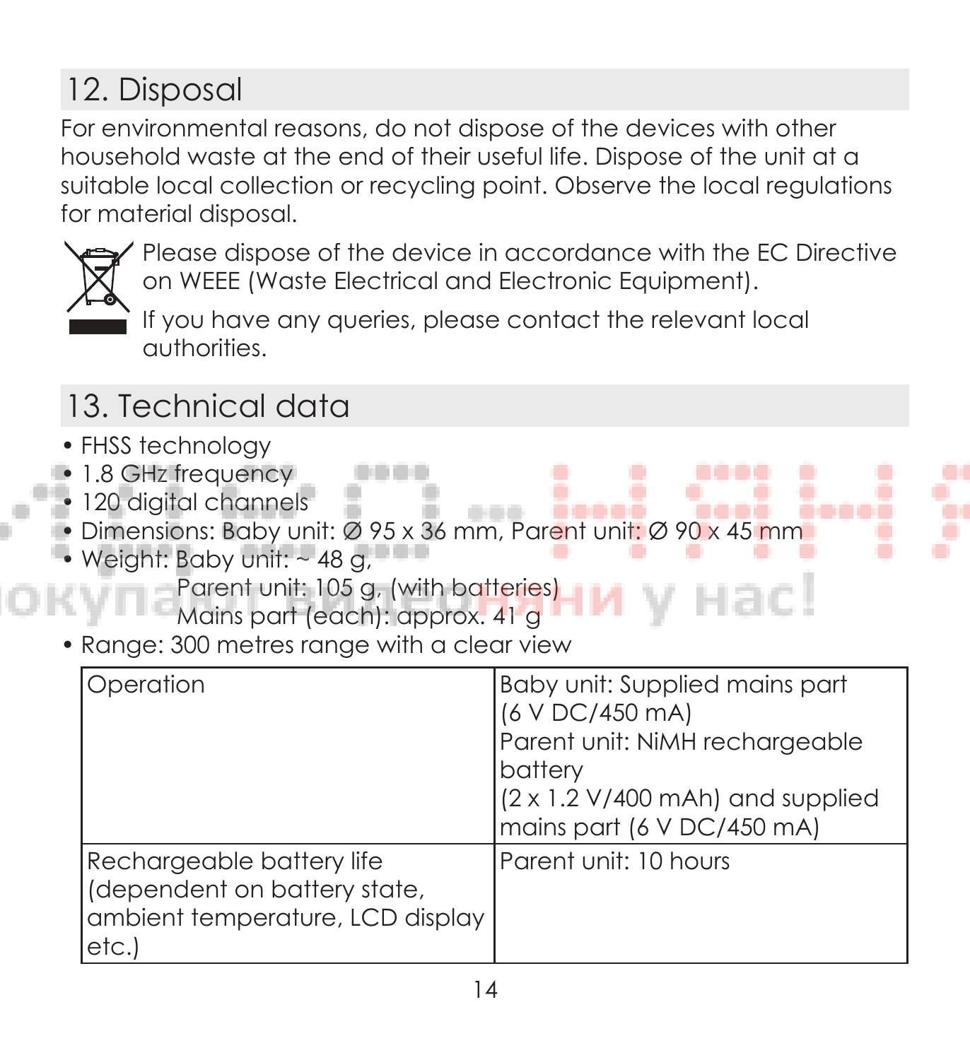## 12. Disposal

For environmental reasons, do not dispose of the devices with other household waste at the end of their useful life. Dispose of the unit at a suitable local collection or recycling point. Observe the local regulations for material disposal.

Please dispose of the device in accordance with the EC Directive on WEEE (Waste Electrical and Electronic Equipment).

If you have any queries, please contact the relevant local authorities.

## 13. Technical data

- FHSS technology
- 1.8 GHz frequency
- 120 digital channels
- Dimensions: Baby unit: Ø 95 x 36 mm, Parent unit: Ø 90 x 45 mm
- Weight: Baby unit: ~ 48 g,
  Parent unit: 105 g, (with batteries)
  Mains part (each): approx. 41 g
- Range: 300 metres range with a clear view

| | |
|---|---|
| Operation | Baby unit: Supplied mains part (6 V DC/450 mA)<br>Parent unit: NiMH rechargeable battery<br>(2 x 1.2 V/400 mAh) and supplied mains part (6 V DC/450 mA) |
| Rechargeable battery life (dependent on battery state, ambient temperature, LCD display etc.) | Parent unit: 10 hours |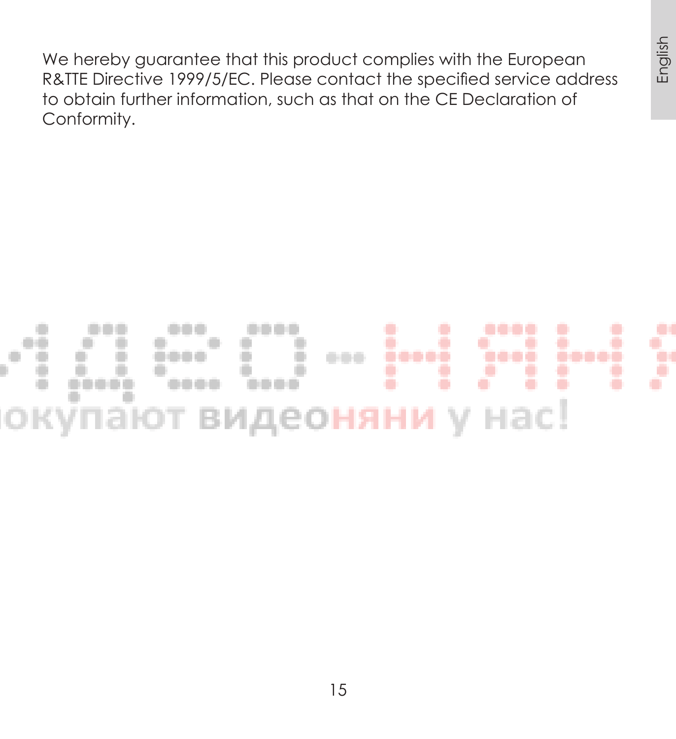We hereby guarantee that this product complies with the European R&TTE Directive 1999/5/EC. Please contact the specified service address to obtain further information, such as that on the CE Declaration of Conformity.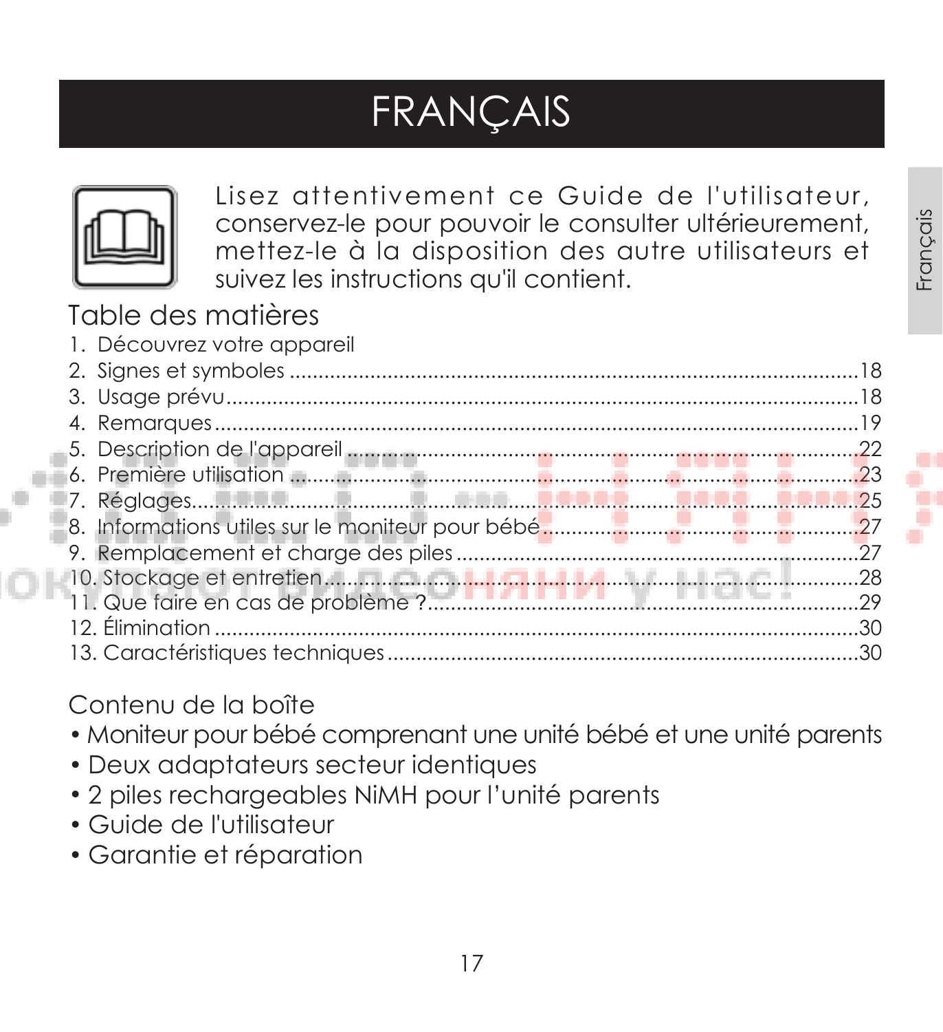# FRANÇAIS

Lisez attentivement ce Guide de l'utilisateur, conservez-le pour pouvoir le consulter ultérieurement, mettez-le à la disposition des autre utilisateurs et suivez les instructions qu'il contient.

## Table des matières

1. Découvrez votre appareil
2. Signes et symboles ....................................................18
3. Usage prévu ....................................................18
4. Remarques ....................................................19
5. Description de l'appareil ....................................................22
6. Première utilisation ....................................................23
7. Réglages ....................................................25
8. Informations utiles sur le moniteur pour bébé ....................................................27
9. Remplacement et charge des piles ....................................................27
10. Stockage et entretien ....................................................28
11. Que faire en cas de problème ? ....................................................29
12. Élimination ....................................................30
13. Caractéristiques techniques ....................................................30

## Contenu de la boîte

- Moniteur pour bébé comprenant une unité bébé et une unité parents
- Deux adaptateurs secteur identiques
- 2 piles rechargeables NiMH pour l'unité parents
- Guide de l'utilisateur
- Garantie et réparation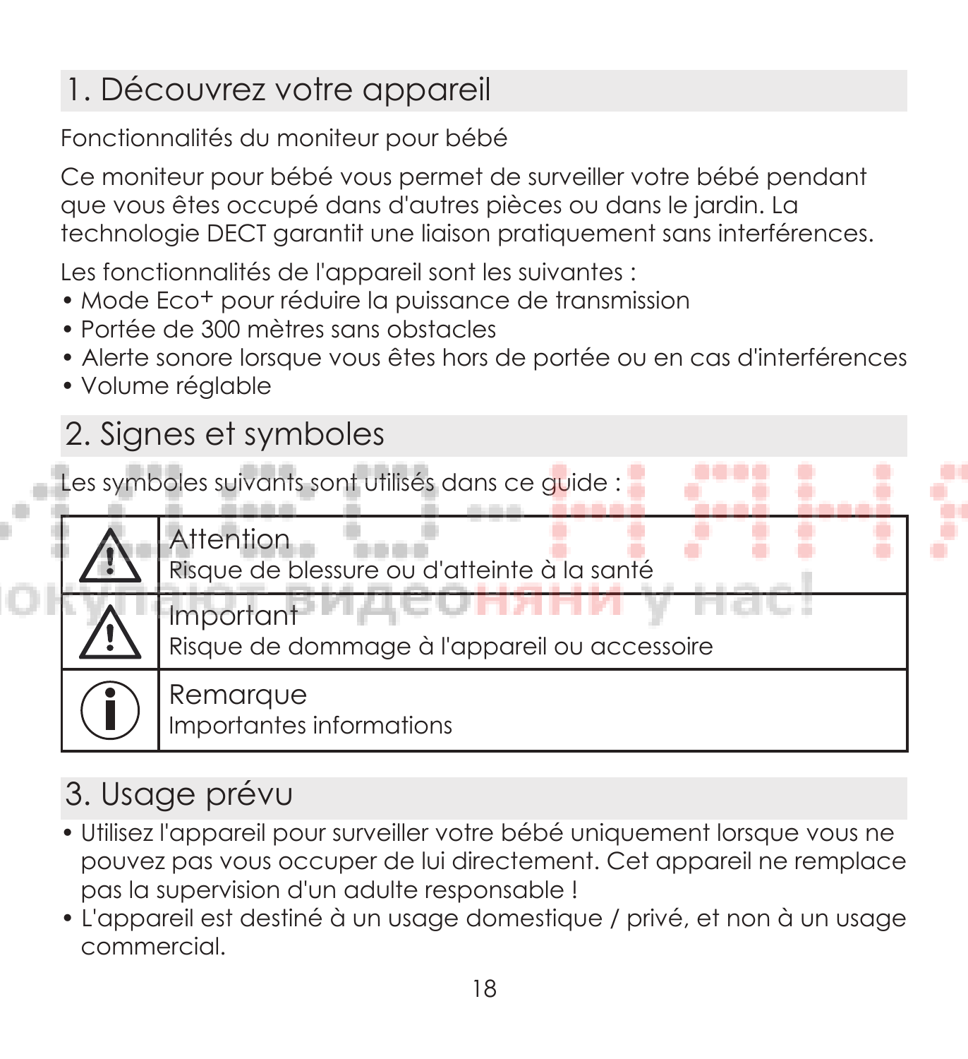## 1. Découvrez votre appareil

Fonctionnalités du moniteur pour bébé

Ce moniteur pour bébé vous permet de surveiller votre bébé pendant que vous êtes occupé dans d'autres pièces ou dans le jardin. La technologie DECT garantit une liaison pratiquement sans interférences.

Les fonctionnalités de l'appareil sont les suivantes :

- Mode Eco+ pour réduire la puissance de transmission
- Portée de 300 mètres sans obstacles
- Alerte sonore lorsque vous êtes hors de portée ou en cas d'interférences
- Volume réglable

## 2. Signes et symboles

Les symboles suivants sont utilisés dans ce guide :

| | |
|---|---|
| ⚠ | **Attention**<br>Risque de blessure ou d'atteinte à la santé |
| ⚠ | **Important**<br>Risque de dommage à l'appareil ou accessoire |
| ⓘ | **Remarque**<br>Importantes informations |

## 3. Usage prévu

- Utilisez l'appareil pour surveiller votre bébé uniquement lorsque vous ne pouvez pas vous occuper de lui directement. Cet appareil ne remplace pas la supervision d'un adulte responsable !
- L'appareil est destiné à un usage domestique / privé, et non à un usage commercial.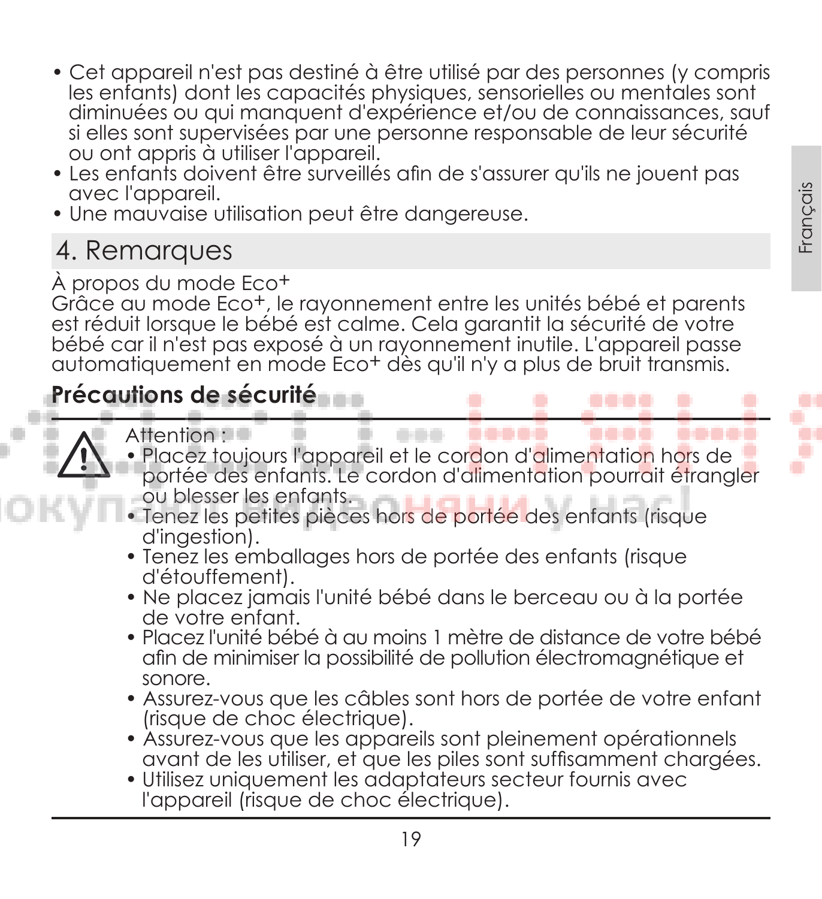- Cet appareil n'est pas destiné à être utilisé par des personnes (y compris les enfants) dont les capacités physiques, sensorielles ou mentales sont diminuées ou qui manquent d'expérience et/ou de connaissances, sauf si elles sont supervisées par une personne responsable de leur sécurité ou ont appris à utiliser l'appareil.
- Les enfants doivent être surveillés afin de s'assurer qu'ils ne jouent pas avec l'appareil.
- Une mauvaise utilisation peut être dangereuse.

## 4. Remarques

À propos du mode Eco+

Grâce au mode Eco+, le rayonnement entre les unités bébé et parents est réduit lorsque le bébé est calme. Cela garantit la sécurité de votre bébé car il n'est pas exposé à un rayonnement inutile. L'appareil passe automatiquement en mode Eco+ dès qu'il n'y a plus de bruit transmis.

**Précautions de sécurité**

Attention :

- Placez toujours l'appareil et le cordon d'alimentation hors de portée des enfants. Le cordon d'alimentation pourrait étrangler ou blesser les enfants.
- Tenez les petites pièces hors de portée des enfants (risque d'ingestion).
- Tenez les emballages hors de portée des enfants (risque d'étouffement).
- Ne placez jamais l'unité bébé dans le berceau ou à la portée de votre enfant.
- Placez l'unité bébé à au moins 1 mètre de distance de votre bébé afin de minimiser la possibilité de pollution électromagnétique et sonore.
- Assurez-vous que les câbles sont hors de portée de votre enfant (risque de choc électrique).
- Assurez-vous que les appareils sont pleinement opérationnels avant de les utiliser, et que les piles sont suffisamment chargées.
- Utilisez uniquement les adaptateurs secteur fournis avec l'appareil (risque de choc électrique).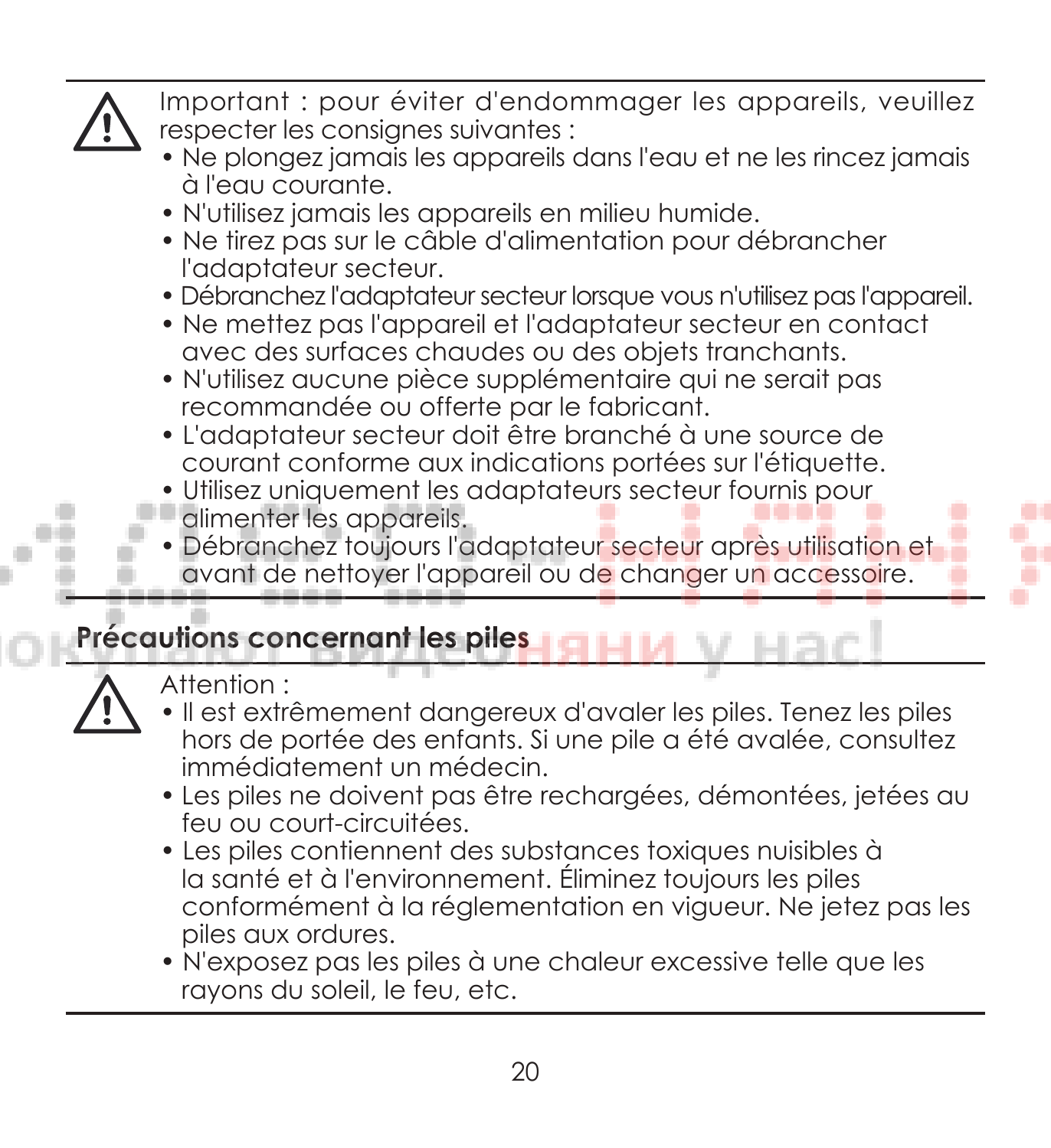⚠ Important : pour éviter d'endommager les appareils, veuillez respecter les consignes suivantes :

- Ne plongez jamais les appareils dans l'eau et ne les rincez jamais à l'eau courante.
- N'utilisez jamais les appareils en milieu humide.
- Ne tirez pas sur le câble d'alimentation pour débrancher l'adaptateur secteur.
- Débranchez l'adaptateur secteur lorsque vous n'utilisez pas l'appareil.
- Ne mettez pas l'appareil et l'adaptateur secteur en contact avec des surfaces chaudes ou des objets tranchants.
- N'utilisez aucune pièce supplémentaire qui ne serait pas recommandée ou offerte par le fabricant.
- L'adaptateur secteur doit être branché à une source de courant conforme aux indications portées sur l'étiquette.
- Utilisez uniquement les adaptateurs secteur fournis pour alimenter les appareils.
- Débranchez toujours l'adaptateur secteur après utilisation et avant de nettoyer l'appareil ou de changer un accessoire.

## Précautions concernant les piles

⚠ Attention :

- Il est extrêmement dangereux d'avaler les piles. Tenez les piles hors de portée des enfants. Si une pile a été avalée, consultez immédiatement un médecin.
- Les piles ne doivent pas être rechargées, démontées, jetées au feu ou court-circuitées.
- Les piles contiennent des substances toxiques nuisibles à la santé et à l'environnement. Éliminez toujours les piles conformément à la réglementation en vigueur. Ne jetez pas les piles aux ordures.
- N'exposez pas les piles à une chaleur excessive telle que les rayons du soleil, le feu, etc.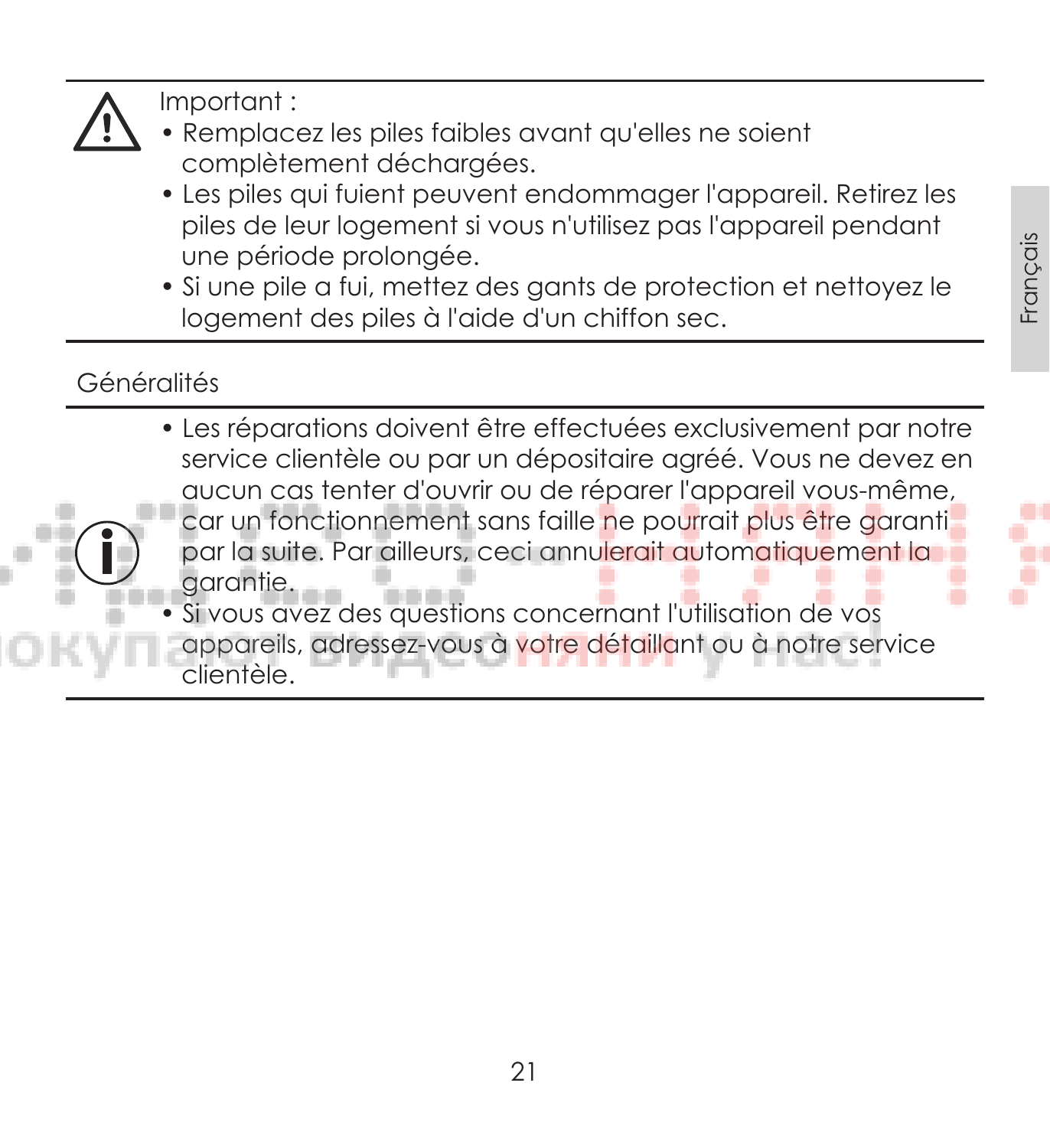Important :

- Remplacez les piles faibles avant qu'elles ne soient complètement déchargées.
- Les piles qui fuient peuvent endommager l'appareil. Retirez les piles de leur logement si vous n'utilisez pas l'appareil pendant une période prolongée.
- Si une pile a fui, mettez des gants de protection et nettoyez le logement des piles à l'aide d'un chiffon sec.

## Généralités

- Les réparations doivent être effectuées exclusivement par notre service clientèle ou par un dépositaire agréé. Vous ne devez en aucun cas tenter d'ouvrir ou de réparer l'appareil vous-même, car un fonctionnement sans faille ne pourrait plus être garanti par la suite. Par ailleurs, ceci annulerait automatiquement la garantie.
- Si vous avez des questions concernant l'utilisation de vos appareils, adressez-vous à votre détaillant ou à notre service clientèle.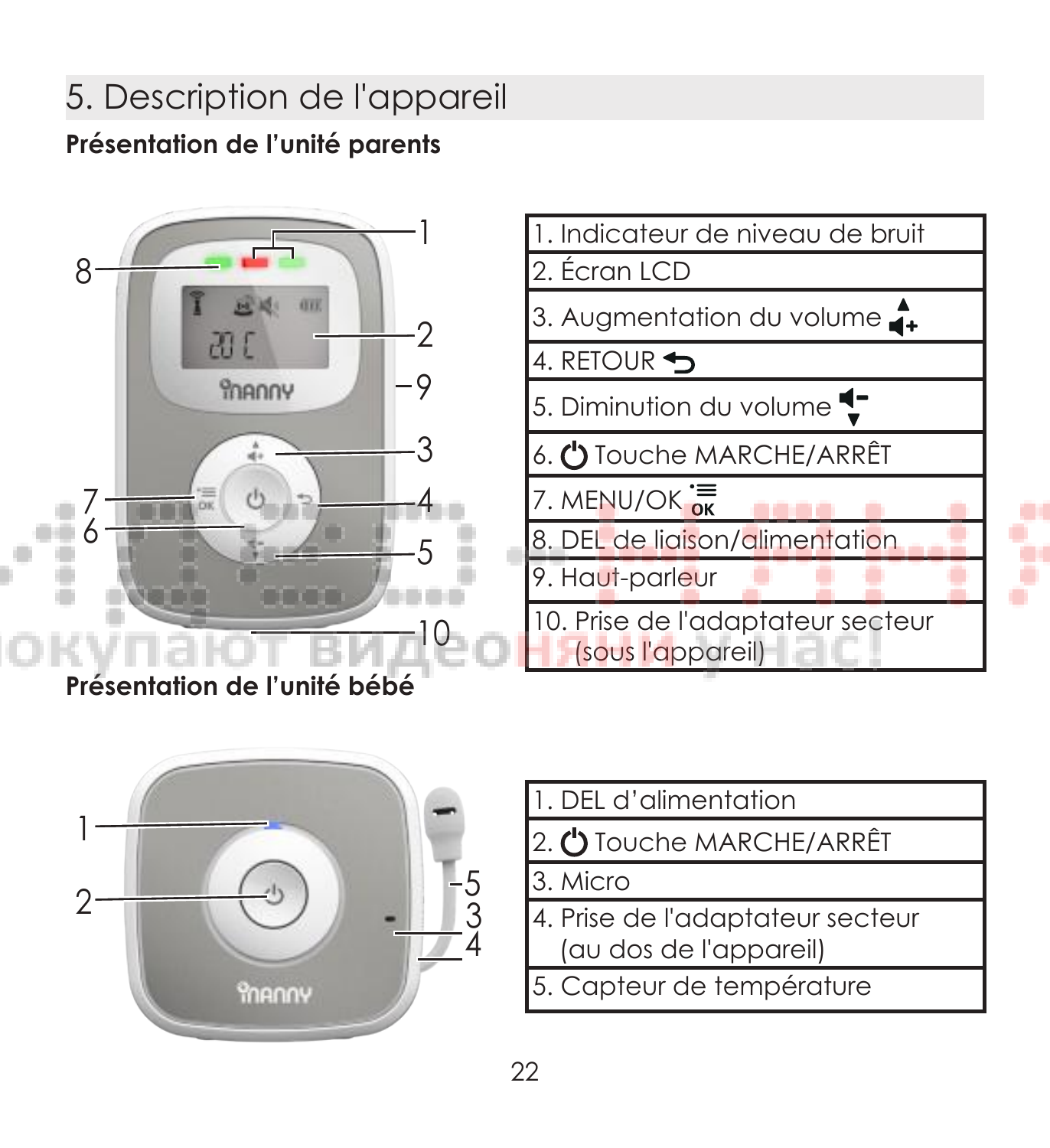## 5. Description de l'appareil

**Présentation de l'unité parents**

| |
|---|
| 1. Indicateur de niveau de bruit |
| 2. Écran LCD |
| 3. Augmentation du volume |
| 4. RETOUR |
| 5. Diminution du volume |
| 6. Touche MARCHE/ARRÊT |
| 7. MENU/OK |
| 8. DEL de liaison/alimentation |
| 9. Haut-parleur |
| 10. Prise de l'adaptateur secteur (sous l'appareil) |

**Présentation de l'unité bébé**

| |
|---|
| 1. DEL d'alimentation |
| 2. Touche MARCHE/ARRÊT |
| 3. Micro |
| 4. Prise de l'adaptateur secteur (au dos de l'appareil) |
| 5. Capteur de température |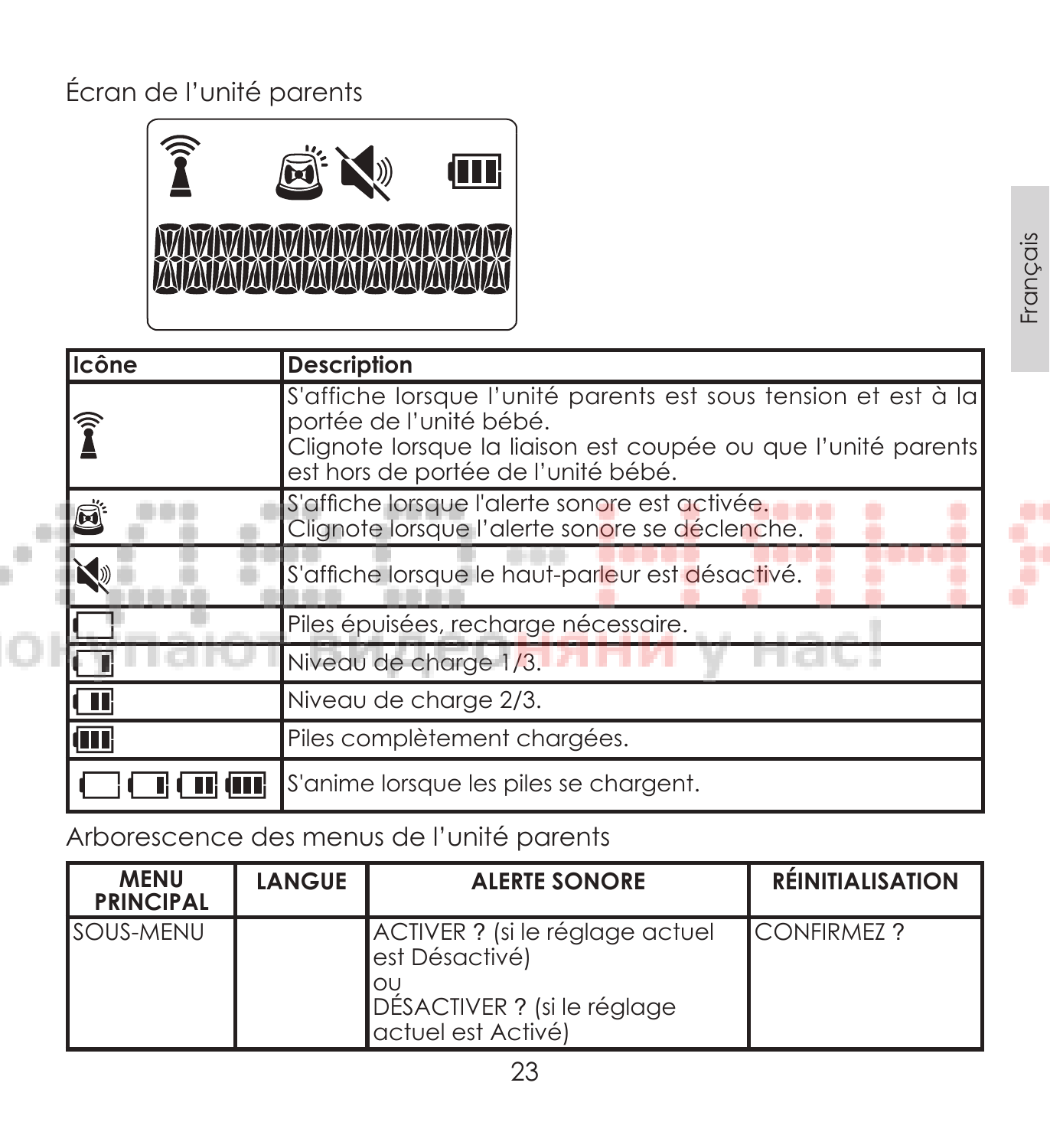Écran de l'unité parents

| Icône | Description |
| --- | --- |
| | S'affiche lorsque l'unité parents est sous tension et est à la portée de l'unité bébé.<br>Clignote lorsque la liaison est coupée ou que l'unité parents est hors de portée de l'unité bébé. |
| | S'affiche lorsque l'alerte sonore est activée.<br>Clignote lorsque l'alerte sonore se déclenche. |
| | S'affiche lorsque le haut-parleur est désactivé. |
| | Piles épuisées, recharge nécessaire. |
| | Niveau de charge 1/3. |
| | Niveau de charge 2/3. |
| | Piles complètement chargées. |
| | S'anime lorsque les piles se chargent. |

Arborescence des menus de l'unité parents

| MENU PRINCIPAL | LANGUE | ALERTE SONORE | RÉINITIALISATION |
| --- | --- | --- | --- |
| SOUS-MENU | | ACTIVER ? (si le réglage actuel est Désactivé)<br>ou<br>DÉSACTIVER ? (si le réglage actuel est Activé) | CONFIRMEZ ? |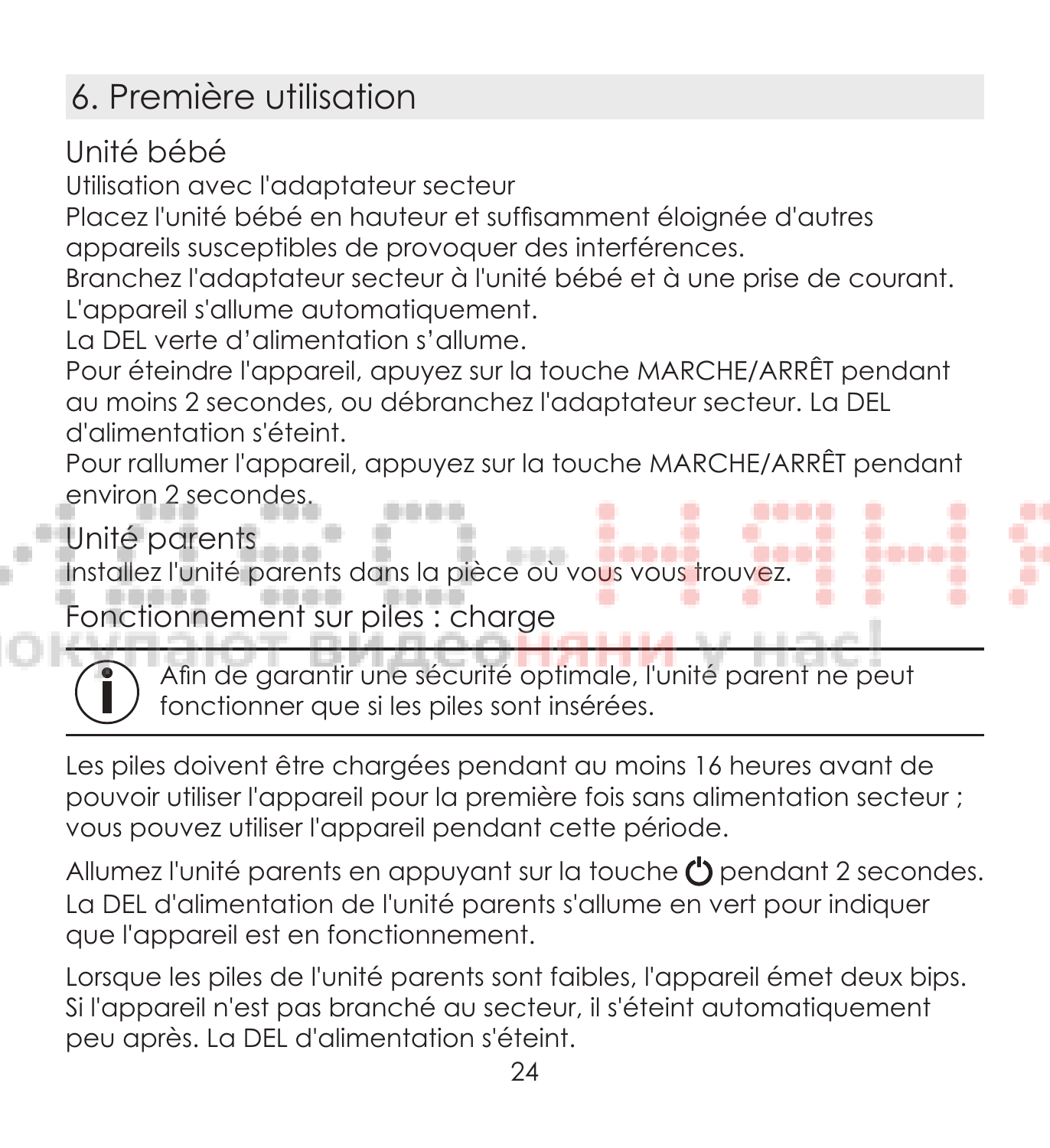## 6. Première utilisation

### Unité bébé

Utilisation avec l'adaptateur secteur

Placez l'unité bébé en hauteur et suffisamment éloignée d'autres appareils susceptibles de provoquer des interférences.

Branchez l'adaptateur secteur à l'unité bébé et à une prise de courant. L'appareil s'allume automatiquement.

La DEL verte d'alimentation s'allume.

Pour éteindre l'appareil, apuyez sur la touche MARCHE/ARRÊT pendant au moins 2 secondes, ou débranchez l'adaptateur secteur. La DEL d'alimentation s'éteint.

Pour rallumer l'appareil, appuyez sur la touche MARCHE/ARRÊT pendant environ 2 secondes.

### Unité parents

Installez l'unité parents dans la pièce où vous vous trouvez.

### Fonctionnement sur piles : charge

> Afin de garantir une sécurité optimale, l'unité parent ne peut fonctionner que si les piles sont insérées.

Les piles doivent être chargées pendant au moins 16 heures avant de pouvoir utiliser l'appareil pour la première fois sans alimentation secteur ; vous pouvez utiliser l'appareil pendant cette période.

Allumez l'unité parents en appuyant sur la touche ⏻ pendant 2 secondes. La DEL d'alimentation de l'unité parents s'allume en vert pour indiquer que l'appareil est en fonctionnement.

Lorsque les piles de l'unité parents sont faibles, l'appareil émet deux bips. Si l'appareil n'est pas branché au secteur, il s'éteint automatiquement peu après. La DEL d'alimentation s'éteint.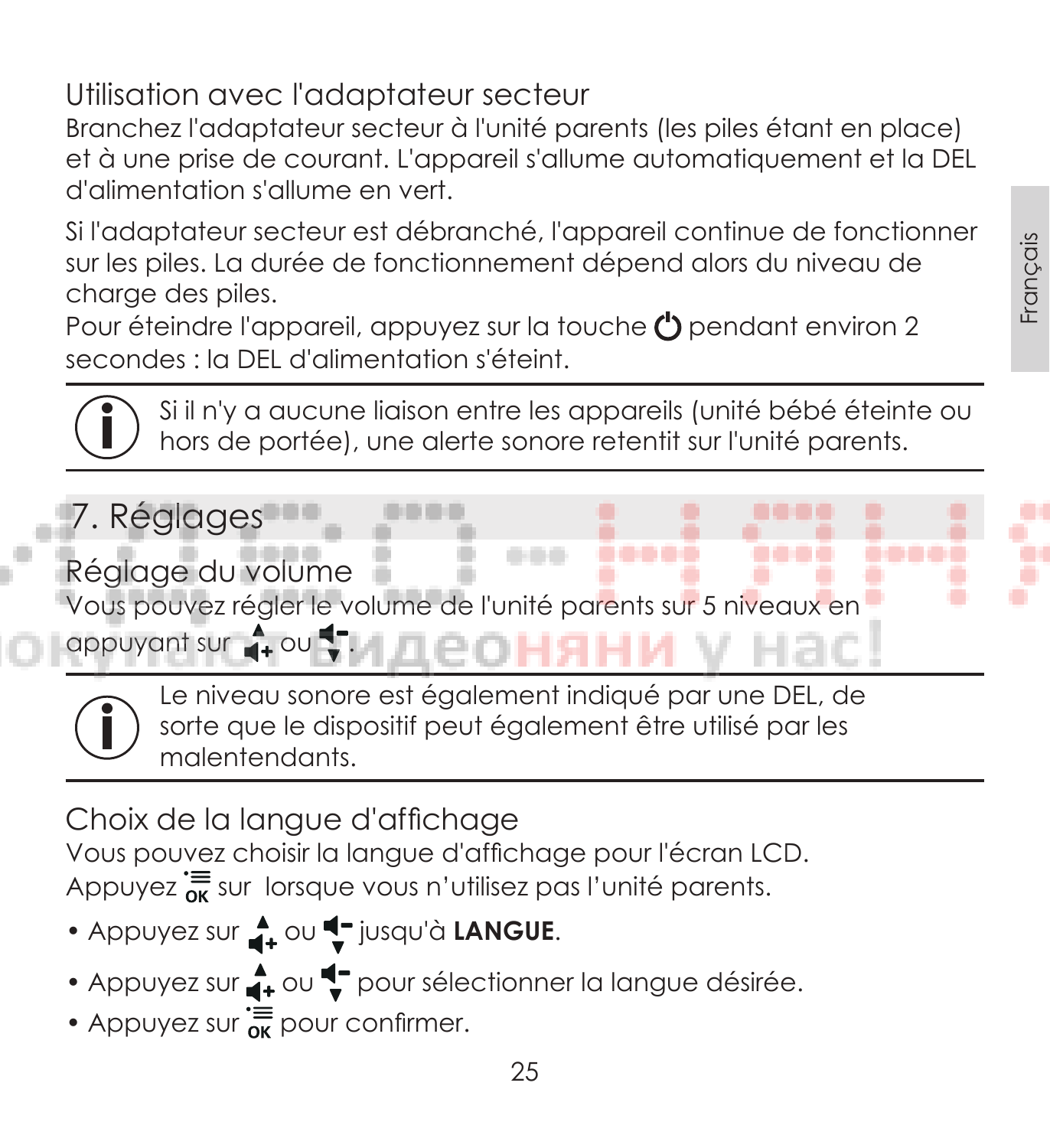### Utilisation avec l'adaptateur secteur

Branchez l'adaptateur secteur à l'unité parents (les piles étant en place) et à une prise de courant. L'appareil s'allume automatiquement et la DEL d'alimentation s'allume en vert.

Si l'adaptateur secteur est débranché, l'appareil continue de fonctionner sur les piles. La durée de fonctionnement dépend alors du niveau de charge des piles.
Pour éteindre l'appareil, appuyez sur la touche ⏻ pendant environ 2 secondes : la DEL d'alimentation s'éteint.

> ℹ Si il n'y a aucune liaison entre les appareils (unité bébé éteinte ou hors de portée), une alerte sonore retentit sur l'unité parents.

## 7. Réglages

### Réglage du volume

Vous pouvez régler le volume de l'unité parents sur 5 niveaux en appuyant sur ▲🔈+ ou 🔈−▼.

> ℹ Le niveau sonore est également indiqué par une DEL, de sorte que le dispositif peut également être utilisé par les malentendants.

### Choix de la langue d'affichage

Vous pouvez choisir la langue d'affichage pour l'écran LCD.
Appuyez ☰OK sur lorsque vous n'utilisez pas l'unité parents.

- Appuyez sur ▲🔈+ ou 🔈−▼ jusqu'à **LANGUE**.
- Appuyez sur ▲🔈+ ou 🔈−▼ pour sélectionner la langue désirée.
- Appuyez sur ☰OK pour confirmer.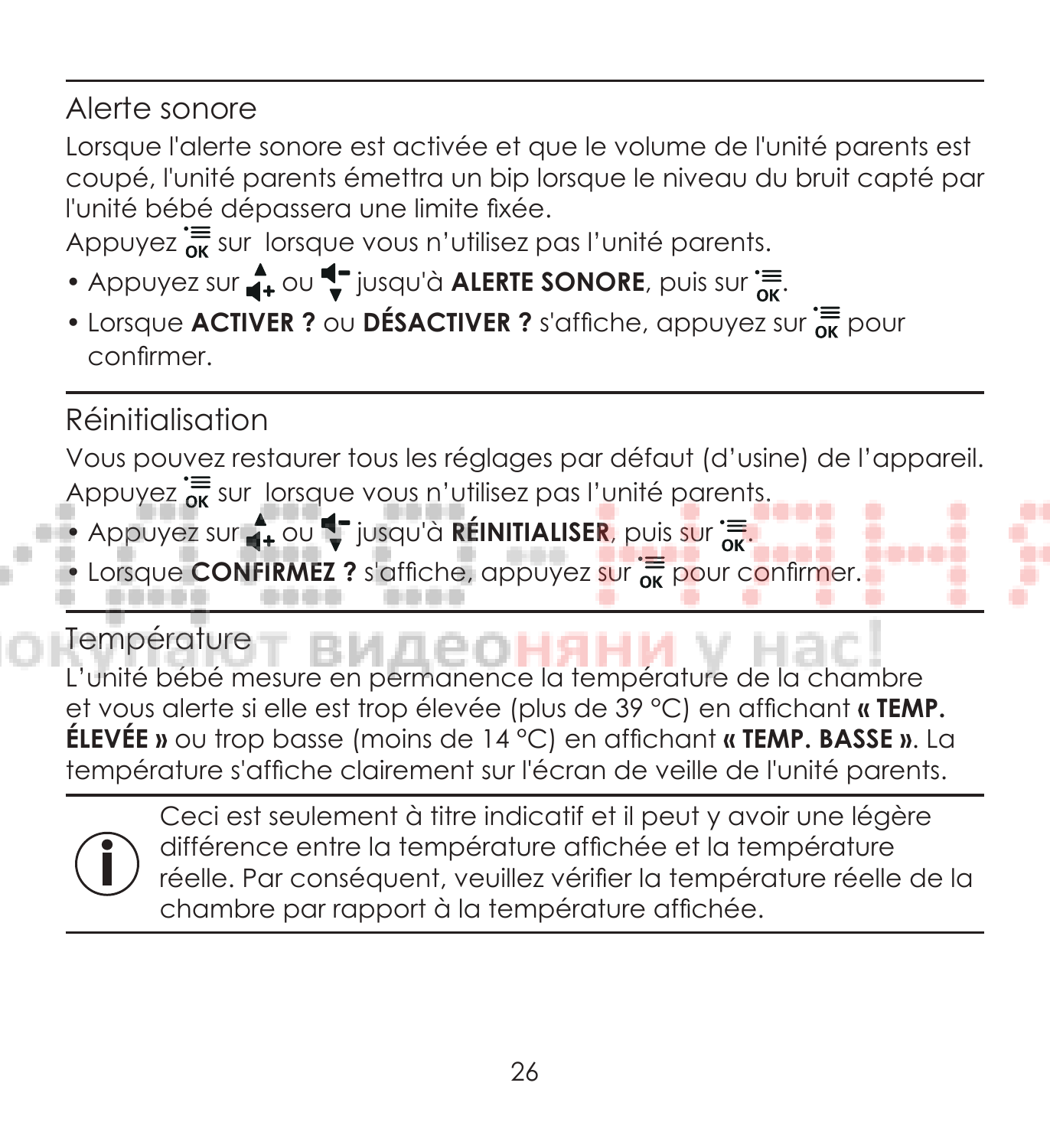## Alerte sonore

Lorsque l'alerte sonore est activée et que le volume de l'unité parents est coupé, l'unité parents émettra un bip lorsque le niveau du bruit capté par l'unité bébé dépassera une limite fixée.

Appuyez sur OK lorsque vous n'utilisez pas l'unité parents.

- Appuyez sur ▲+ ou ▼- jusqu'à **ALERTE SONORE**, puis sur OK.
- Lorsque **ACTIVER ?** ou **DÉSACTIVER ?** s'affiche, appuyez sur OK pour confirmer.

## Réinitialisation

Vous pouvez restaurer tous les réglages par défaut (d'usine) de l'appareil.

Appuyez sur OK lorsque vous n'utilisez pas l'unité parents.

- Appuyez sur ▲+ ou ▼- jusqu'à **RÉINITIALISER**, puis sur OK.
- Lorsque **CONFIRMEZ ?** s'affiche, appuyez sur OK pour confirmer.

## Température

L'unité bébé mesure en permanence la température de la chambre et vous alerte si elle est trop élevée (plus de 39 °C) en affichant **« TEMP. ÉLEVÉE »** ou trop basse (moins de 14 °C) en affichant **« TEMP. BASSE »**. La température s'affiche clairement sur l'écran de veille de l'unité parents.

Ceci est seulement à titre indicatif et il peut y avoir une légère différence entre la température affichée et la température réelle. Par conséquent, veuillez vérifier la température réelle de la chambre par rapport à la température affichée.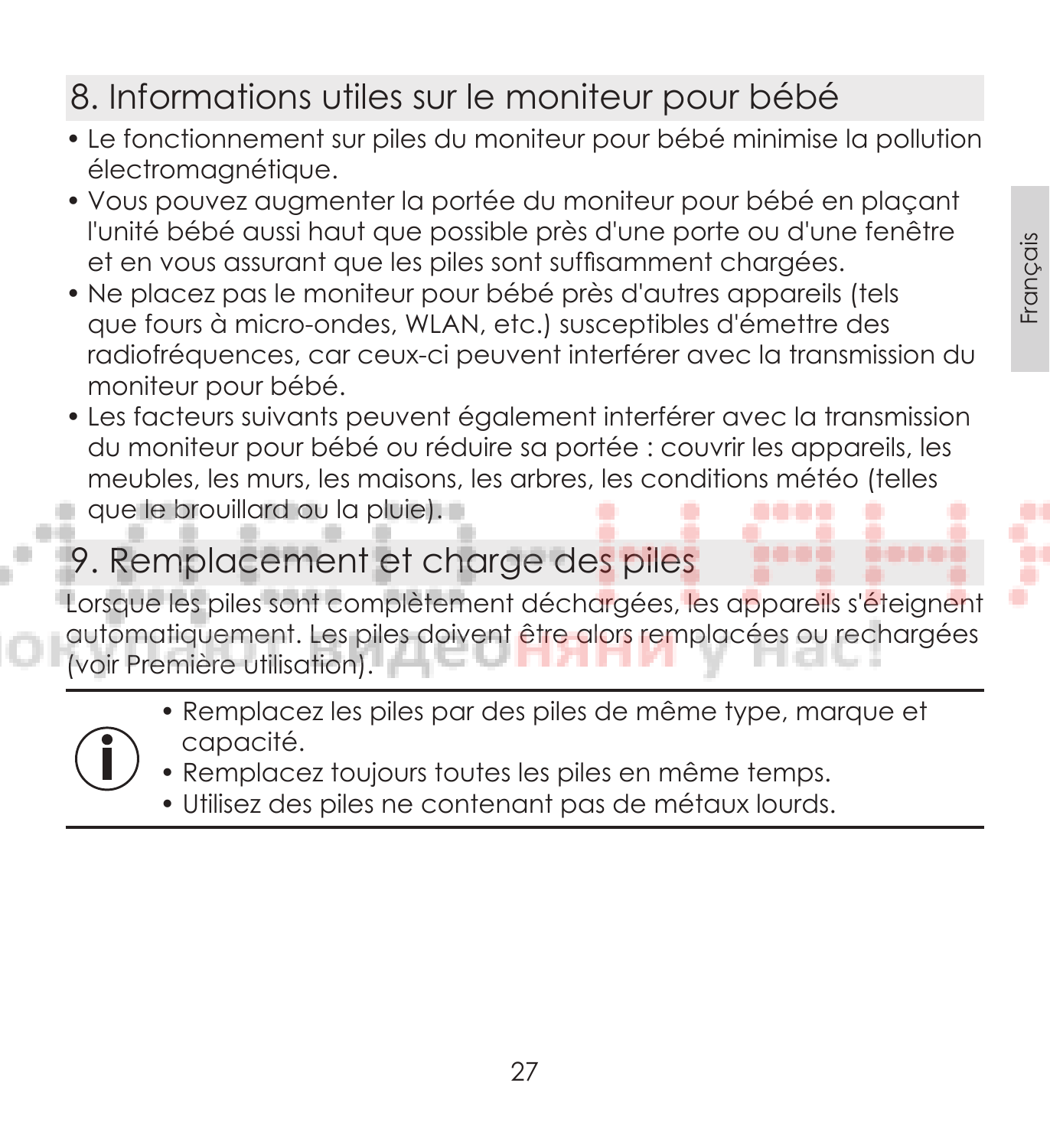## 8. Informations utiles sur le moniteur pour bébé

- Le fonctionnement sur piles du moniteur pour bébé minimise la pollution électromagnétique.
- Vous pouvez augmenter la portée du moniteur pour bébé en plaçant l'unité bébé aussi haut que possible près d'une porte ou d'une fenêtre et en vous assurant que les piles sont suffisamment chargées.
- Ne placez pas le moniteur pour bébé près d'autres appareils (tels que fours à micro-ondes, WLAN, etc.) susceptibles d'émettre des radiofréquences, car ceux-ci peuvent interférer avec la transmission du moniteur pour bébé.
- Les facteurs suivants peuvent également interférer avec la transmission du moniteur pour bébé ou réduire sa portée : couvrir les appareils, les meubles, les murs, les maisons, les arbres, les conditions météo (telles que le brouillard ou la pluie).

## 9. Remplacement et charge des piles

Lorsque les piles sont complètement déchargées, les appareils s'éteignent automatiquement. Les piles doivent être alors remplacées ou rechargées (voir Première utilisation).

- Remplacez les piles par des piles de même type, marque et capacité.
- Remplacez toujours toutes les piles en même temps.
- Utilisez des piles ne contenant pas de métaux lourds.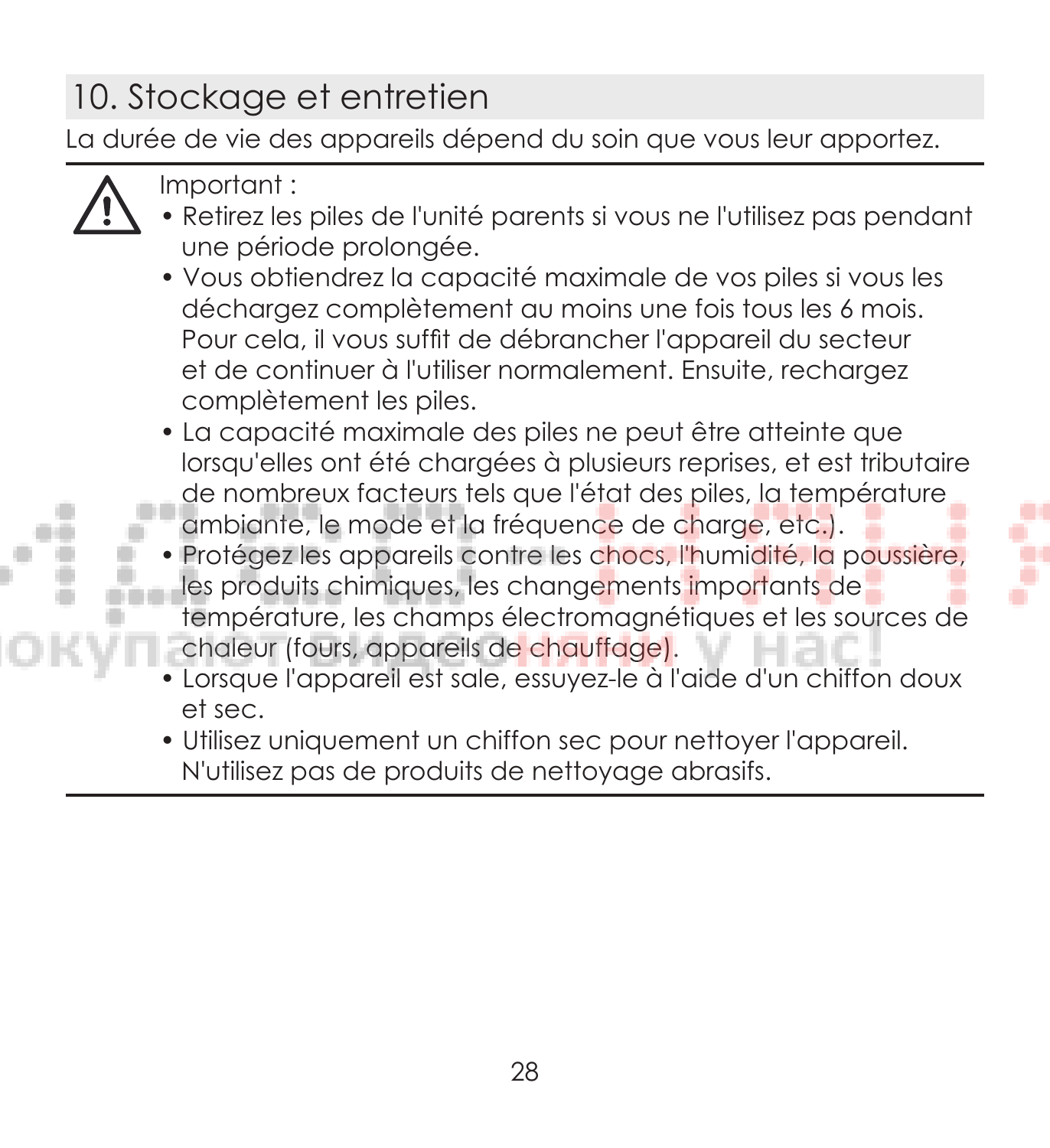## 10. Stockage et entretien

La durée de vie des appareils dépend du soin que vous leur apportez.

Important :

- Retirez les piles de l'unité parents si vous ne l'utilisez pas pendant une période prolongée.
- Vous obtiendrez la capacité maximale de vos piles si vous les déchargez complètement au moins une fois tous les 6 mois. Pour cela, il vous suffit de débrancher l'appareil du secteur et de continuer à l'utiliser normalement. Ensuite, rechargez complètement les piles.
- La capacité maximale des piles ne peut être atteinte que lorsqu'elles ont été chargées à plusieurs reprises, et est tributaire de nombreux facteurs tels que l'état des piles, la température ambiante, le mode et la fréquence de charge, etc.).
- Protégez les appareils contre les chocs, l'humidité, la poussière, les produits chimiques, les changements importants de température, les champs électromagnétiques et les sources de chaleur (fours, appareils de chauffage).
- Lorsque l'appareil est sale, essuyez-le à l'aide d'un chiffon doux et sec.
- Utilisez uniquement un chiffon sec pour nettoyer l'appareil. N'utilisez pas de produits de nettoyage abrasifs.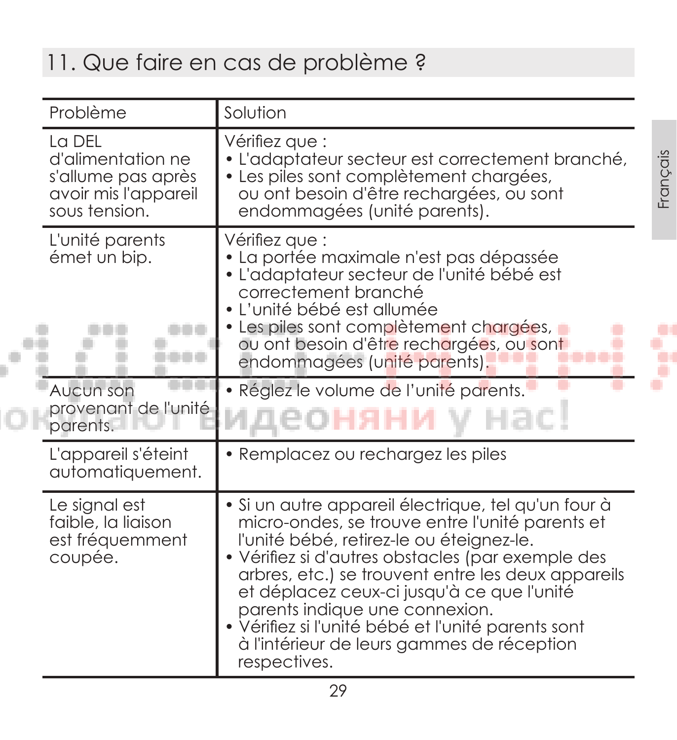## 11. Que faire en cas de problème ?

| Problème | Solution |
|---|---|
| La DEL d'alimentation ne s'allume pas après avoir mis l'appareil sous tension. | Vérifiez que :<br>• L'adaptateur secteur est correctement branché,<br>• Les piles sont complètement chargées, ou ont besoin d'être rechargées, ou sont endommagées (unité parents). |
| L'unité parents émet un bip. | Vérifiez que :<br>• La portée maximale n'est pas dépassée<br>• L'adaptateur secteur de l'unité bébé est correctement branché<br>• L'unité bébé est allumée<br>• Les piles sont complètement chargées, ou ont besoin d'être rechargées, ou sont endommagées (unité parents). |
| Aucun son provenant de l'unité parents. | • Réglez le volume de l'unité parents. |
| L'appareil s'éteint automatiquement. | • Remplacez ou rechargez les piles |
| Le signal est faible, la liaison est fréquemment coupée. | • Si un autre appareil électrique, tel qu'un four à micro-ondes, se trouve entre l'unité parents et l'unité bébé, retirez-le ou éteignez-le.<br>• Vérifiez si d'autres obstacles (par exemple des arbres, etc.) se trouvent entre les deux appareils et déplacez ceux-ci jusqu'à ce que l'unité parents indique une connexion.<br>• Vérifiez si l'unité bébé et l'unité parents sont à l'intérieur de leurs gammes de réception respectives. |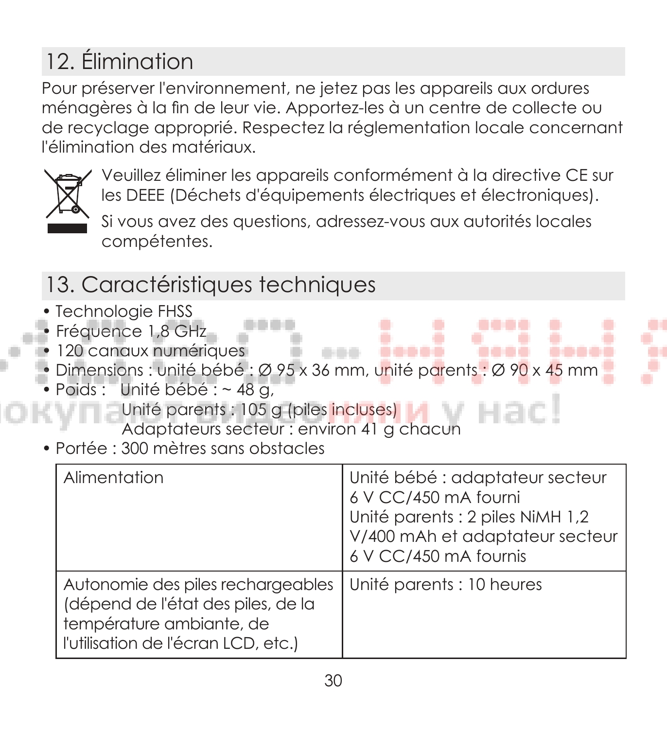## 12. Élimination

Pour préserver l'environnement, ne jetez pas les appareils aux ordures ménagères à la fin de leur vie. Apportez-les à un centre de collecte ou de recyclage approprié. Respectez la réglementation locale concernant l'élimination des matériaux.

Veuillez éliminer les appareils conformément à la directive CE sur les DEEE (Déchets d'équipements électriques et électroniques).

Si vous avez des questions, adressez-vous aux autorités locales compétentes.

## 13. Caractéristiques techniques

- Technologie FHSS
- Fréquence 1,8 GHz
- 120 canaux numériques
- Dimensions : unité bébé : Ø 95 x 36 mm, unité parents : Ø 90 x 45 mm
- Poids : Unité bébé : ~ 48 g,
  Unité parents : 105 g (piles incluses)
  Adaptateurs secteur : environ 41 g chacun
- Portée : 300 mètres sans obstacles

| Alimentation | Unité bébé : adaptateur secteur 6 V CC/450 mA fourni<br>Unité parents : 2 piles NiMH 1,2 V/400 mAh et adaptateur secteur 6 V CC/450 mA fournis |
|---|---|
| Autonomie des piles rechargeables (dépend de l'état des piles, de la température ambiante, de l'utilisation de l'écran LCD, etc.) | Unité parents : 10 heures |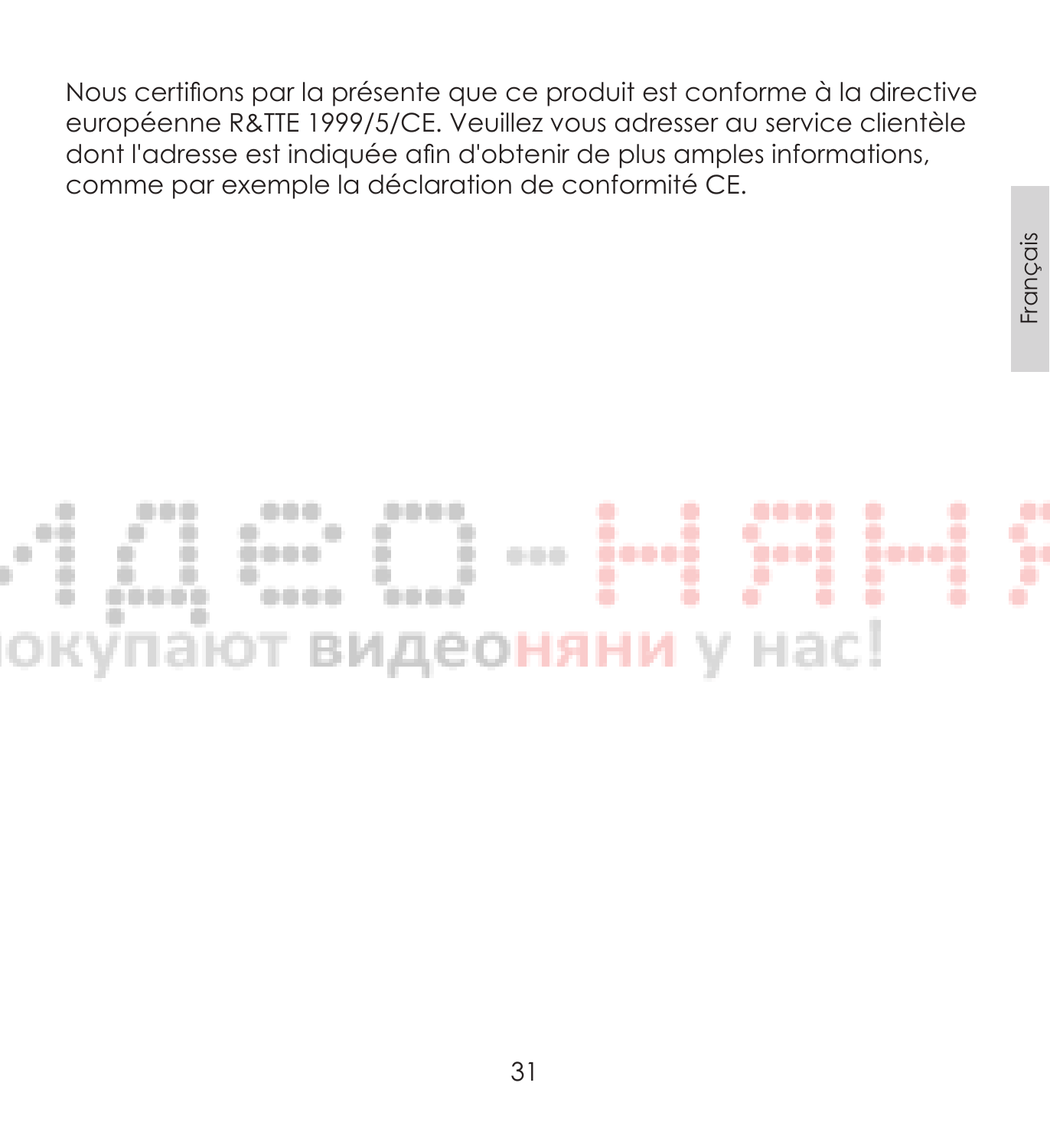Nous certifions par la présente que ce produit est conforme à la directive européenne R&TTE 1999/5/CE. Veuillez vous adresser au service clientèle dont l'adresse est indiquée afin d'obtenir de plus amples informations, comme par exemple la déclaration de conformité CE.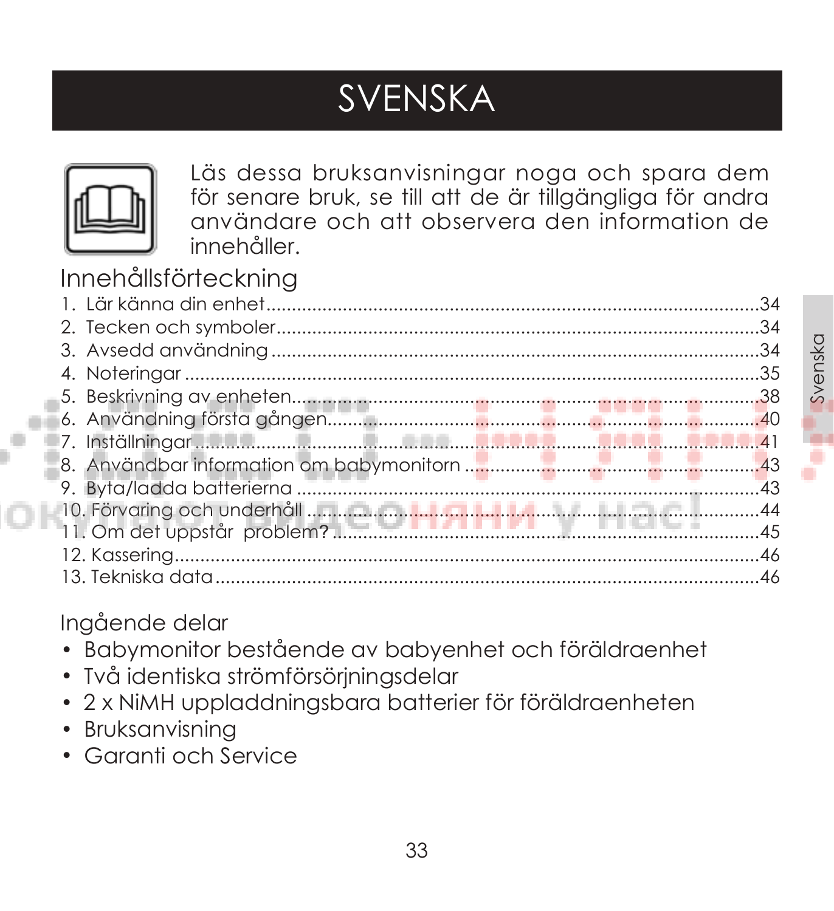# SVENSKA

Läs dessa bruksanvisningar noga och spara dem för senare bruk, se till att de är tillgängliga för andra användare och att observera den information de innehåller.

## Innehållsförteckning

1. Lär känna din enhet ........ 34
2. Tecken och symboler ........ 34
3. Avsedd användning ........ 34
4. Noteringar ........ 35
5. Beskrivning av enheten ........ 38
6. Användning första gången ........ 40
7. Inställningar ........ 41
8. Användbar information om babymonitorn ........ 43
9. Byta/ladda batterierna ........ 43
10. Förvaring och underhåll ........ 44
11. Om det uppstår problem? ........ 45
12. Kassering ........ 46
13. Tekniska data ........ 46

## Ingående delar

- Babymonitor bestående av babyenhet och föräldraenhet
- Två identiska strömförsörjningsdelar
- 2 x NiMH uppladdningsbara batterier för föräldraenheten
- Bruksanvisning
- Garanti och Service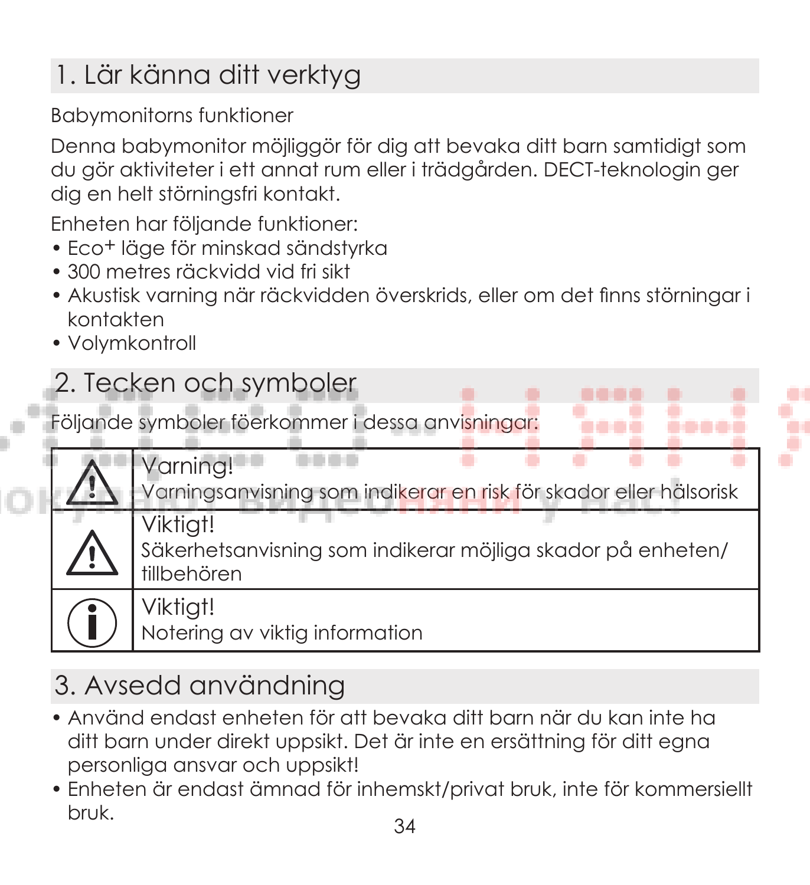## 1. Lär känna ditt verktyg

Babymonitorns funktioner

Denna babymonitor möjliggör för dig att bevaka ditt barn samtidigt som du gör aktiviteter i ett annat rum eller i trädgården. DECT-teknologin ger dig en helt störningsfri kontakt.

Enheten har följande funktioner:

- Eco+ läge för minskad sändstyrka
- 300 metres räckvidd vid fri sikt
- Akustisk varning när räckvidden överskrids, eller om det finns störningar i kontakten
- Volymkontroll

## 2. Tecken och symboler

Följande symboler föerkommer i dessa anvisningar:

| Symbol | Beskrivning |
| --- | --- |
| ⚠ | Varning! Varningsanvisning som indikerar en risk för skador eller hälsorisk |
| ⚠ | Viktigt! Säkerhetsanvisning som indikerar möjliga skador på enheten/ tillbehören |
| ⓘ | Viktigt! Notering av viktig information |

## 3. Avsedd användning

- Använd endast enheten för att bevaka ditt barn när du kan inte ha ditt barn under direkt uppsikt. Det är inte en ersättning för ditt egna personliga ansvar och uppsikt!
- Enheten är endast ämnad för inhemskt/privat bruk, inte för kommersiellt bruk.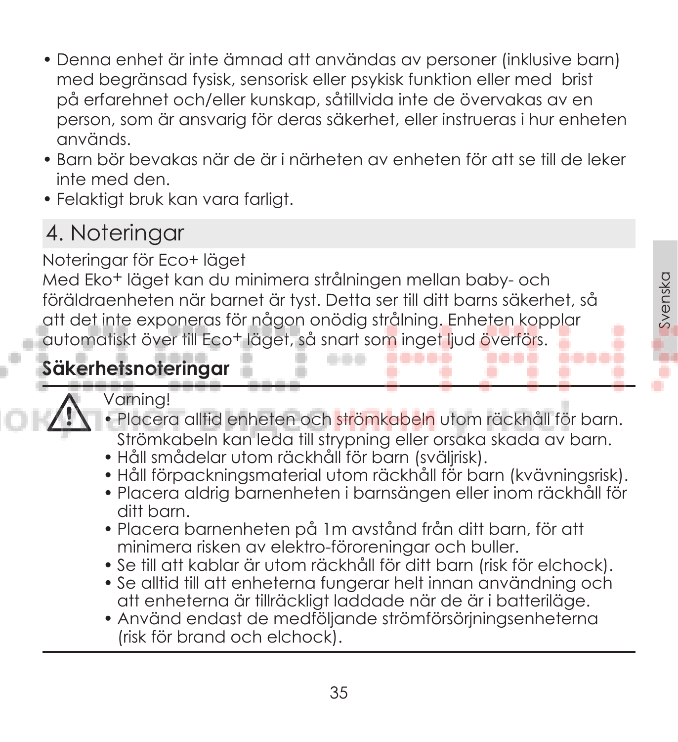- Denna enhet är inte ämnad att användas av personer (inklusive barn) med begränsad fysisk, sensorisk eller psykisk funktion eller med brist på erfarehnet och/eller kunskap, såtillvida inte de övervakas av en person, som är ansvarig för deras säkerhet, eller instrueras i hur enheten används.
- Barn bör bevakas när de är i närheten av enheten för att se till de leker inte med den.
- Felaktigt bruk kan vara farligt.

## 4. Noteringar

Noteringar för Eco+ läget

Med Eko+ läget kan du minimera strålningen mellan baby- och föräldraenheten när barnet är tyst. Detta ser till ditt barns säkerhet, så att det inte exponeras för någon onödig strålning. Enheten kopplar automatiskt över till Eco+ läget, så snart som inget ljud överförs.

### Säkerhetsnoteringar

Varning!

- Placera alltid enheten och strömkabeln utom räckhåll för barn. Strömkabeln kan leda till strypning eller orsaka skada av barn.
- Håll smådelar utom räckhåll för barn (sväljrisk).
- Håll förpackningsmaterial utom räckhåll för barn (kvävningsrisk).
- Placera aldrig barnenheten i barnsängen eller inom räckhåll för ditt barn.
- Placera barnenheten på 1m avstånd från ditt barn, för att minimera risken av elektro-föroreningar och buller.
- Se till att kablar är utom räckhåll för ditt barn (risk för elchock).
- Se alltid till att enheterna fungerar helt innan användning och att enheterna är tillräckligt laddade när de är i batteriläge.
- Använd endast de medföljande strömförsörjningsenheterna (risk för brand och elchock).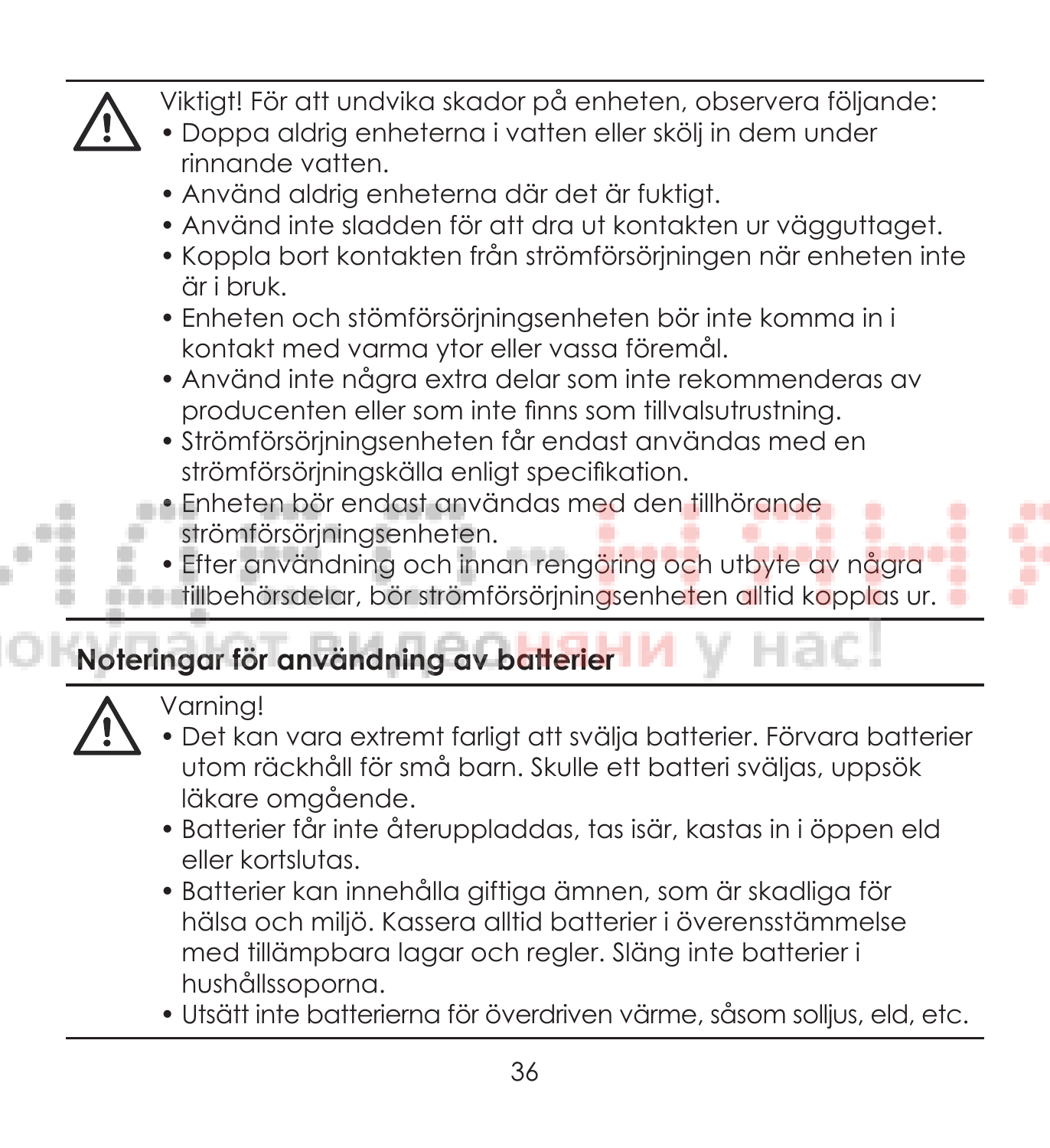Viktigt! För att undvika skador på enheten, observera följande:

- Doppa aldrig enheterna i vatten eller skölj in dem under rinnande vatten.
- Använd aldrig enheterna där det är fuktigt.
- Använd inte sladden för att dra ut kontakten ur vägguttaget.
- Koppla bort kontakten från strömförsörjningen när enheten inte är i bruk.
- Enheten och stömförsörjningsenheten bör inte komma in i kontakt med varma ytor eller vassa föremål.
- Använd inte några extra delar som inte rekommenderas av producenten eller som inte finns som tillvalsutrustning.
- Strömförsörjningsenheten får endast användas med en strömförsörjningskälla enligt specifikation.
- Enheten bör endast användas med den tillhörande strömförsörjningsenheten.
- Efter användning och innan rengöring och utbyte av några tillbehörsdelar, bör strömförsörjningsenheten alltid kopplas ur.

## Noteringar för användning av batterier

Varning!

- Det kan vara extremt farligt att svälja batterier. Förvara batterier utom räckhåll för små barn. Skulle ett batteri sväljas, uppsök läkare omgående.
- Batterier får inte återuppladdas, tas isär, kastas in i öppen eld eller kortslutas.
- Batterier kan innehålla giftiga ämnen, som är skadliga för hälsa och miljö. Kassera alltid batterier i överensstämmelse med tillämpbara lagar och regler. Släng inte batterier i hushållssoporna.
- Utsätt inte batterierna för överdriven värme, såsom solljus, eld, etc.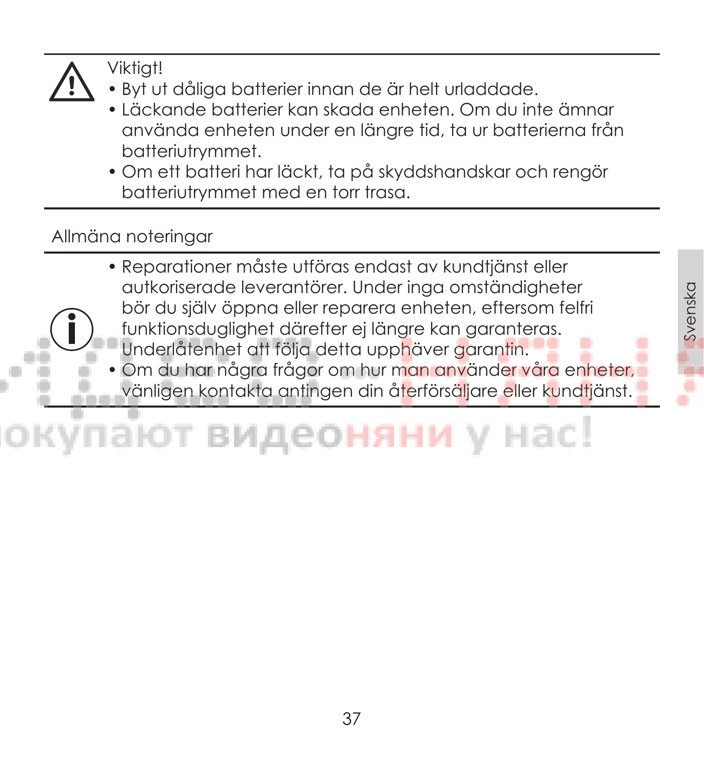Viktigt!

- Byt ut dåliga batterier innan de är helt urladdade.
- Läckande batterier kan skada enheten. Om du inte ämnar använda enheten under en längre tid, ta ur batterierna från batteriutrymmet.
- Om ett batteri har läckt, ta på skyddshandskar och rengör batteriutrymmet med en torr trasa.

## Allmäna noteringar

- Reparationer måste utföras endast av kundtjänst eller autkoriserade leverantörer. Under inga omständigheter bör du själv öppna eller reparera enheten, eftersom felfri funktionsduglighet därefter ej längre kan garanteras. Underlåtenhet att följa detta upphäver garantin.
- Om du har några frågor om hur man använder våra enheter, vänligen kontakta antingen din återförsäljare eller kundtjänst.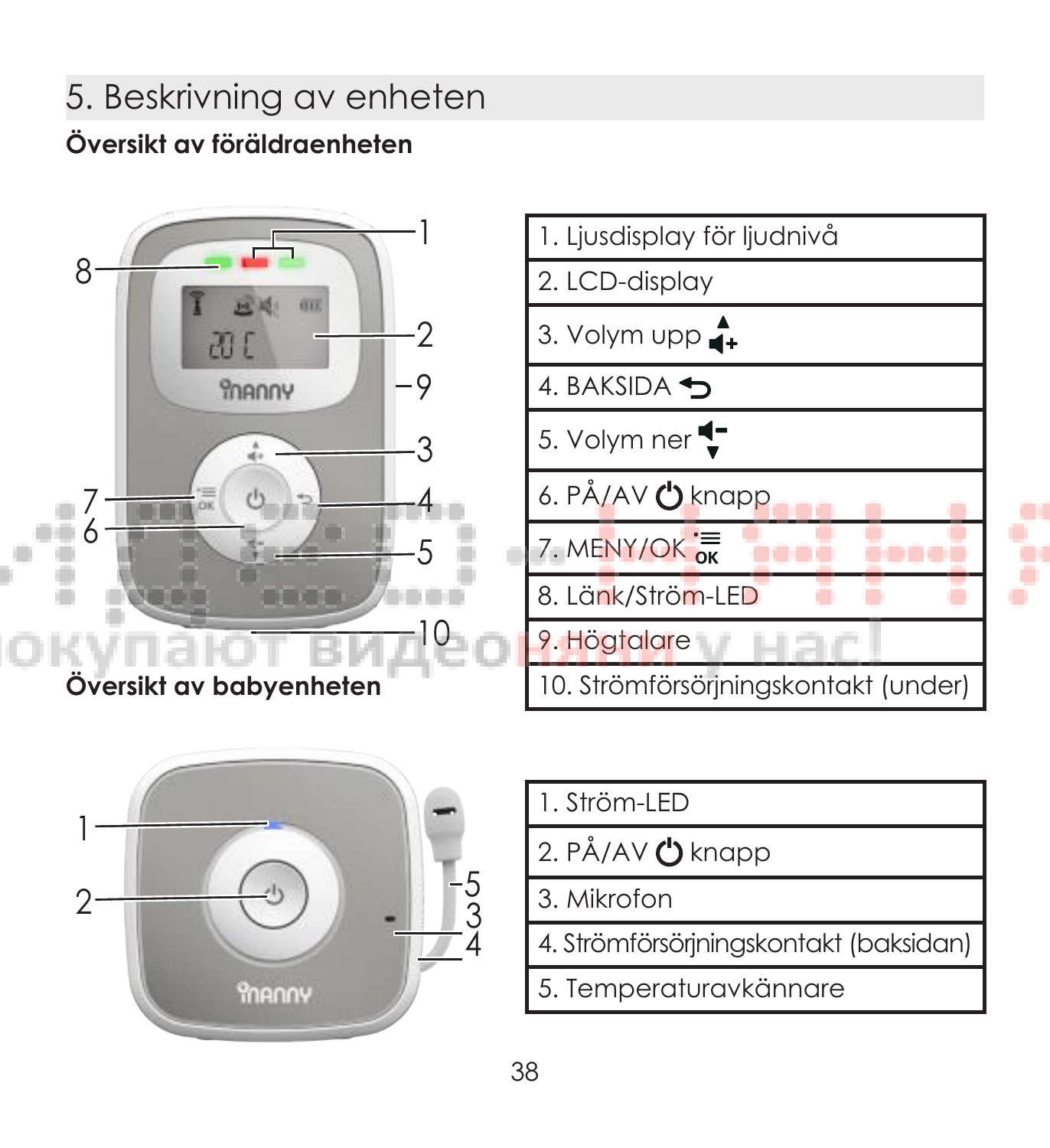## 5. Beskrivning av enheten

### Översikt av föräldraenheten

| |
|---|
| 1. Ljusdisplay för ljudnivå |
| 2. LCD-display |
| 3. Volym upp |
| 4. BAKSIDA |
| 5. Volym ner |
| 6. PÅ/AV knapp |
| 7. MENY/OK |
| 8. Länk/Ström-LED |
| 9. Högtalare |
| 10. Strömförsörjningskontakt (under) |

### Översikt av babyenheten

| |
|---|
| 1. Ström-LED |
| 2. PÅ/AV knapp |
| 3. Mikrofon |
| 4. Strömförsörjningskontakt (baksidan) |
| 5. Temperaturavkännare |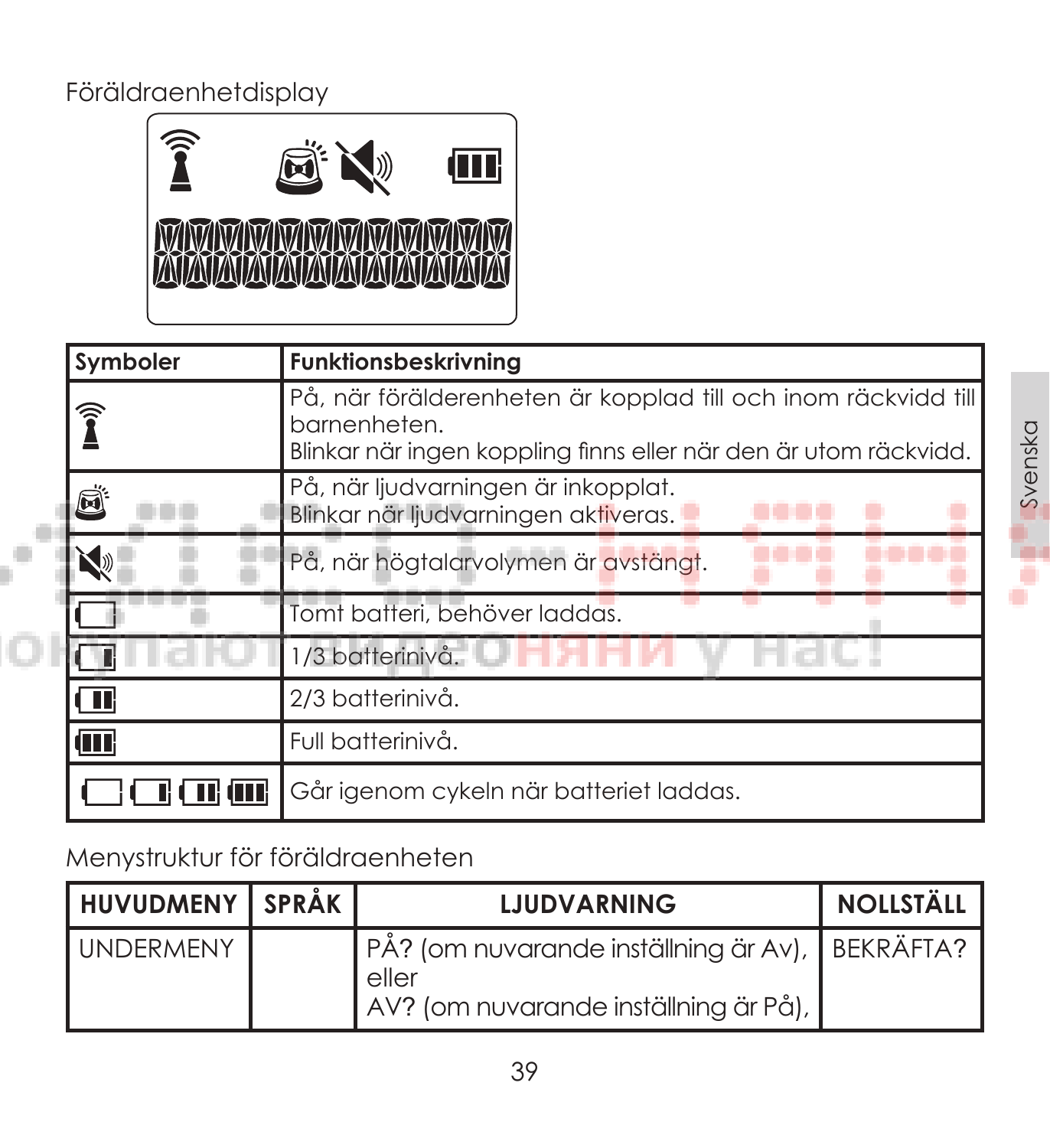Föräldraenhetdisplay

| Symboler | Funktionsbeskrivning |
| --- | --- |
| | På, när förälderenheten är kopplad till och inom räckvidd till barnenheten.<br>Blinkar när ingen koppling finns eller när den är utom räckvidd. |
| | På, när ljudvarningen är inkopplat.<br>Blinkar när ljudvarningen aktiveras. |
| | På, när högtalarvolymen är avstängt. |
| | Tomt batteri, behöver laddas. |
| | 1/3 batterinivå. |
| | 2/3 batterinivå. |
| | Full batterinivå. |
| | Går igenom cykeln när batteriet laddas. |

Menystruktur för föräldraenheten

| HUVUDMENY | SPRÅK | LJUDVARNING | NOLLSTÄLL |
| --- | --- | --- | --- |
| UNDERMENY | | PÅ? (om nuvarande inställning är Av), eller<br>AV? (om nuvarande inställning är På), | BEKRÄFTA? |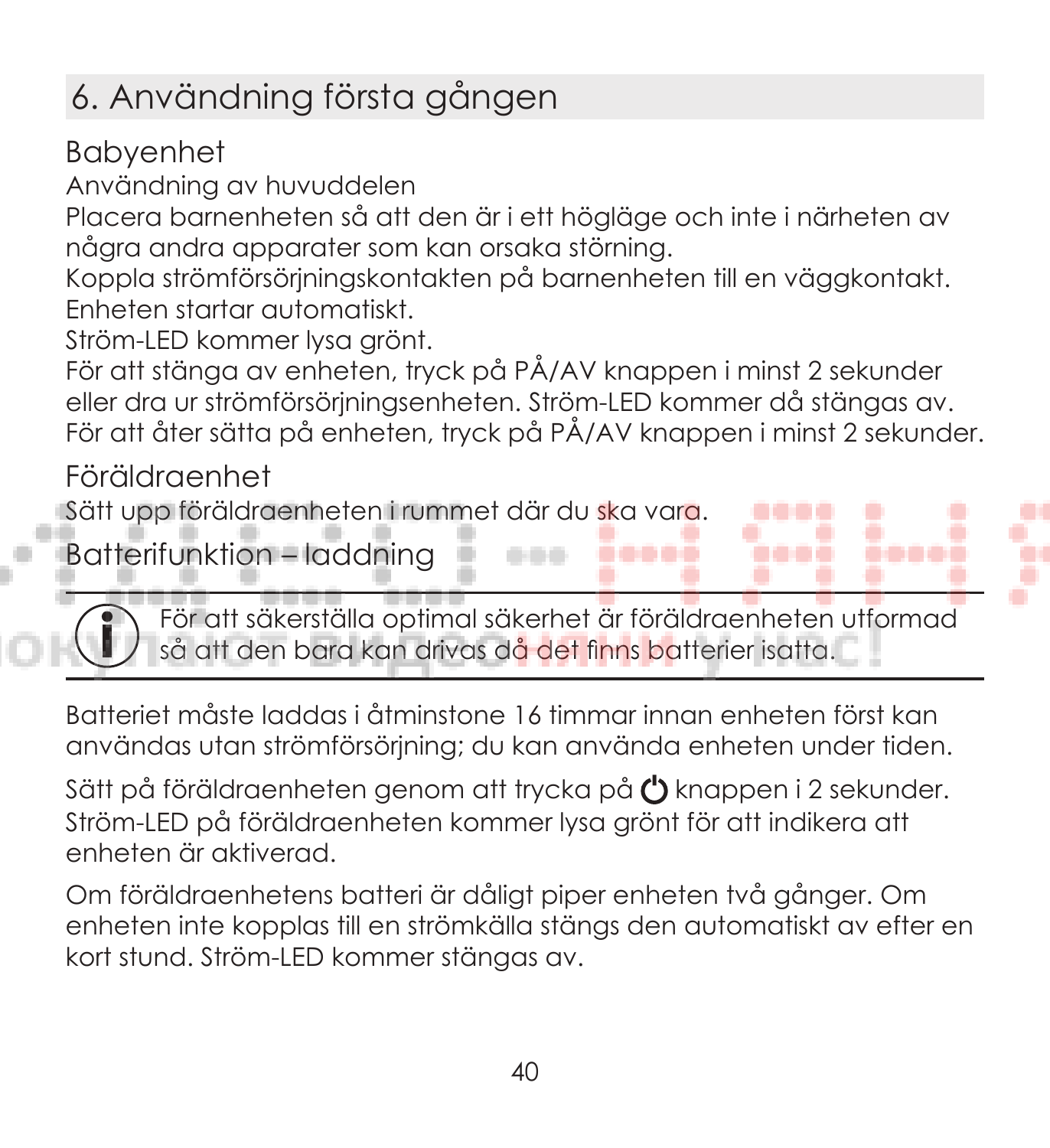## 6. Användning första gången

### Babyenhet

Användning av huvuddelen

Placera barnenheten så att den är i ett högläge och inte i närheten av några andra apparater som kan orsaka störning.

Koppla strömförsörjningskontakten på barnenheten till en väggkontakt. Enheten startar automatiskt.

Ström-LED kommer lysa grönt.

För att stänga av enheten, tryck på PÅ/AV knappen i minst 2 sekunder eller dra ur strömförsörjningsenheten. Ström-LED kommer då stängas av. För att åter sätta på enheten, tryck på PÅ/AV knappen i minst 2 sekunder.

### Föräldraenhet

Sätt upp föräldraenheten i rummet där du ska vara.

### Batterifunktion – laddning

> För att säkerställa optimal säkerhet är föräldraenheten utformad så att den bara kan drivas då det finns batterier isatta.

Batteriet måste laddas i åtminstone 16 timmar innan enheten först kan användas utan strömförsörjning; du kan använda enheten under tiden.

Sätt på föräldraenheten genom att trycka på ⏻ knappen i 2 sekunder. Ström-LED på föräldraenheten kommer lysa grönt för att indikera att enheten är aktiverad.

Om föräldraenhetens batteri är dåligt piper enheten två gånger. Om enheten inte kopplas till en strömkälla stängs den automatiskt av efter en kort stund. Ström-LED kommer stängas av.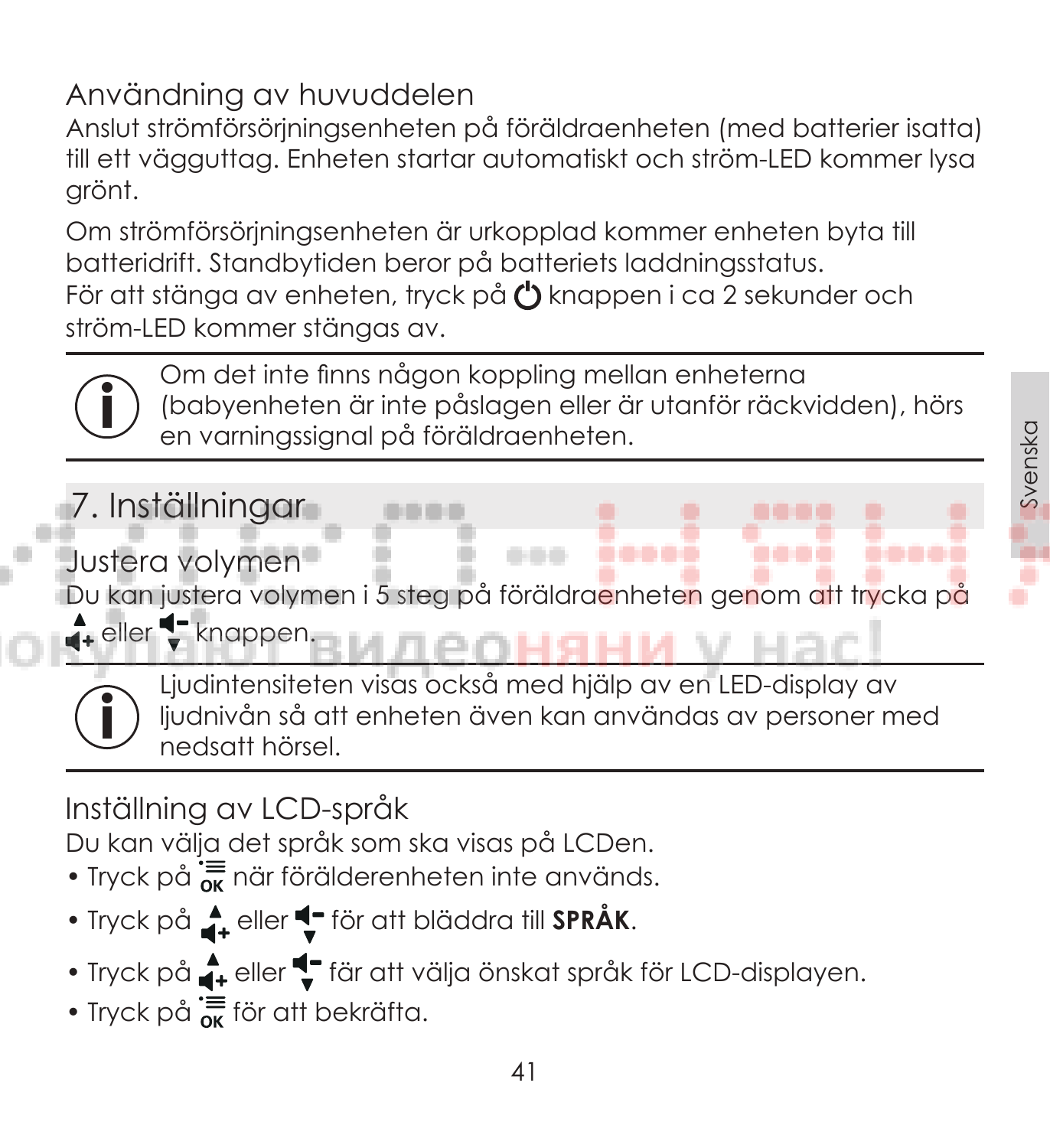## Användning av huvuddelen

Anslut strömförsörjningsenheten på föräldraenheten (med batterier isatta) till ett vägguttag. Enheten startar automatiskt och ström-LED kommer lysa grönt.

Om strömförsörjningsenheten är urkopplad kommer enheten byta till batteridrift. Standbytiden beror på batteriets laddningsstatus.
För att stänga av enheten, tryck på ⏻ knappen i ca 2 sekunder och ström-LED kommer stängas av.

> ⓘ Om det inte finns någon koppling mellan enheterna (babyenheten är inte påslagen eller är utanför räckvidden), hörs en varningssignal på föräldraenheten.

# 7. Inställningar

## Justera volymen

Du kan justera volymen i 5 steg på föräldraenheten genom att trycka på ▲+ eller −▼ knappen.

> ⓘ Ljudintensiteten visas också med hjälp av en LED-display av ljudnivån så att enheten även kan användas av personer med nedsatt hörsel.

## Inställning av LCD-språk

Du kan välja det språk som ska visas på LCDen.

- Tryck på ☰OK när förälderenheten inte används.
- Tryck på ▲+ eller −▼ för att bläddra till **SPRÅK**.
- Tryck på ▲+ eller −▼ fär att välja önskat språk för LCD-displayen.
- Tryck på ☰OK för att bekräfta.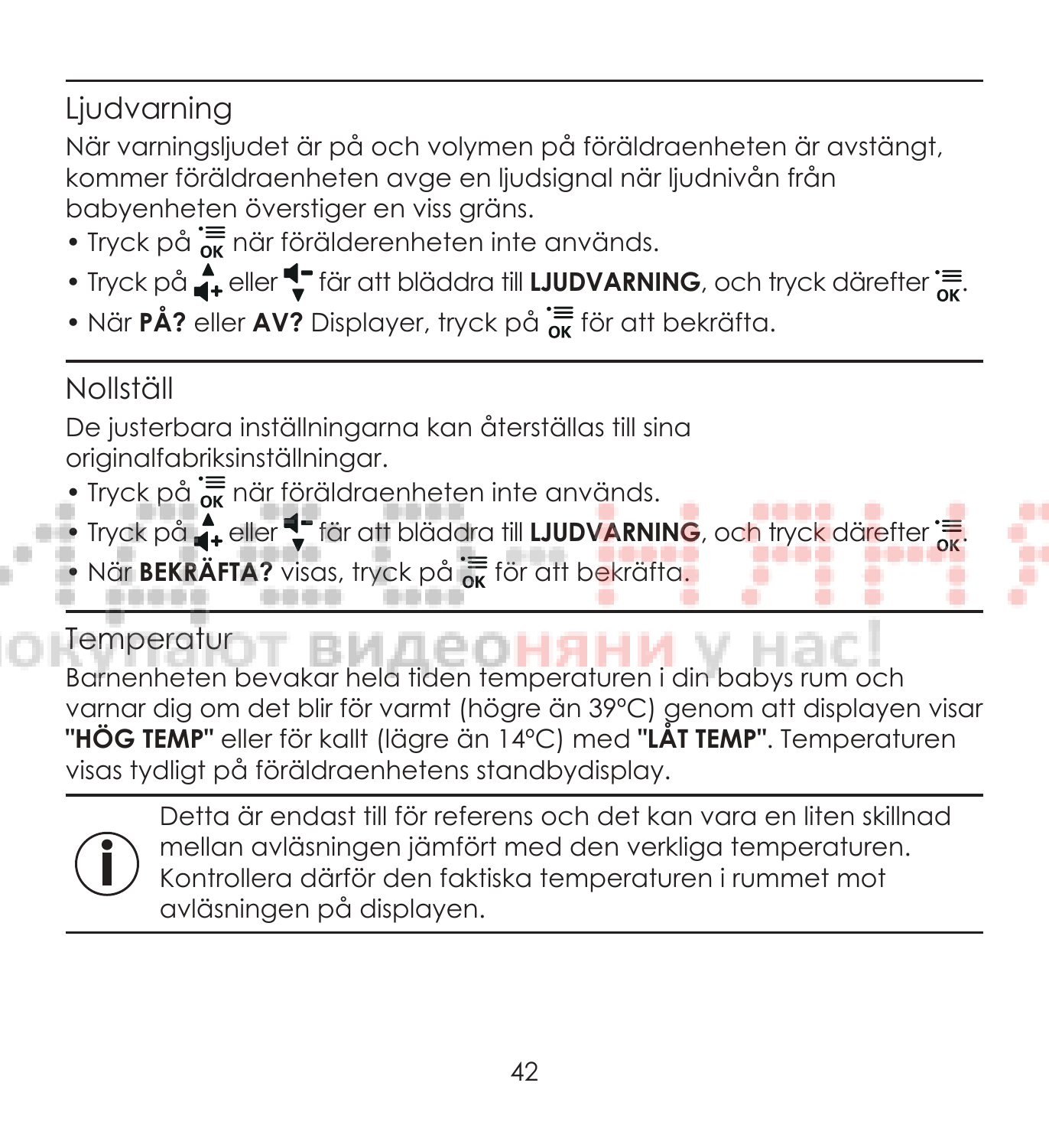## Ljudvarning

När varningsljudet är på och volymen på föräldraenheten är avstängt, kommer föräldraenheten avge en ljudsignal när ljudnivån från babyenheten överstiger en viss gräns.

- Tryck på OK när förälderenheten inte används.
- Tryck på + eller – för att bläddra till **LJUDVARNING**, och tryck därefter OK.
- När **PÅ?** eller **AV?** Displayer, tryck på OK för att bekräfta.

## Nollställ

De justerbara inställningarna kan återställas till sina originalfabriksinställningar.

- Tryck på OK när föräldraenheten inte används.
- Tryck på + eller – för att bläddra till **LJUDVARNING**, och tryck därefter OK.
- När **BEKRÄFTA?** visas, tryck på OK för att bekräfta.

## Temperatur

Barnenheten bevakar hela tiden temperaturen i din babys rum och varnar dig om det blir för varmt (högre än 39°C) genom att displayen visar **"HÖG TEMP"** eller för kallt (lägre än 14°C) med **"LÅT TEMP"**. Temperaturen visas tydligt på föräldraenhetens standbydisplay.

Detta är endast till för referens och det kan vara en liten skillnad mellan avläsningen jämfört med den verkliga temperaturen. Kontrollera därför den faktiska temperaturen i rummet mot avläsningen på displayen.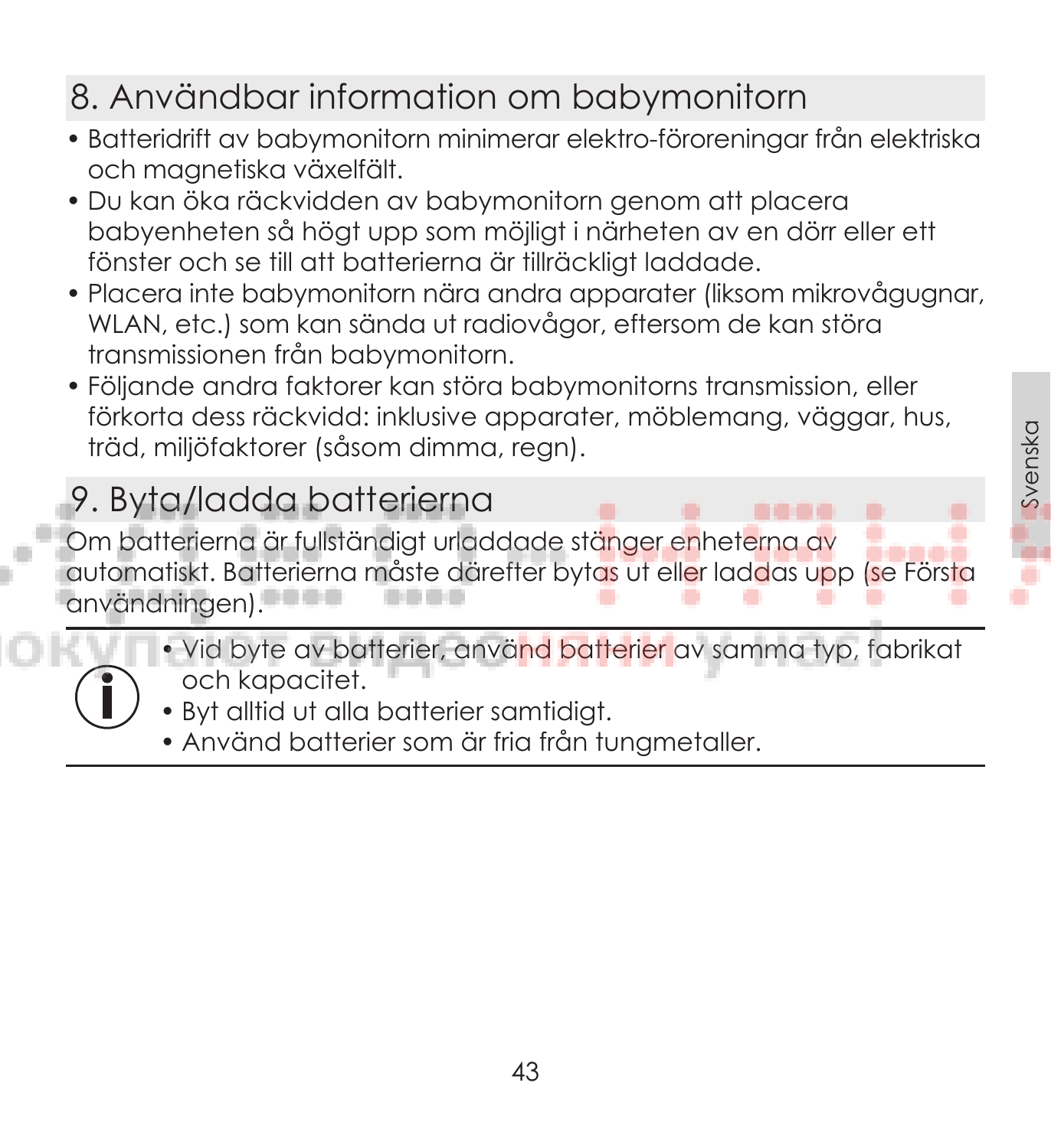## 8. Användbar information om babymonitorn

- Batteridrift av babymonitorn minimerar elektro-föroreningar från elektriska och magnetiska växelfält.
- Du kan öka räckvidden av babymonitorn genom att placera babyenheten så högt upp som möjligt i närheten av en dörr eller ett fönster och se till att batterierna är tillräckligt laddade.
- Placera inte babymonitorn nära andra apparater (liksom mikrovågugnar, WLAN, etc.) som kan sända ut radiovågor, eftersom de kan störa transmissionen från babymonitorn.
- Följande andra faktorer kan störa babymonitorns transmission, eller förkorta dess räckvidd: inklusive apparater, möblemang, väggar, hus, träd, miljöfaktorer (såsom dimma, regn).

## 9. Byta/ladda batterierna

Om batterierna är fullständigt urladdade stänger enheterna av automatiskt. Batterierna måste därefter bytas ut eller laddas upp (se Första användningen).

- Vid byte av batterier, använd batterier av samma typ, fabrikat och kapacitet.
- Byt alltid ut alla batterier samtidigt.
- Använd batterier som är fria från tungmetaller.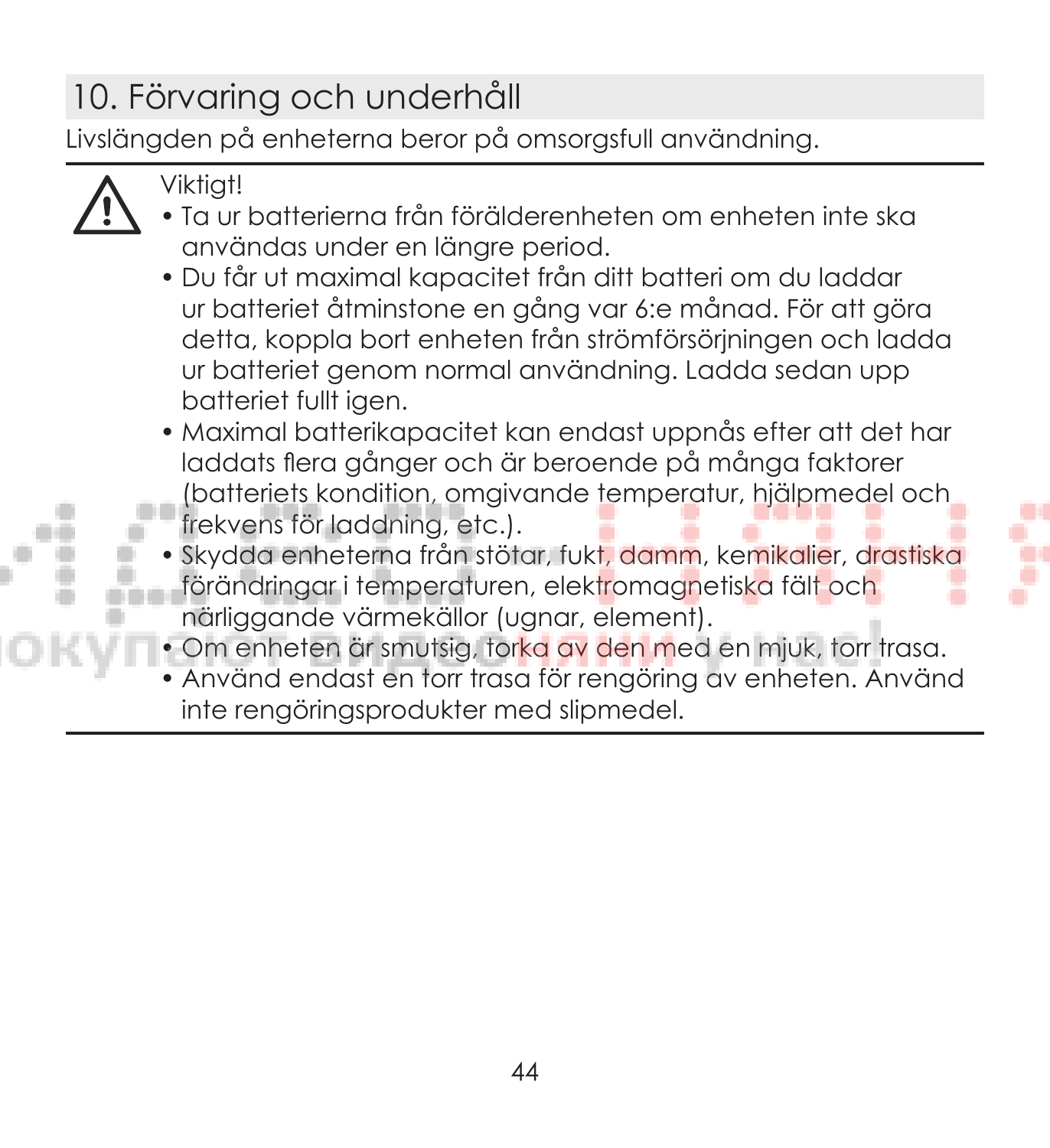## 10. Förvaring och underhåll

Livslängden på enheterna beror på omsorgsfull användning.

Viktigt!

- Ta ur batterierna från förälderenheten om enheten inte ska användas under en längre period.
- Du får ut maximal kapacitet från ditt batteri om du laddar ur batteriet åtminstone en gång var 6:e månad. För att göra detta, koppla bort enheten från strömförsörjningen och ladda ur batteriet genom normal användning. Ladda sedan upp batteriet fullt igen.
- Maximal batterikapacitet kan endast uppnås efter att det har laddats flera gånger och är beroende på många faktorer (batteriets kondition, omgivande temperatur, hjälpmedel och frekvens för laddning, etc.).
- Skydda enheterna från stötar, fukt, damm, kemikalier, drastiska förändringar i temperaturen, elektromagnetiska fält och närliggande värmekällor (ugnar, element).
- Om enheten är smutsig, torka av den med en mjuk, torr trasa.
- Använd endast en torr trasa för rengöring av enheten. Använd inte rengöringsprodukter med slipmedel.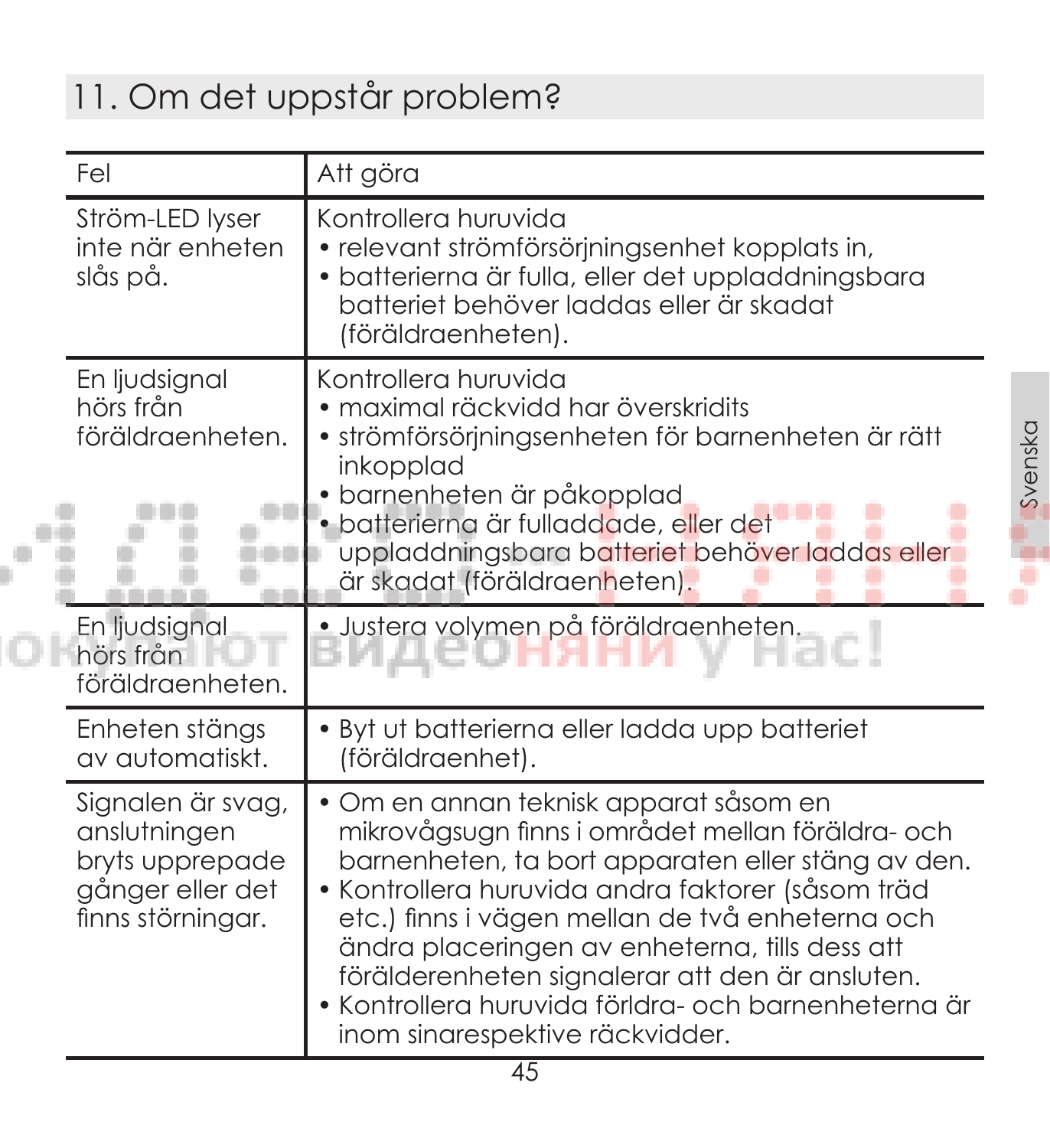# 11. Om det uppstår problem?

| Fel | Att göra |
|---|---|
| Ström-LED lyser inte när enheten slås på. | Kontrollera huruvida<br>• relevant strömförsörjningsenhet kopplats in,<br>• batterierna är fulla, eller det uppladdningsbara batteriet behöver laddas eller är skadat (föräldraenheten). |
| En ljudsignal hörs från föräldraenheten. | Kontrollera huruvida<br>• maximal räckvidd har överskridits<br>• strömförsörjningsenheten för barnenheten är rätt inkopplad<br>• barnenheten är påkopplad<br>• batterierna är fulladdade, eller det uppladdningsbara batteriet behöver laddas eller är skadat (föräldraenheten). |
| En ljudsignal hörs från föräldraenheten. | • Justera volymen på föräldraenheten. |
| Enheten stängs av automatiskt. | • Byt ut batterierna eller ladda upp batteriet (föräldraenhet). |
| Signalen är svag, anslutningen bryts upprepade gånger eller det finns störningar. | • Om en annan teknisk apparat såsom en mikrovågsugn finns i området mellan föräldra- och barnenheten, ta bort apparaten eller stäng av den.<br>• Kontrollera huruvida andra faktorer (såsom träd etc.) finns i vägen mellan de två enheterna och ändra placeringen av enheterna, tills dess att förälderenheten signalerar att den är ansluten.<br>• Kontrollera huruvida förldra- och barnenheterna är inom sinarespektive räckvidder. |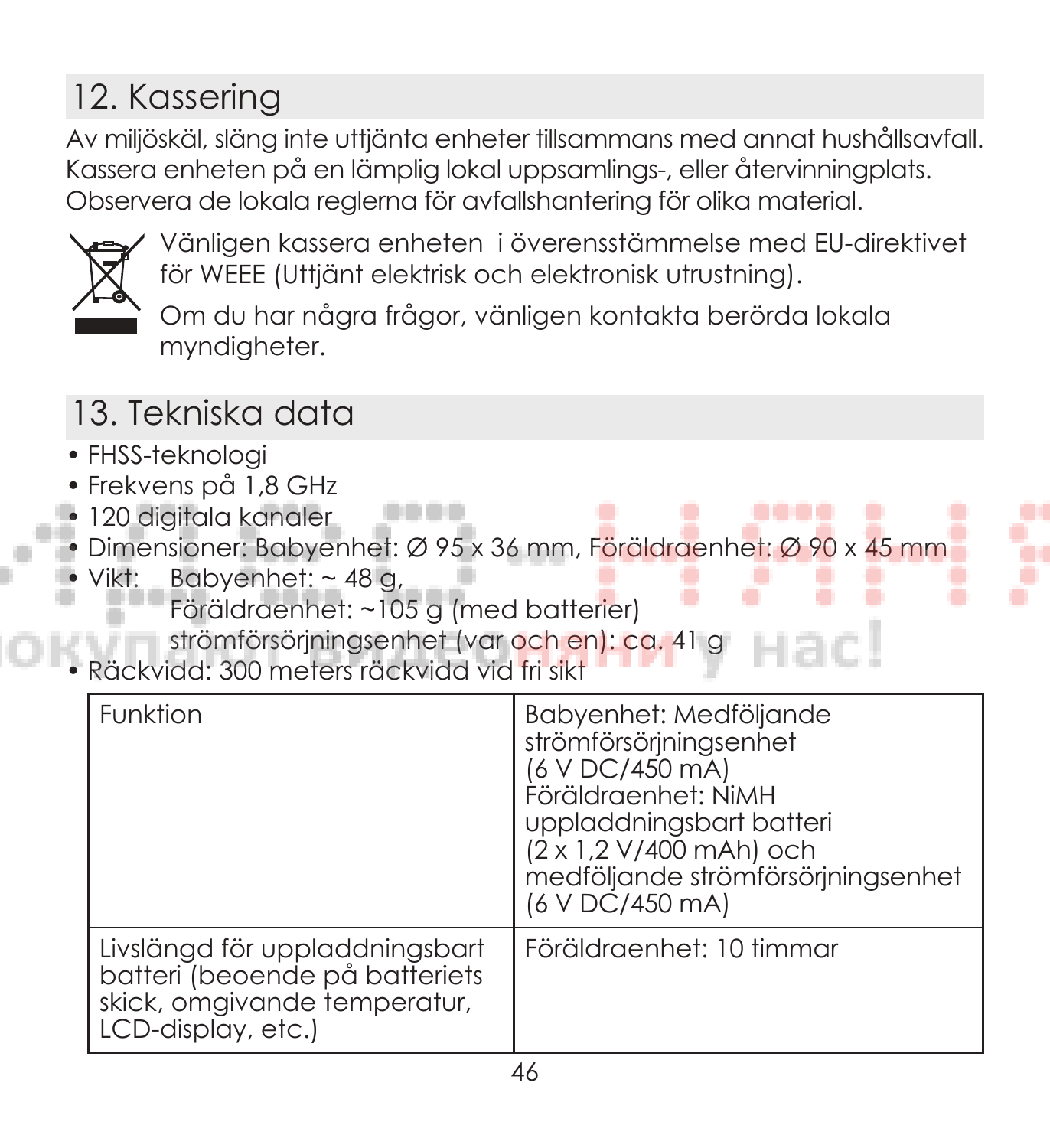## 12. Kassering

Av miljöskäl, släng inte uttjänta enheter tillsammans med annat hushållsavfall. Kassera enheten på en lämplig lokal uppsamlings-, eller återvinningplats. Observera de lokala reglerna för avfallshantering för olika material.

Vänligen kassera enheten i överensstämmelse med EU-direktivet för WEEE (Uttjänt elektrisk och elektronisk utrustning).

Om du har några frågor, vänligen kontakta berörda lokala myndigheter.

## 13. Tekniska data

- FHSS-teknologi
- Frekvens på 1,8 GHz
- 120 digitala kanaler
- Dimensioner: Babyenhet: Ø 95 x 36 mm, Föräldraenhet: Ø 90 x 45 mm
- Vikt: Babyenhet: ~ 48 g,
  Föräldraenhet: ~105 g (med batterier)
  strömförsörjningsenhet (var och en): ca. 41 g
- Räckvidd: 300 meters räckvidd vid fri sikt

| Funktion | Babyenhet: Medföljande strömförsörjningsenhet (6 V DC/450 mA) Föräldraenhet: NiMH uppladdningsbart batteri (2 x 1,2 V/400 mAh) och medföljande strömförsörjningsenhet (6 V DC/450 mA) |
|---|---|
| Livslängd för uppladdningsbart batteri (beoende på batteriets skick, omgivande temperatur, LCD-display, etc.) | Föräldraenhet: 10 timmar |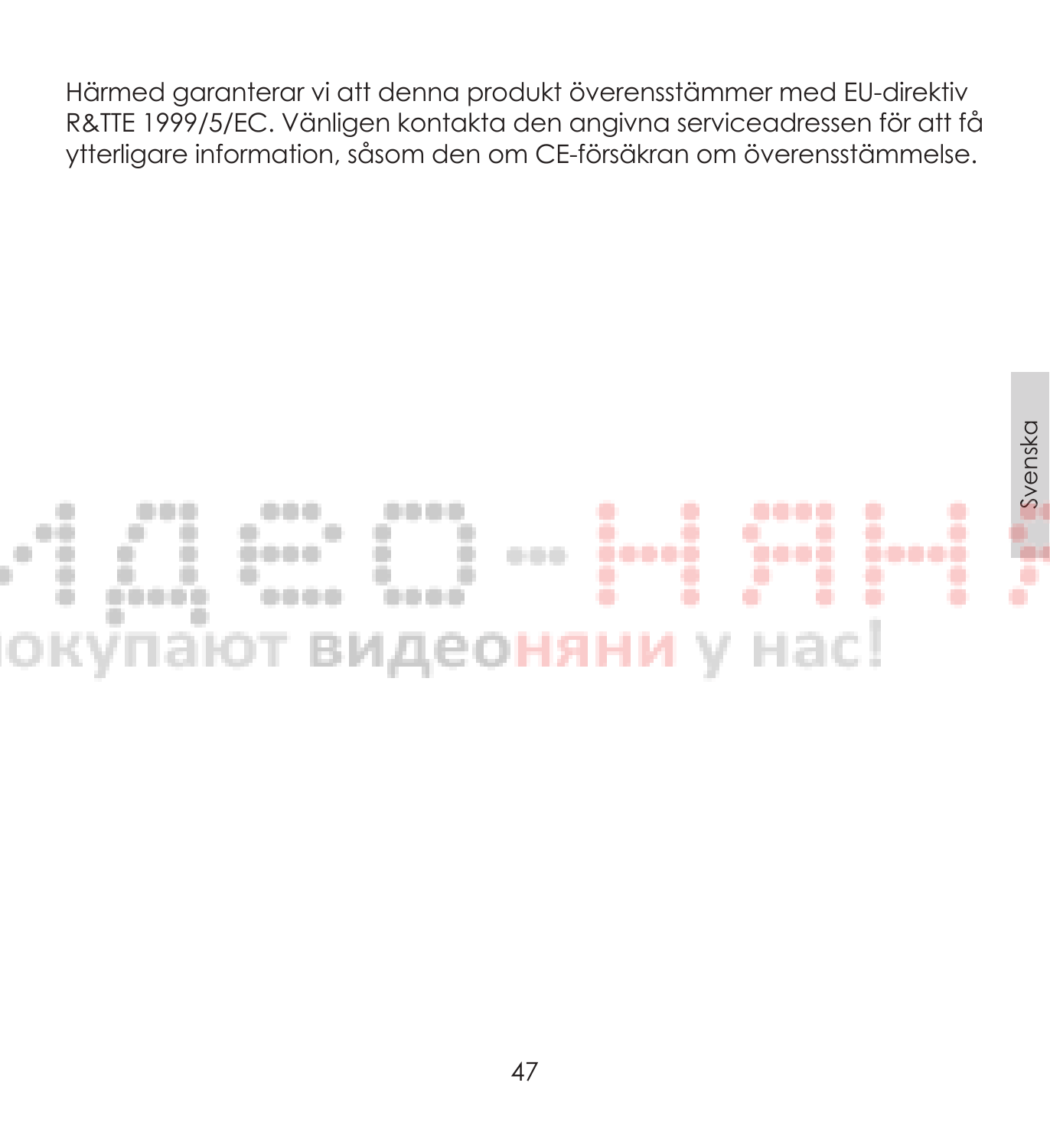Härmed garanterar vi att denna produkt överensstämmer med EU-direktiv R&TTE 1999/5/EC. Vänligen kontakta den angivna serviceadressen för att få ytterligare information, såsom den om CE-försäkran om överensstämmelse.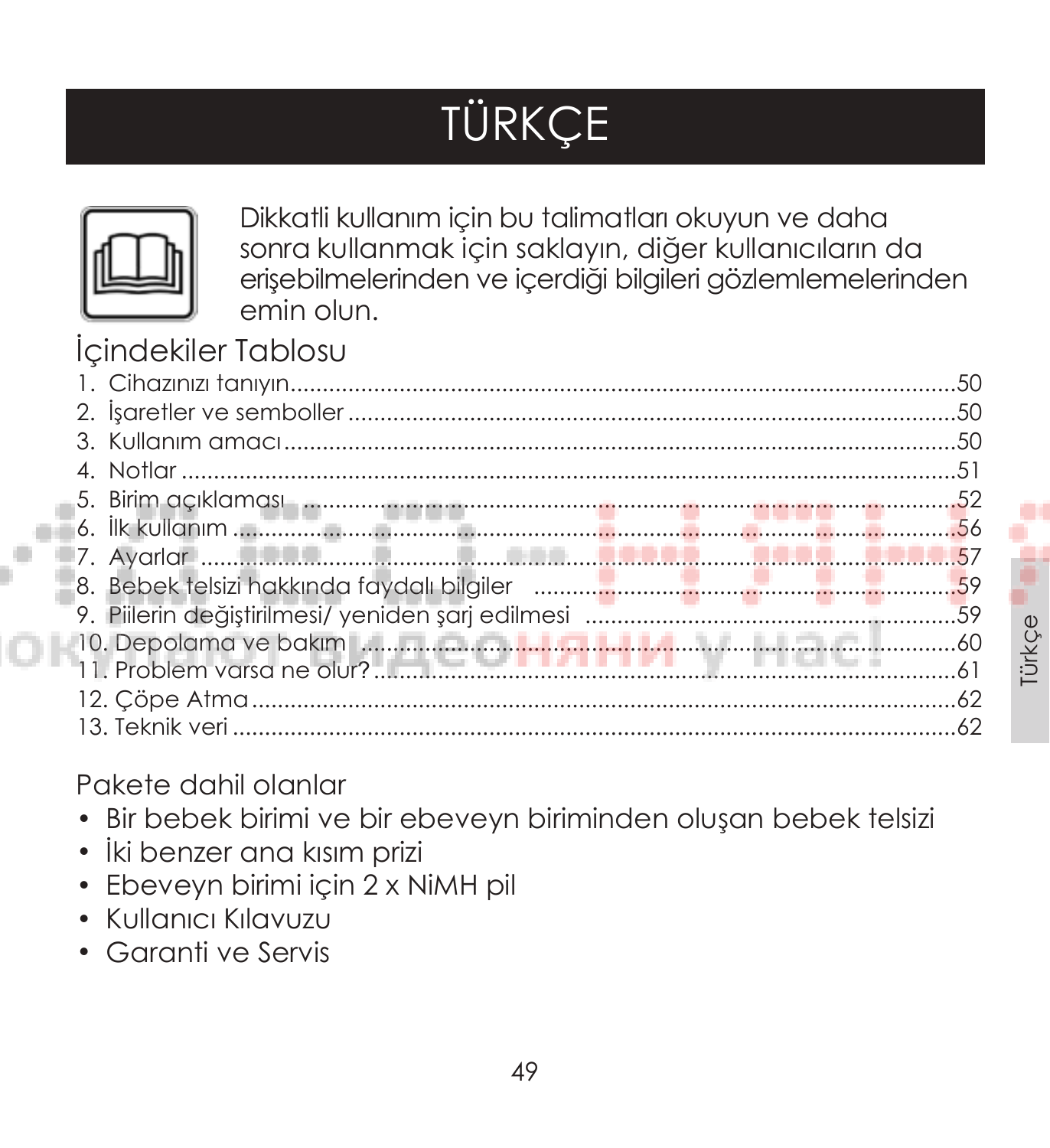# TÜRKÇE

Dikkatli kullanım için bu talimatları okuyun ve daha sonra kullanmak için saklayın, diğer kullanıcıların da erişebilmelerinden ve içerdiği bilgileri gözlemlemelerinden emin olun.

## İçindekiler Tablosu

1. Cihazınızı tanıyın ........................................ 50
2. İşaretler ve semboller ........................................ 50
3. Kullanım amacı ........................................ 50
4. Notlar ........................................ 51
5. Birim açıklaması ........................................ 52
6. İlk kullanım ........................................ 56
7. Ayarlar ........................................ 57
8. Bebek telsizi hakkında faydalı bilgiler ........................................ 59
9. Piilerin değiştirilmesi/ yeniden şarj edilmesi ........................................ 59
10. Depolama ve bakım ........................................ 60
11. Problem varsa ne olur? ........................................ 61
12. Çöpe Atma ........................................ 62
13. Teknik veri ........................................ 62

## Pakete dahil olanlar

- Bir bebek birimi ve bir ebeveyn biriminden oluşan bebek telsizi
- İki benzer ana kısım prizi
- Ebeveyn birimi için 2 x NiMH pil
- Kullanıcı Kılavuzu
- Garanti ve Servis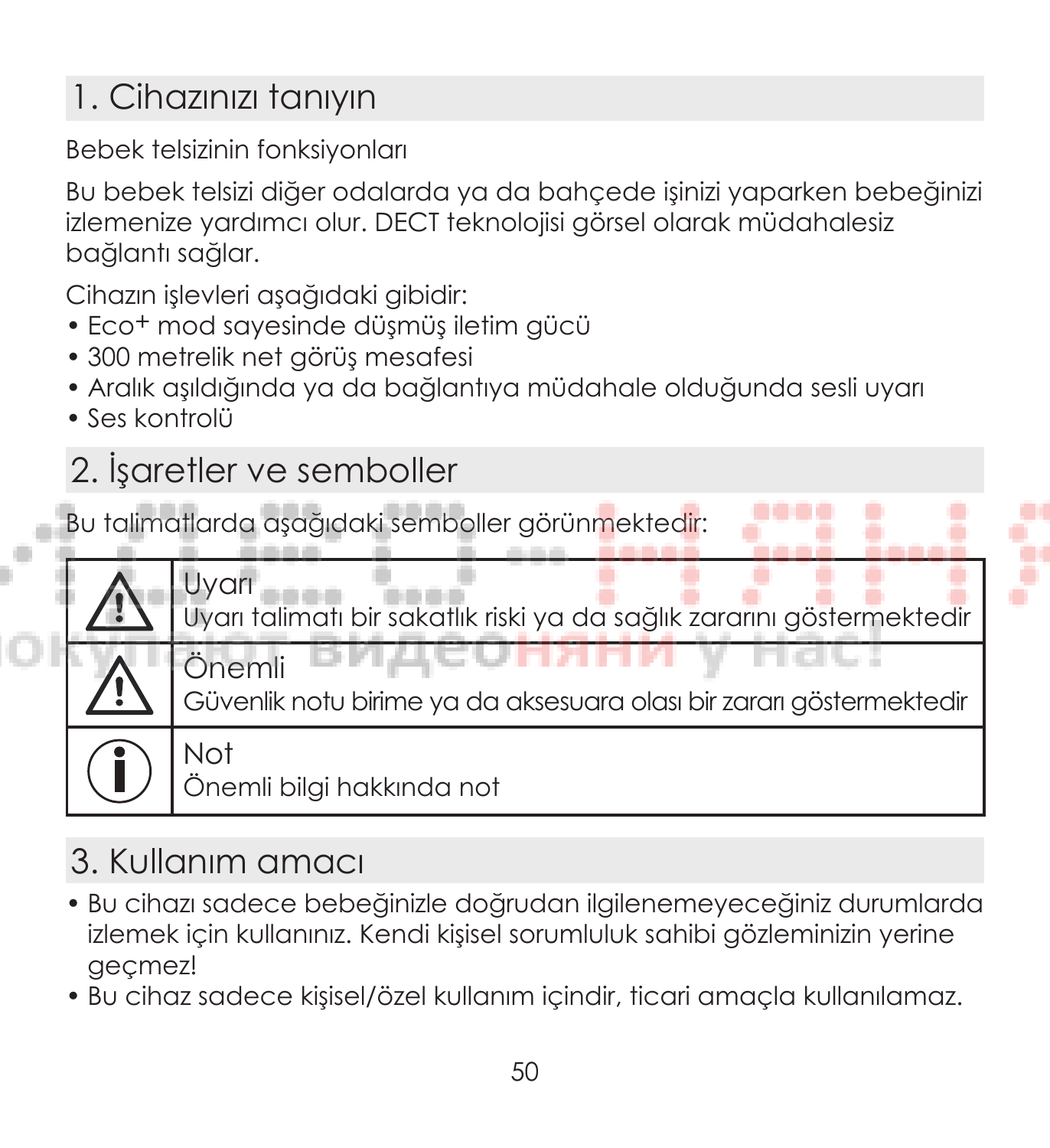## 1. Cihazınızı tanıyın

Bebek telsizinin fonksiyonları

Bu bebek telsizi diğer odalarda ya da bahçede işinizi yaparken bebeğinizi izlemenize yardımcı olur. DECT teknolojisi görsel olarak müdahalesiz bağlantı sağlar.

Cihazın işlevleri aşağıdaki gibidir:

- Eco+ mod sayesinde düşmüş iletim gücü
- 300 metrelik net görüş mesafesi
- Aralık aşıldığında ya da bağlantıya müdahale olduğunda sesli uyarı
- Ses kontrolü

## 2. İşaretler ve semboller

Bu talimatlarda aşağıdaki semboller görünmektedir:

| | |
|---|---|
| ⚠ | Uyarı<br>Uyarı talimatı bir sakatlık riski ya da sağlık zararını göstermektedir |
| ⚠ | Önemli<br>Güvenlik notu birime ya da aksesuara olası bir zararı göstermektedir |
| ⓘ | Not<br>Önemli bilgi hakkında not |

## 3. Kullanım amacı

- Bu cihazı sadece bebeğinizle doğrudan ilgilenemeyeceğiniz durumlarda izlemek için kullanınız. Kendi kişisel sorumluluk sahibi gözleminizin yerine geçmez!
- Bu cihaz sadece kişisel/özel kullanım içindir, ticari amaçla kullanılamaz.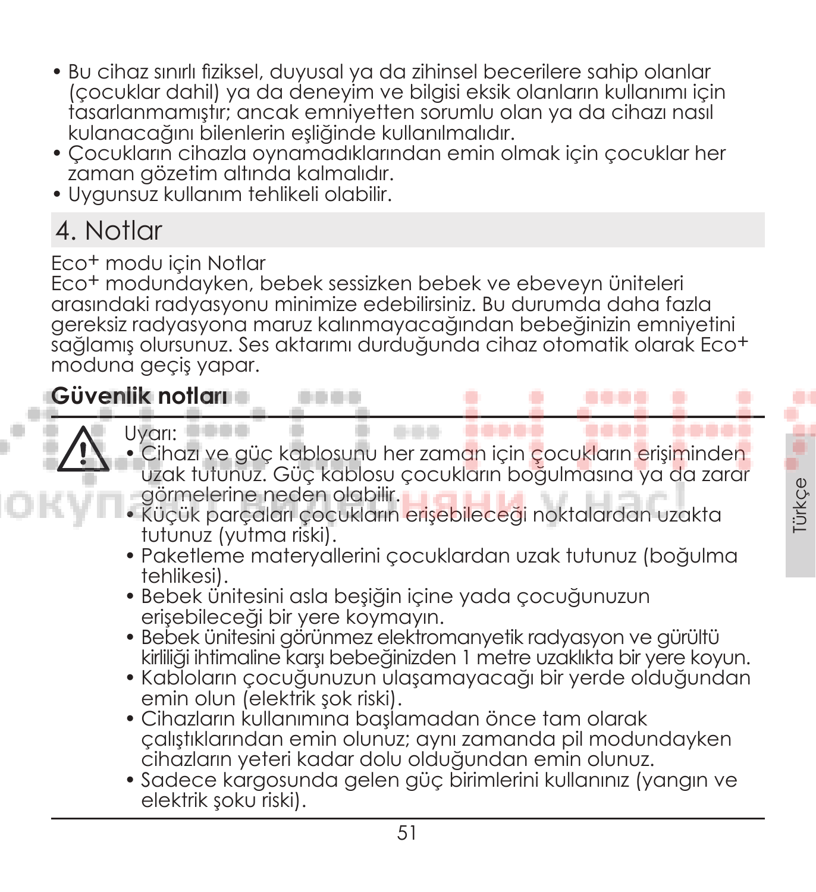- Bu cihaz sınırlı fiziksel, duyusal ya da zihinsel becerilere sahip olanlar (çocuklar dahil) ya da deneyim ve bilgisi eksik olanların kullanımı için tasarlanmamıştır; ancak emniyetten sorumlu olan ya da cihazı nasıl kulanacağını bilenlerin eşliğinde kullanılmalıdır.
- Çocukların cihazla oynamadıklarından emin olmak için çocuklar her zaman gözetim altında kalmalıdır.
- Uygunsuz kullanım tehlikeli olabilir.

# 4. Notlar

Eco+ modu için Notlar
Eco+ modundayken, bebek sessizken bebek ve ebeveyn üniteleri arasındaki radyasyonu minimize edebilirsiniz. Bu durumda daha fazla gereksiz radyasyona maruz kalınmayacağından bebeğinizin emniyetini sağlamış olursunuz. Ses aktarımı durduğunda cihaz otomatik olarak Eco+ moduna geçiş yapar.

**Güvenlik notları**

Uyarı:

- Cihazı ve güç kablosunu her zaman için çocukların erişiminden uzak tutunuz. Güç kablosu çocukların boğulmasına ya da zarar görmelerine neden olabilir.
- Küçük parçaları çocukların erişebileceği noktalardan uzakta tutunuz (yutma riski).
- Paketleme materyallerini çocuklardan uzak tutunuz (boğulma tehlikesi).
- Bebek ünitesini asla beşiğin içine yada çocuğunuzun erişebileceği bir yere koymayın.
- Bebek ünitesini görünmez elektromanyetik radyasyon ve gürültü kirliliği ihtimaline karşı bebeğinizden 1 metre uzaklıkta bir yere koyun.
- Kabloların çocuğunuzun ulaşamayacağı bir yerde olduğundan emin olun (elektrik şok riski).
- Cihazların kullanımına başlamadan önce tam olarak çalıştıklarından emin olunuz; aynı zamanda pil modundayken cihazların yeteri kadar dolu olduğundan emin olunuz.
- Sadece kargosunda gelen güç birimlerini kullanınız (yangın ve elektrik şoku riski).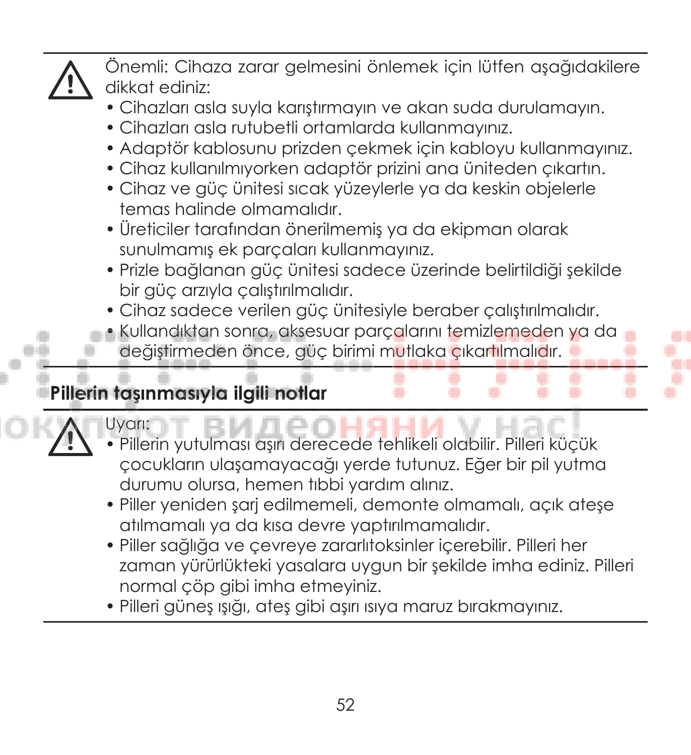Önemli: Cihaza zarar gelmesini önlemek için lütfen aşağıdakilere dikkat ediniz:

- Cihazları asla suyla karıştırmayın ve akan suda durulamayın.
- Cihazları asla rutubetli ortamlarda kullanmayınız.
- Adaptör kablosunu prizden çekmek için kabloyu kullanmayınız.
- Cihaz kullanılmıyorken adaptör prizini ana üniteden çıkartın.
- Cihaz ve güç ünitesi sıcak yüzeylerle ya da keskin objelerle temas halinde olmamalıdır.
- Üreticiler tarafından önerilmemiş ya da ekipman olarak sunulmamış ek parçaları kullanmayınız.
- Prizle bağlanan güç ünitesi sadece üzerinde belirtildiği şekilde bir güç arzıyla çalıştırılmalıdır.
- Cihaz sadece verilen güç ünitesiyle beraber çalıştırılmalıdır.
- Kullandıktan sonra, aksesuar parçalarını temizlemeden ya da değiştirmeden önce, güç birimi mutlaka çıkartılmalıdır.

## Pillerin taşınmasıyla ilgili notlar

Uyarı:

- Pillerin yutulması aşırı derecede tehlikeli olabilir. Pilleri küçük çocukların ulaşamayacağı yerde tutunuz. Eğer bir pil yutma durumu olursa, hemen tıbbi yardım alınız.
- Piller yeniden şarj edilmemeli, demonte olmamalı, açık ateşe atılmamalı ya da kısa devre yaptırılmamalıdır.
- Piller sağlığa ve çevreye zararlıtoksinler içerebilir. Pilleri her zaman yürürlükteki yasalara uygun bir şekilde imha ediniz. Pilleri normal çöp gibi imha etmeyiniz.
- Pilleri güneş ışığı, ateş gibi aşırı ısıya maruz bırakmayınız.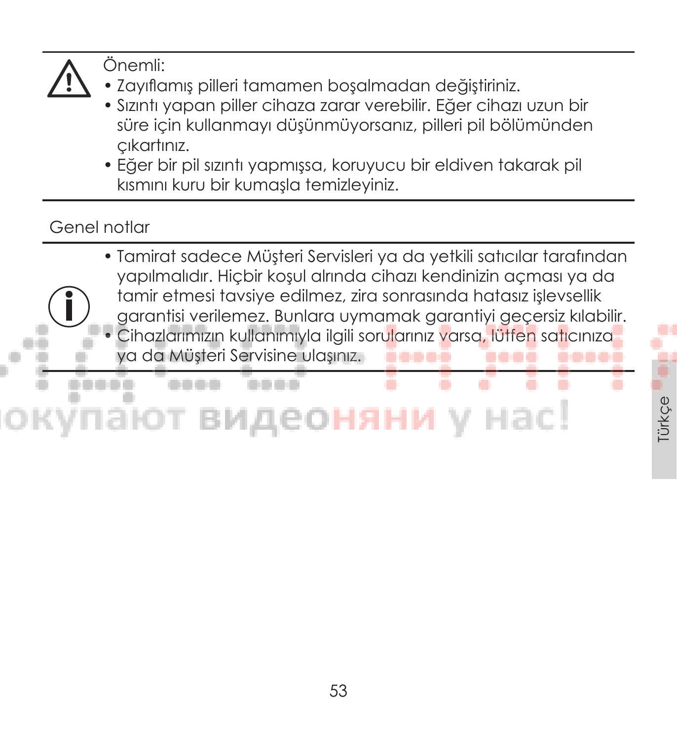Önemli:

- Zayıflamış pilleri tamamen boşalmadan değiştiriniz.
- Sızıntı yapan piller cihaza zarar verebilir. Eğer cihazı uzun bir süre için kullanmayı düşünmüyorsanız, pilleri pil bölümünden çıkartınız.
- Eğer bir pil sızıntı yapmışsa, koruyucu bir eldiven takarak pil kısmını kuru bir kumaşla temizleyiniz.

## Genel notlar

- Tamirat sadece Müşteri Servisleri ya da yetkili satıcılar tarafından yapılmalıdır. Hiçbir koşul alrında cihazı kendinizin açması ya da tamir etmesi tavsiye edilmez, zira sonrasında hatasız işlevsellik garantisi verilemez. Bunlara uymamak garantiyi geçersiz kılabilir.
- Cihazlarımızın kullanımıyla ilgili sorularınız varsa, lütfen satıcınıza ya da Müşteri Servisine ulaşınız.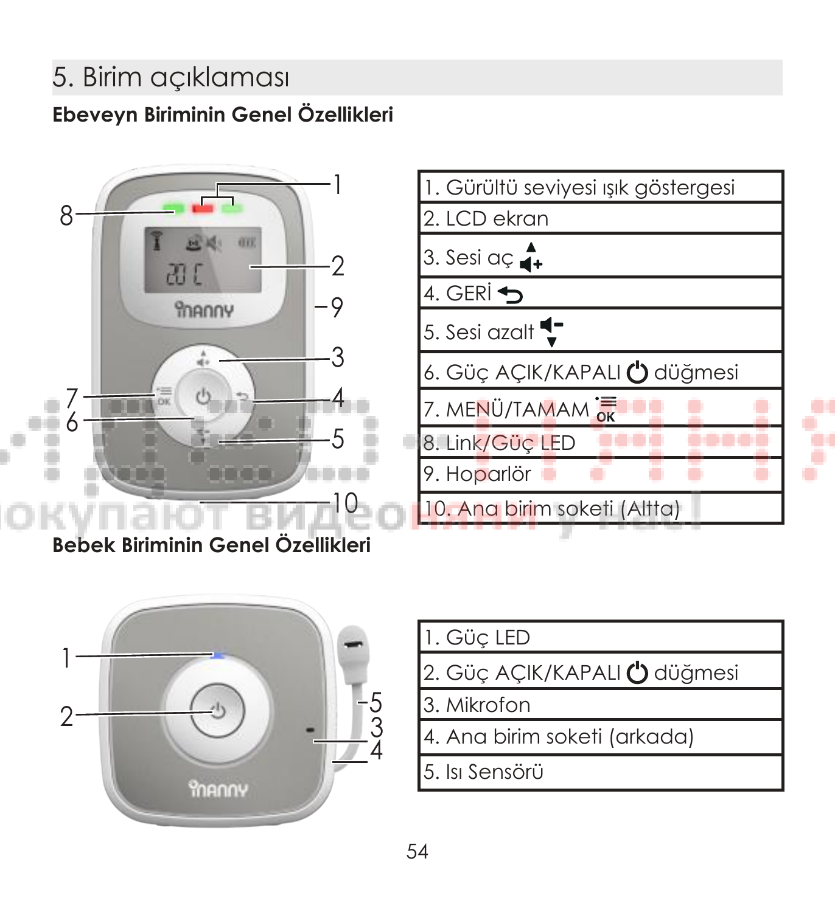# 5. Birim açıklaması

## Ebeveyn Biriminin Genel Özellikleri

| |
|---|
| 1. Gürültü seviyesi ışık göstergesi |
| 2. LCD ekran |
| 3. Sesi aç |
| 4. GERİ |
| 5. Sesi azalt |
| 6. Güç AÇIK/KAPALI düğmesi |
| 7. MENÜ/TAMAM |
| 8. Link/Güç LED |
| 9. Hoparlör |
| 10. Ana birim soketi (Altta) |

## Bebek Biriminin Genel Özellikleri

| |
|---|
| 1. Güç LED |
| 2. Güç AÇIK/KAPALI düğmesi |
| 3. Mikrofon |
| 4. Ana birim soketi (arkada) |
| 5. Isı Sensörü |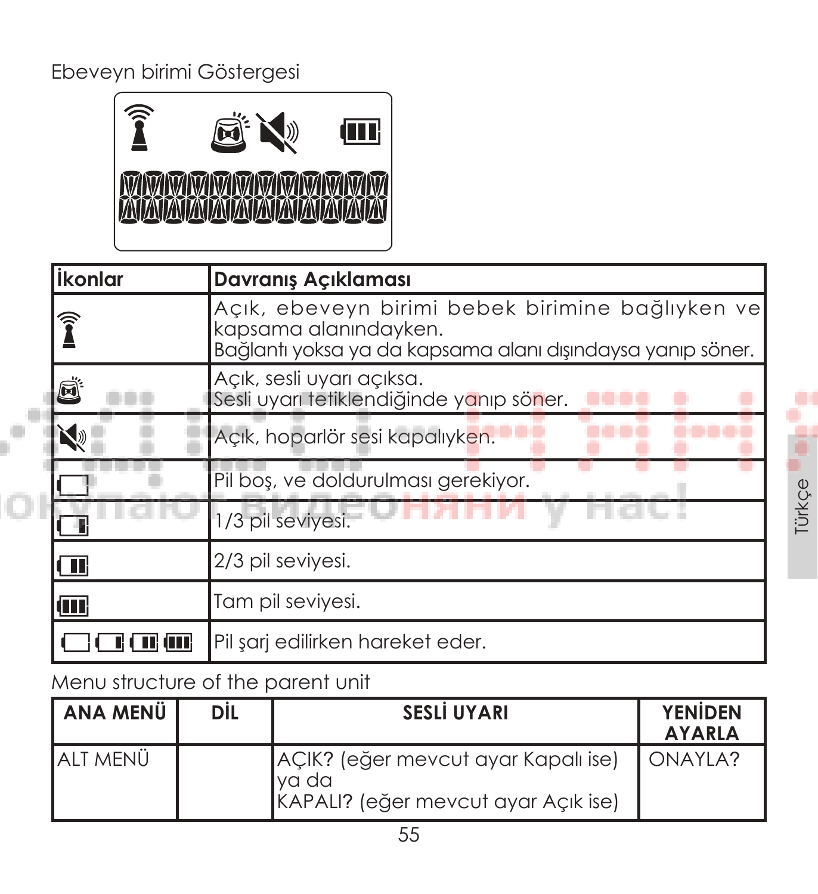Ebeveyn birimi Göstergesi

| İkonlar | Davranış Açıklaması |
|---|---|
| | Açık, ebeveyn birimi bebek birimine bağlıyken ve kapsama alanındayken. Bağlantı yoksa ya da kapsama alanı dışındaysa yanıp söner. |
| | Açık, sesli uyarı açıksa. Sesli uyarı tetiklendiğinde yanıp söner. |
| | Açık, hoparlör sesi kapalıyken. |
| | Pil boş, ve doldurulması gerekiyor. |
| | 1/3 pil seviyesi. |
| | 2/3 pil seviyesi. |
| | Tam pil seviyesi. |
| | Pil şarj edilirken hareket eder. |

Menu structure of the parent unit

| ANA MENÜ | DİL | SESLİ UYARI | YENİDEN AYARLA |
|---|---|---|---|
| ALT MENÜ | | AÇIK? (eğer mevcut ayar Kapalı ise) ya da KAPALI? (eğer mevcut ayar Açık ise) | ONAYLA? |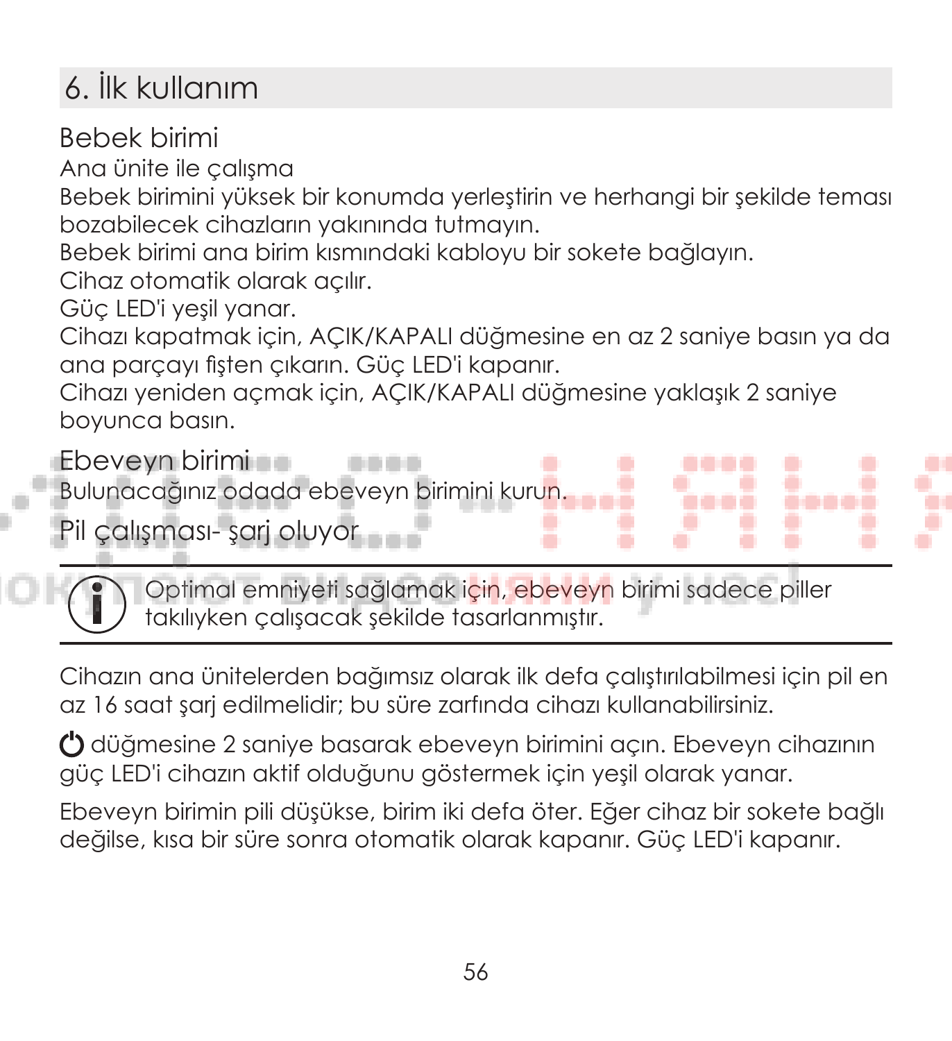## 6. İlk kullanım

### Bebek birimi

Ana ünite ile çalışma

Bebek birimini yüksek bir konumda yerleştirin ve herhangi bir şekilde teması bozabilecek cihazların yakınında tutmayın.

Bebek birimi ana birim kısmındaki kabloyu bir sokete bağlayın.

Cihaz otomatik olarak açılır.

Güç LED'i yeşil yanar.

Cihazı kapatmak için, AÇIK/KAPALI düğmesine en az 2 saniye basın ya da ana parçayı fişten çıkarın. Güç LED'i kapanır.

Cihazı yeniden açmak için, AÇIK/KAPALI düğmesine yaklaşık 2 saniye boyunca basın.

### Ebeveyn birimi

Bulunacağınız odada ebeveyn birimini kurun.

### Pil çalışması- şarj oluyor

Optimal emniyeti sağlamak için, ebeveyn birimi sadece piller takılıyken çalışacak şekilde tasarlanmıştır.

Cihazın ana ünitelerden bağımsız olarak ilk defa çalıştırılabilmesi için pil en az 16 saat şarj edilmelidir; bu süre zarfında cihazı kullanabilirsiniz.

⏻ düğmesine 2 saniye basarak ebeveyn birimini açın. Ebeveyn cihazının güç LED'i cihazın aktif olduğunu göstermek için yeşil olarak yanar.

Ebeveyn birimin pili düşükse, birim iki defa öter. Eğer cihaz bir sokete bağlı değilse, kısa bir süre sonra otomatik olarak kapanır. Güç LED'i kapanır.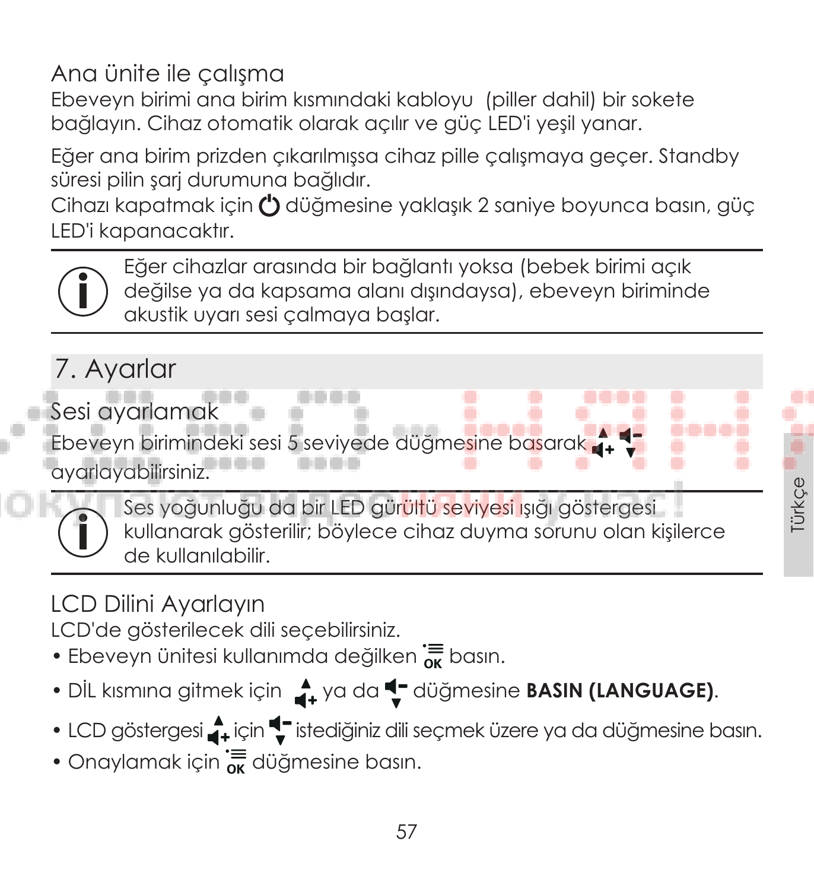### Ana ünite ile çalışma

Ebeveyn birimi ana birim kısmındaki kabloyu (piller dahil) bir sokete bağlayın. Cihaz otomatik olarak açılır ve güç LED'i yeşil yanar.

Eğer ana birim prizden çıkarılmışsa cihaz pille çalışmaya geçer. Standby süresi pilin şarj durumuna bağlıdır.
Cihazı kapatmak için ⏻ düğmesine yaklaşık 2 saniye boyunca basın, güç LED'i kapanacaktır.

> Eğer cihazlar arasında bir bağlantı yoksa (bebek birimi açık değilse ya da kapsama alanı dışındaysa), ebeveyn biriminde akustik uyarı sesi çalmaya başlar.

## 7. Ayarlar

### Sesi ayarlamak

Ebeveyn birimindeki sesi 5 seviyede düğmesine basarak ▲+ ▼– ayarlayabilirsiniz.

> Ses yoğunluğu da bir LED gürültü seviyesi ışığı göstergesi kullanarak gösterilir; böylece cihaz duyma sorunu olan kişilerce de kullanılabilir.

### LCD Dilini Ayarlayın

LCD'de gösterilecek dili seçebilirsiniz.

- Ebeveyn ünitesi kullanımda değilken OK basın.
- DİL kısmına gitmek için ▲+ ya da ▼– düğmesine **BASIN (LANGUAGE)**.
- LCD göstergesi ▲+ için ▼– istediğiniz dili seçmek üzere ya da düğmesine basın.
- Onaylamak için OK düğmesine basın.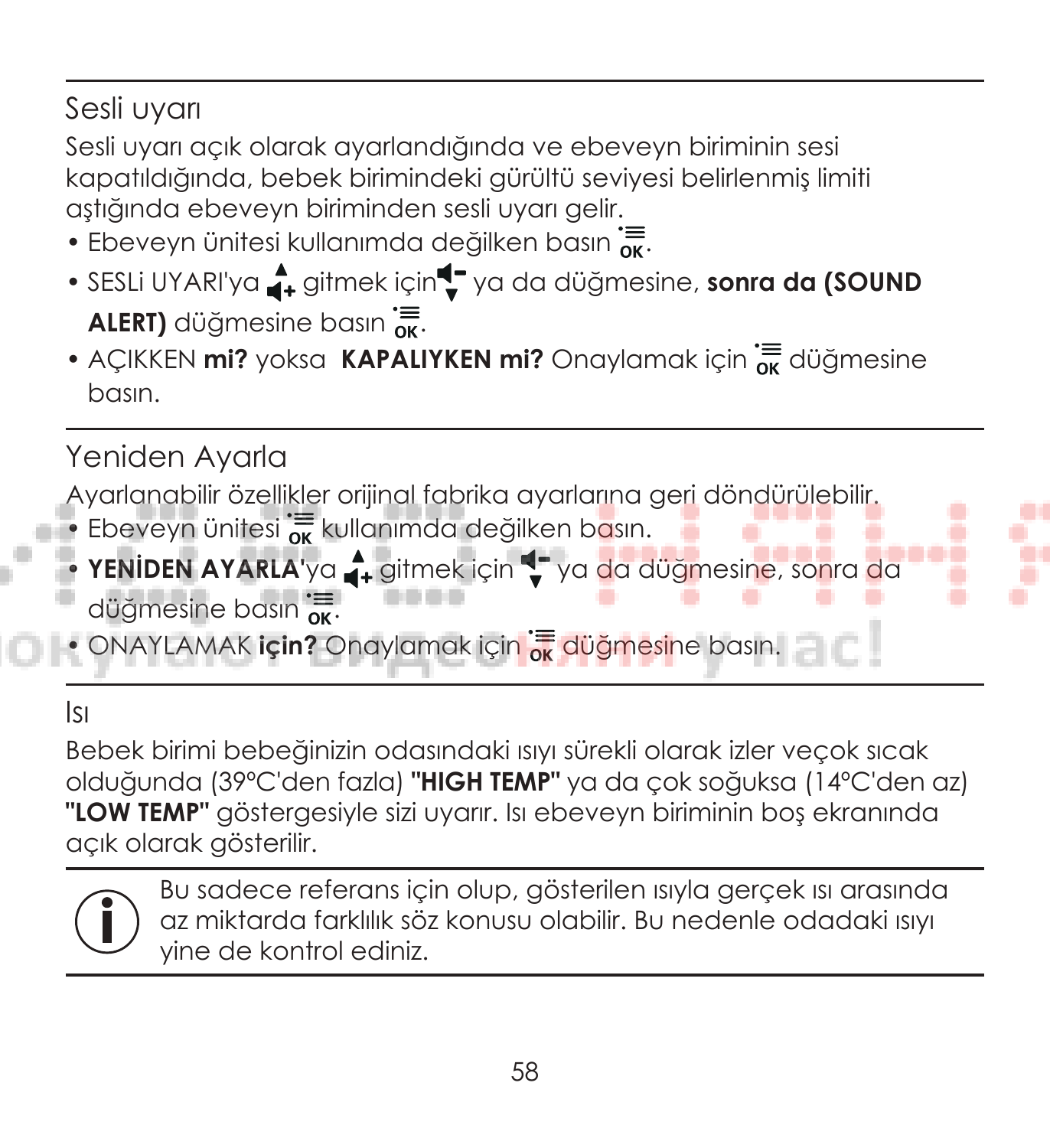## Sesli uyarı

Sesli uyarı açık olarak ayarlandığında ve ebeveyn biriminin sesi kapatıldığında, bebek birimindeki gürültü seviyesi belirlenmiş limiti aştığında ebeveyn biriminden sesli uyarı gelir.

- Ebeveyn ünitesi kullanımda değilken basın ≡OK.
- SESLi UYARI'ya ▲+ gitmek için ◄- ▼ ya da düğmesine, **sonra da (SOUND ALERT)** düğmesine basın ≡OK.
- AÇIKKEN **mi?** yoksa **KAPALIYKEN mi?** Onaylamak için ≡OK düğmesine basın.

## Yeniden Ayarla

Ayarlanabilir özellikler orijinal fabrika ayarlarına geri döndürülebilir.

- Ebeveyn ünitesi ≡OK kullanımda değilken basın.
- **YENİDEN AYARLA**'ya ▲+ gitmek için ◄- ▼ ya da düğmesine, sonra da düğmesine basın ≡OK.
- ONAYLAMAK **için?** Onaylamak için ≡OK düğmesine basın.

## Isı

Bebek birimi bebeğinizin odasındaki ısıyı sürekli olarak izler veçok sıcak olduğunda (39°C'den fazla) **"HIGH TEMP"** ya da çok soğuksa (14°C'den az) **"LOW TEMP"** göstergesiyle sizi uyarır. Isı ebeveyn biriminin boş ekranında açık olarak gösterilir.

ⓘ Bu sadece referans için olup, gösterilen ısıyla gerçek ısı arasında az miktarda farklılık söz konusu olabilir. Bu nedenle odadaki ısıyı yine de kontrol ediniz.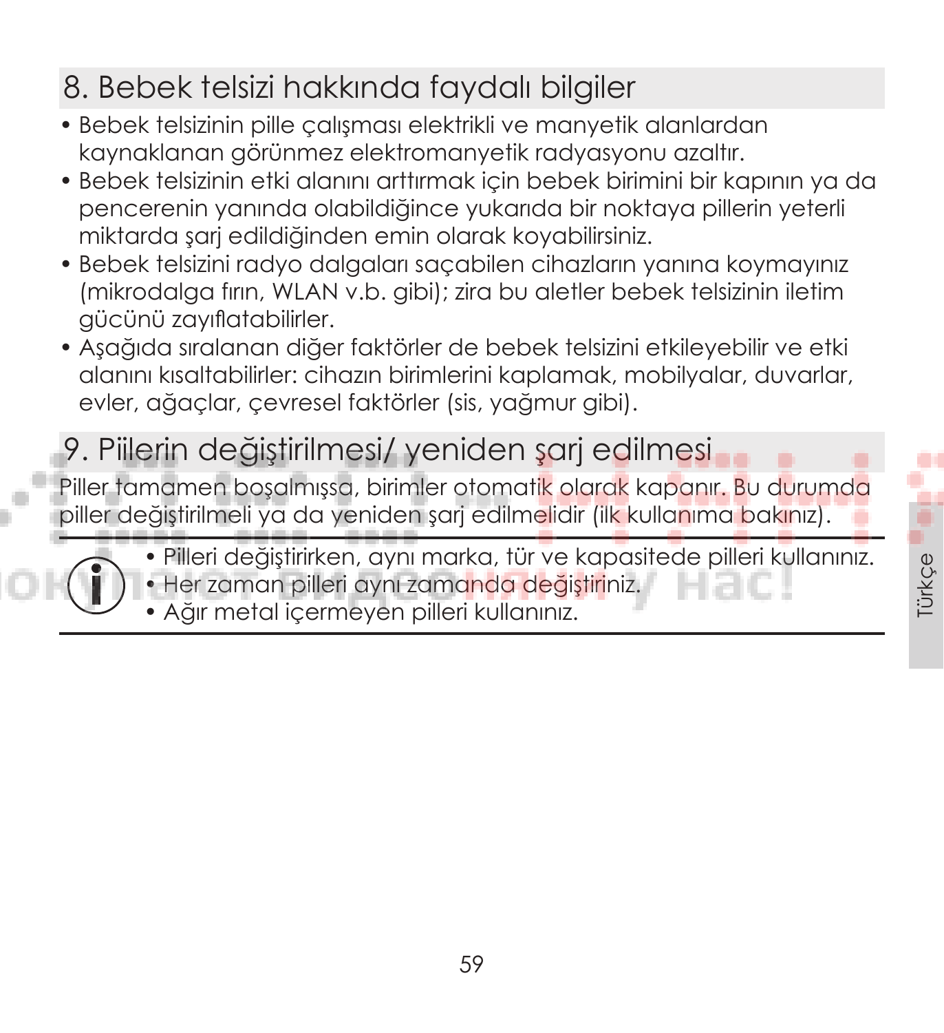## 8. Bebek telsizi hakkında faydalı bilgiler

- Bebek telsizinin pille çalışması elektrikli ve manyetik alanlardan kaynaklanan görünmez elektromanyetik radyasyonu azaltır.
- Bebek telsizinin etki alanını arttırmak için bebek birimini bir kapının ya da pencerenin yanında olabildiğince yukarıda bir noktaya pillerin yeterli miktarda şarj edildiğinden emin olarak koyabilirsiniz.
- Bebek telsizini radyo dalgaları saçabilen cihazların yanına koymayınız (mikrodalga fırın, WLAN v.b. gibi); zira bu aletler bebek telsizinin iletim gücünü zayıflatabilirler.
- Aşağıda sıralanan diğer faktörler de bebek telsizini etkileyebilir ve etki alanını kısaltabilirler: cihazın birimlerini kaplamak, mobilyalar, duvarlar, evler, ağaçlar, çevresel faktörler (sis, yağmur gibi).

## 9. Piilerin değiştirilmesi/ yeniden şarj edilmesi

Piller tamamen boşalmışsa, birimler otomatik olarak kapanır. Bu durumda piller değiştirilmeli ya da yeniden şarj edilmelidir (ilk kullanıma bakınız).

- Pilleri değiştirirken, aynı marka, tür ve kapasitede pilleri kullanınız.
- Her zaman pilleri aynı zamanda değiştiriniz.
- Ağır metal içermeyen pilleri kullanınız.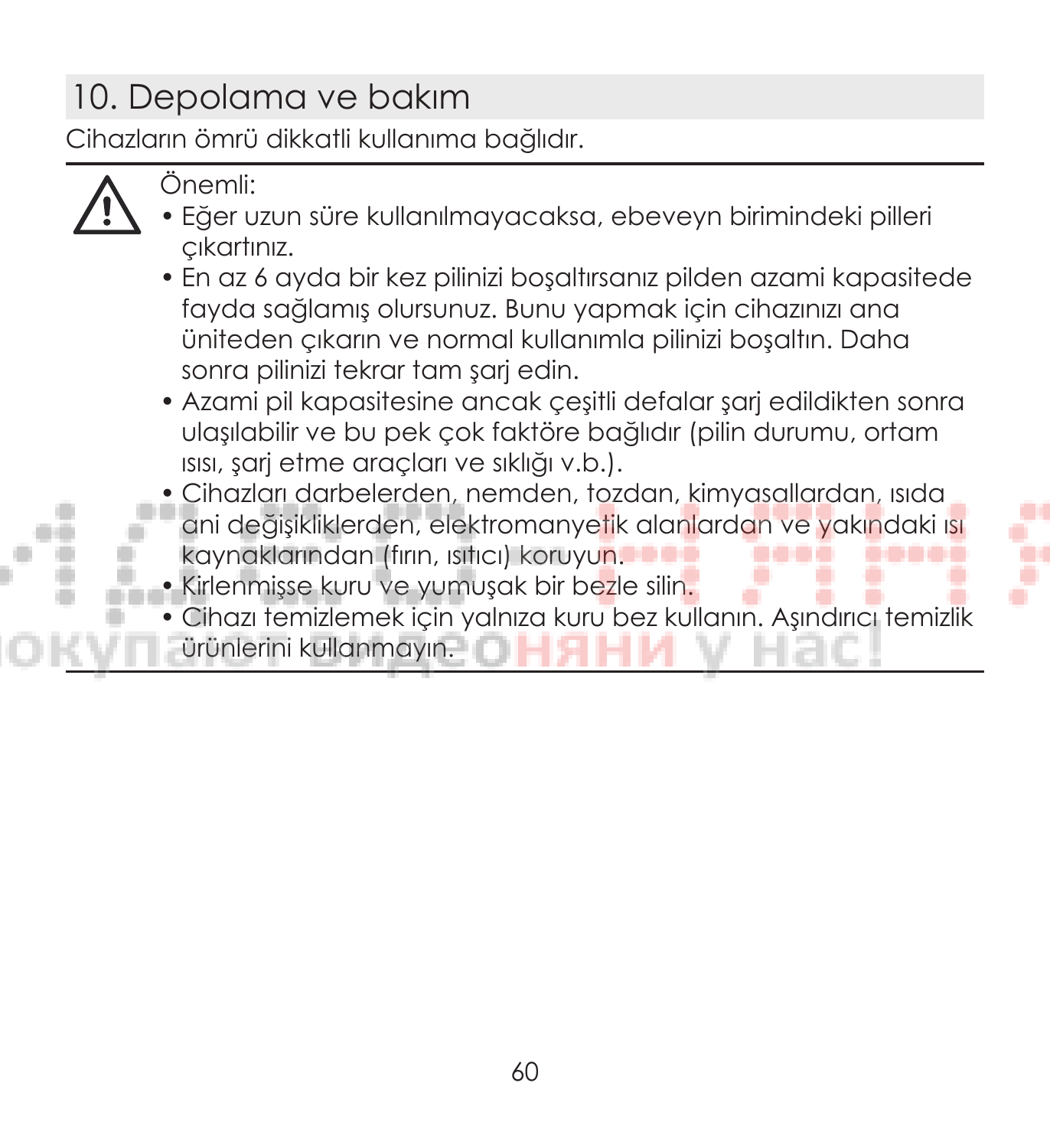## 10. Depolama ve bakım

Cihazların ömrü dikkatli kullanıma bağlıdır.

Önemli:

- Eğer uzun süre kullanılmayacaksa, ebeveyn birimindeki pilleri çıkartınız.
- En az 6 ayda bir kez pilinizi boşaltırsanız pilden azami kapasitede fayda sağlamış olursunuz. Bunu yapmak için cihazınızı ana üniteden çıkarın ve normal kullanımla pilinizi boşaltın. Daha sonra pilinizi tekrar tam şarj edin.
- Azami pil kapasitesine ancak çeşitli defalar şarj edildikten sonra ulaşılabilir ve bu pek çok faktöre bağlıdır (pilin durumu, ortam ısısı, şarj etme araçları ve sıklığı v.b.).
- Cihazları darbelerden, nemden, tozdan, kimyasallardan, ısıda ani değişikliklerden, elektromanyetik alanlardan ve yakındaki ısı kaynaklarından (fırın, ısıtıcı) koruyun.
- Kirlenmişse kuru ve yumuşak bir bezle silin.
- Cihazı temizlemek için yalnıza kuru bez kullanın. Aşındırıcı temizlik ürünlerini kullanmayın.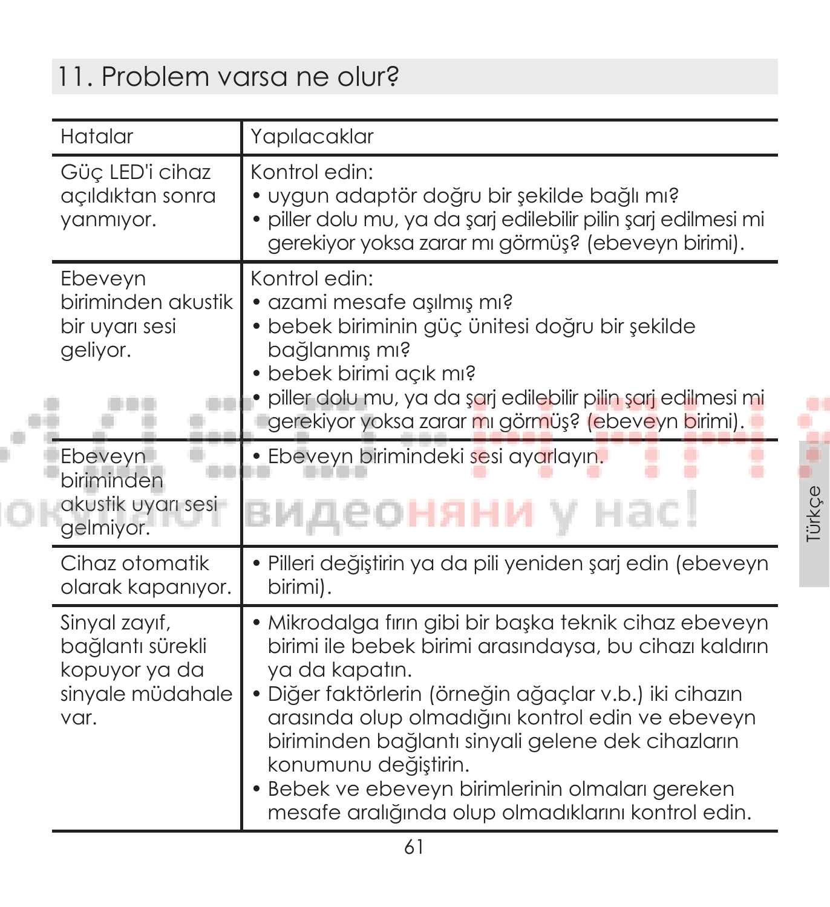## 11. Problem varsa ne olur?

| Hatalar | Yapılacaklar |
|---|---|
| Güç LED'i cihaz açıldıktan sonra yanmıyor. | Kontrol edin:<br>• uygun adaptör doğru bir şekilde bağlı mı?<br>• piller dolu mu, ya da şarj edilebilir pilin şarj edilmesi mi gerekiyor yoksa zarar mı görmüş? (ebeveyn birimi). |
| Ebeveyn biriminden akustik bir uyarı sesi geliyor. | Kontrol edin:<br>• azami mesafe aşılmış mı?<br>• bebek biriminin güç ünitesi doğru bir şekilde bağlanmış mı?<br>• bebek birimi açık mı?<br>• piller dolu mu, ya da şarj edilebilir pilin şarj edilmesi mi gerekiyor yoksa zarar mı görmüş? (ebeveyn birimi). |
| Ebeveyn biriminden akustik uyarı sesi gelmiyor. | • Ebeveyn birimindeki sesi ayarlayın. |
| Cihaz otomatik olarak kapanıyor. | • Pilleri değiştirin ya da pili yeniden şarj edin (ebeveyn birimi). |
| Sinyal zayıf, bağlantı sürekli kopuyor ya da sinyale müdahale var. | • Mikrodalga fırın gibi bir başka teknik cihaz ebeveyn birimi ile bebek birimi arasındaysa, bu cihazı kaldırın ya da kapatın.<br>• Diğer faktörlerin (örneğin ağaçlar v.b.) iki cihazın arasında olup olmadığını kontrol edin ve ebeveyn biriminden bağlantı sinyali gelene dek cihazların konumunu değiştirin.<br>• Bebek ve ebeveyn birimlerinin olmaları gereken mesafe aralığında olup olmadıklarını kontrol edin. |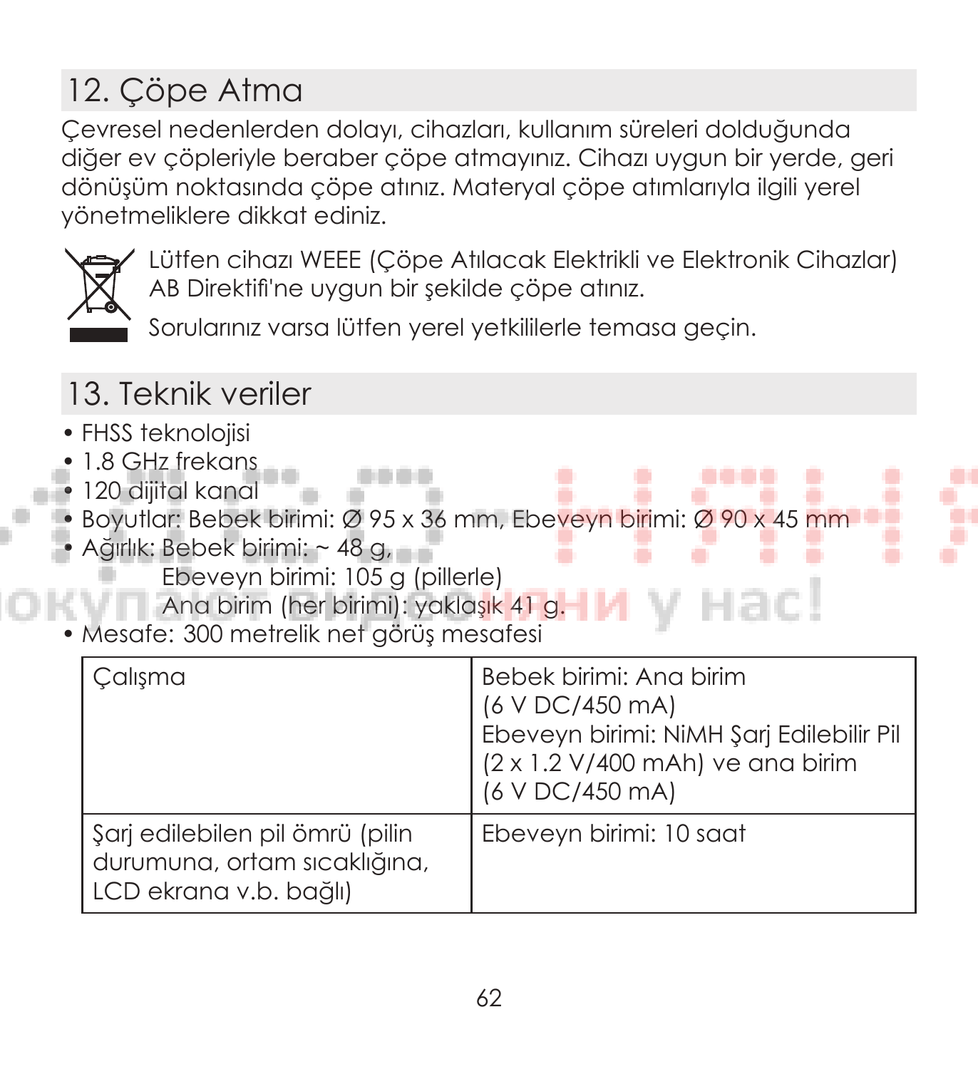## 12. Çöpe Atma

Çevresel nedenlerden dolayı, cihazları, kullanım süreleri dolduğunda diğer ev çöpleriyle beraber çöpe atmayınız. Cihazı uygun bir yerde, geri dönüşüm noktasında çöpe atınız. Materyal çöpe atımlarıyla ilgili yerel yönetmeliklere dikkat ediniz.

Lütfen cihazı WEEE (Çöpe Atılacak Elektrikli ve Elektronik Cihazlar) AB Direktifi'ne uygun bir şekilde çöpe atınız.

Sorularınız varsa lütfen yerel yetkililerle temasa geçin.

## 13. Teknik veriler

- FHSS teknolojisi
- 1.8 GHz frekans
- 120 dijital kanal
- Boyutlar: Bebek birimi: Ø 95 x 36 mm, Ebeveyn birimi: Ø 90 x 45 mm
- Ağırlık: Bebek birimi: ~ 48 g,
  Ebeveyn birimi: 105 g (pillerle)
  Ana birim (her birimi): yaklaşık 41 g.
- Mesafe: 300 metrelik net görüş mesafesi

| Çalışma | Bebek birimi: Ana birim (6 V DC/450 mA) Ebeveyn birimi: NiMH Şarj Edilebilir Pil (2 x 1.2 V/400 mAh) ve ana birim (6 V DC/450 mA) |
|---|---|
| Şarj edilebilen pil ömrü (pilin durumuna, ortam sıcaklığına, LCD ekrana v.b. bağlı) | Ebeveyn birimi: 10 saat |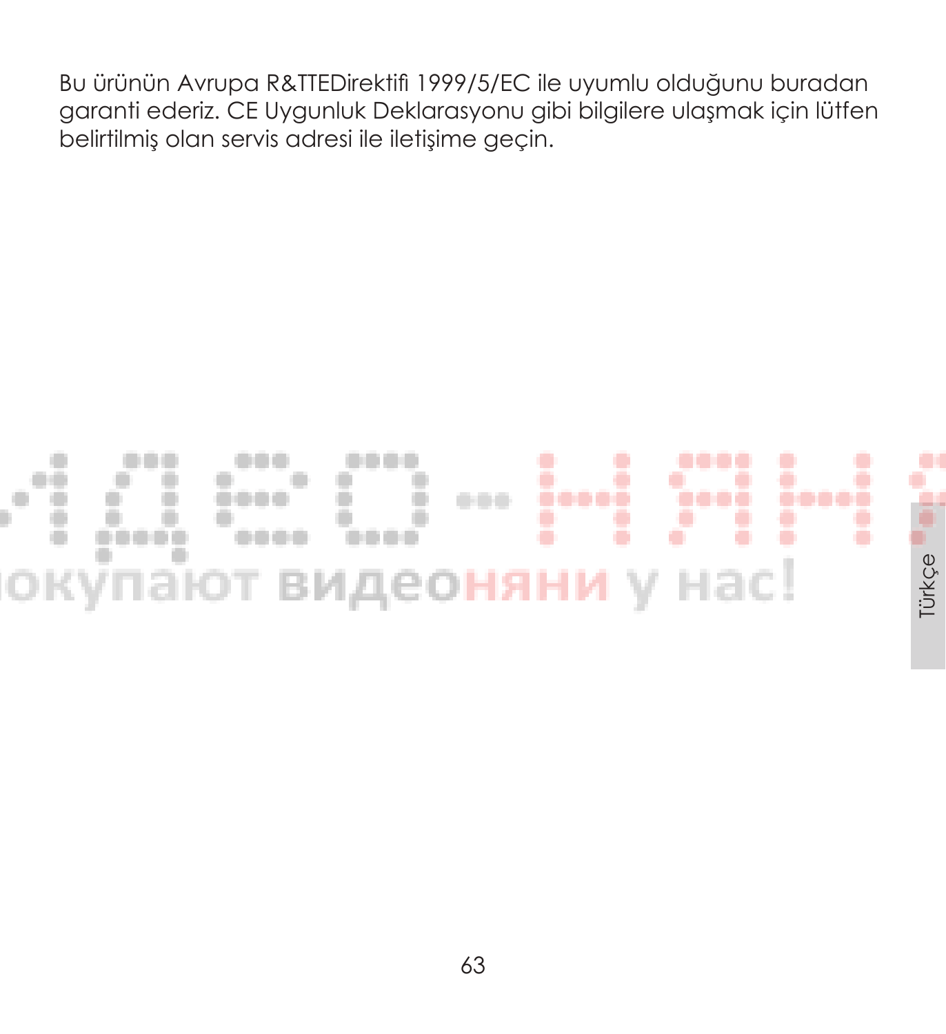Bu ürünün Avrupa R&TTEDirektifi 1999/5/EC ile uyumlu olduğunu buradan garanti ederiz. CE Uygunluk Deklarasyonu gibi bilgilere ulaşmak için lütfen belirtilmiş olan servis adresi ile iletişime geçin.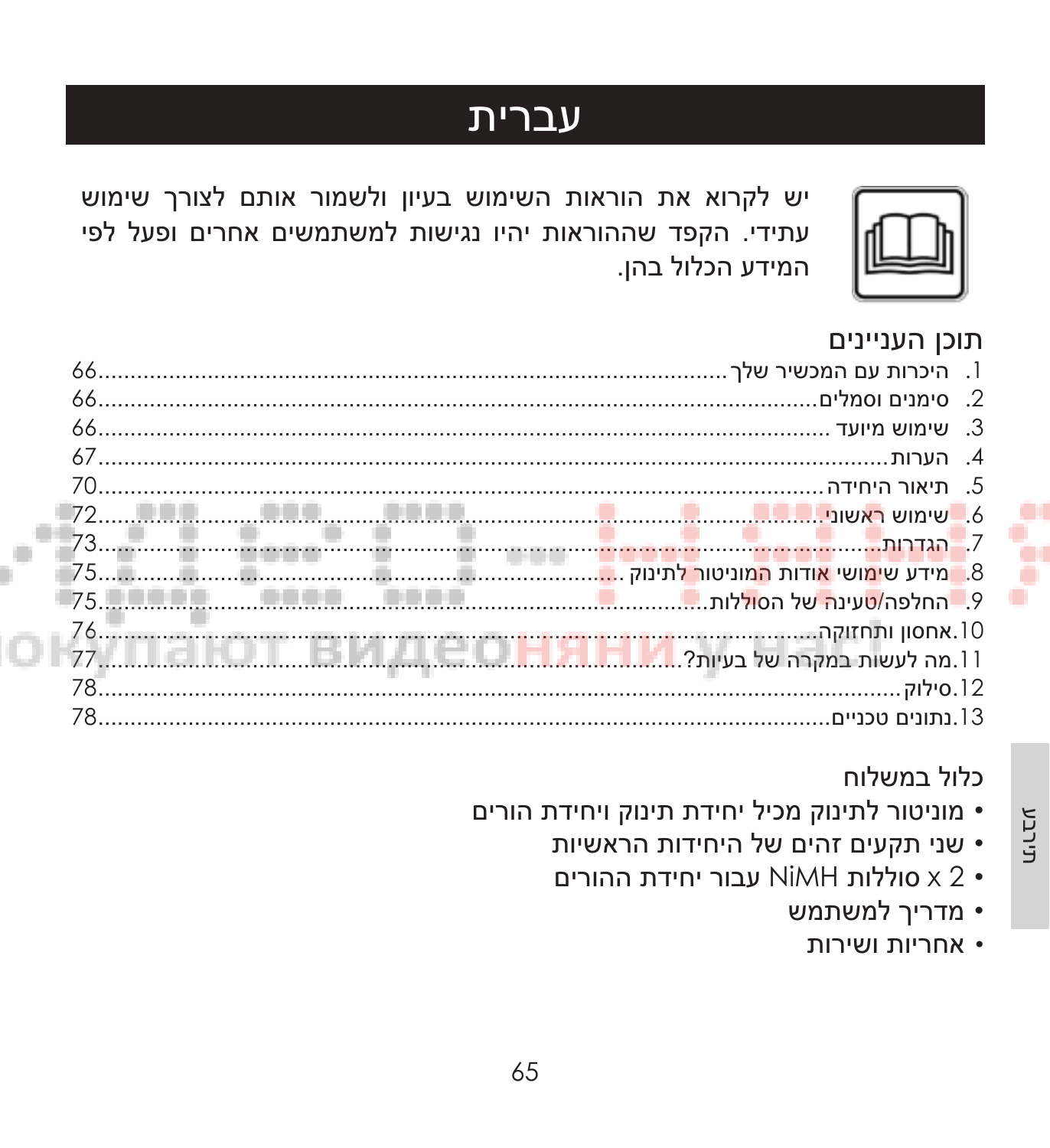# עברית

יש לקרוא את הוראות השימוש בעיון ולשמור אותם לצורך שימוש עתידי. הקפד שההוראות יהיו נגישות למשתמשים אחרים ופעל לפי המידע הכלול בהן.

## תוכן העניינים

1. היכרות עם המכשיר שלך ........ 66
2. סימנים וסמלים ........ 66
3. שימוש מיועד ........ 66
4. הערות ........ 67
5. תיאור היחידה ........ 70
6. שימוש ראשוני ........ 72
7. הגדרות ........ 73
8. מידע שימושי אודות המוניטור לתינוק ........ 75
9. החלפה/טעינה של הסוללות ........ 75
10. אחסון ותחזוקה ........ 76
11. מה לעשות במקרה של בעיות? ........ 77
12. סילוק ........ 78
13. נתונים טכניים ........ 78

## כלול במשלוח

- מוניטור לתינוק מכיל יחידת תינוק ויחידת הורים
- שני תקעים זהים של היחידות הראשיות
- 2 x סוללות NiMH עבור יחידת ההורים
- מדריך למשתמש
- אחריות ושירות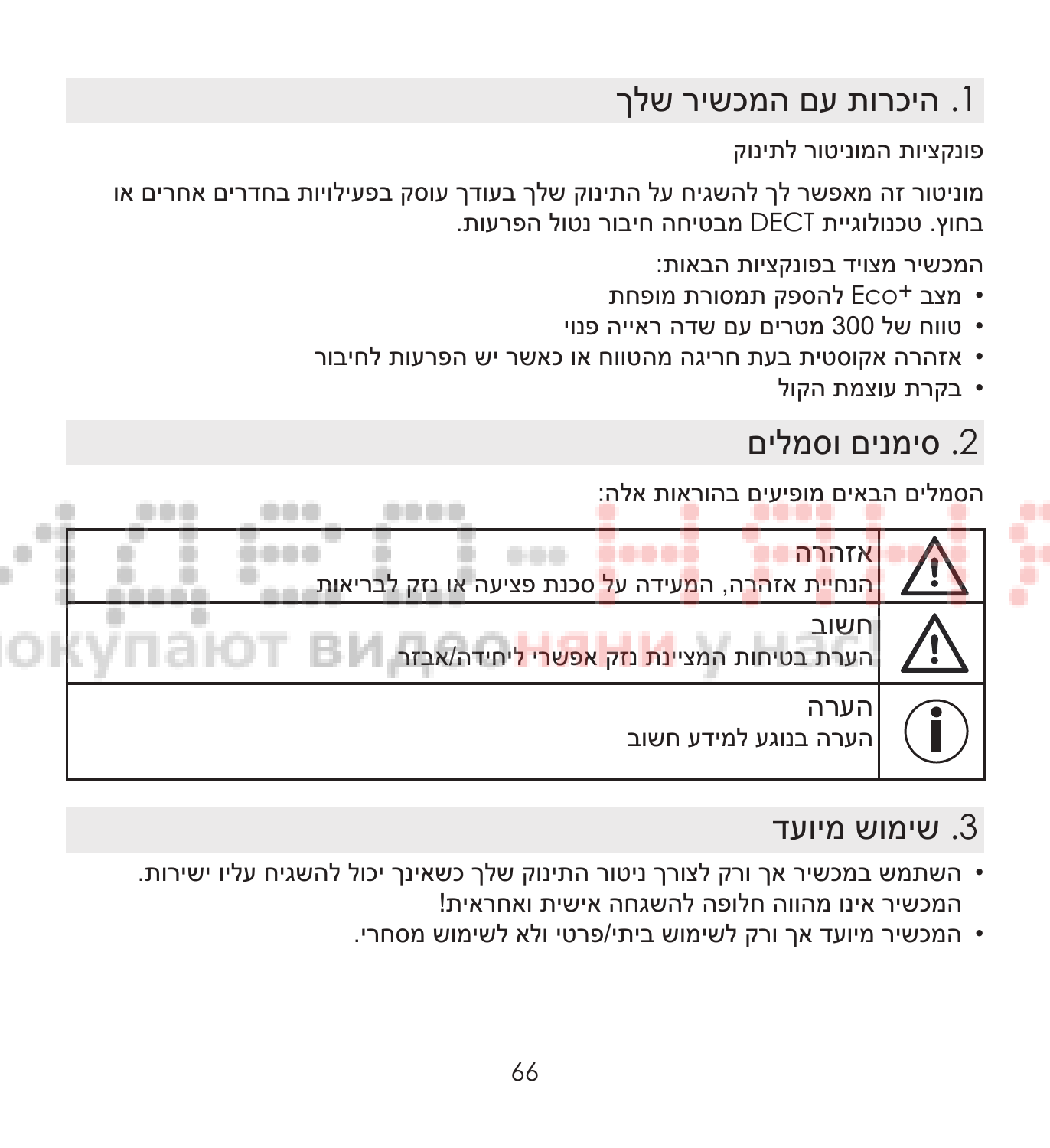## 1. היכרות עם המכשיר שלך

פונקציות המוניטור לתינוק

מוניטור זה מאפשר לך להשגיח על התינוק שלך בעודך עוסק בפעילויות בחדרים אחרים או בחוץ. טכנולוגיית DECT מבטיחה חיבור נטול הפרעות.

המכשיר מצויד בפונקציות הבאות:

- מצב +Eco להספק תמסורת מופחת
- טווח של 300 מטרים עם שדה ראייה פנוי
- אזהרה אקוסטית בעת חריגה מהטווח או כאשר יש הפרעות לחיבור
- בקרת עוצמת הקול

## 2. סימנים וסמלים

הסמלים הבאים מופיעים בהוראות אלה:

| | |
|---|---|
| ⚠ | **אזהרה**<br>הנחיית אזהרה, המעידה על סכנת פציעה או נזק לבריאות |
| ⚠ | **חשוב**<br>הערת בטיחות המציינת נזק אפשרי ליחידה/אבזר |
| ℹ | **הערה**<br>הערה בנוגע למידע חשוב |

## 3. שימוש מיועד

- השתמש במכשיר אך ורק לצורך ניטור התינוק שלך כשאינך יכול להשגיח עליו ישירות. המכשיר אינו מהווה חלופה להשגחה אישית ואחראית!
- המכשיר מיועד אך ורק לשימוש ביתי/פרטי ולא לשימוש מסחרי.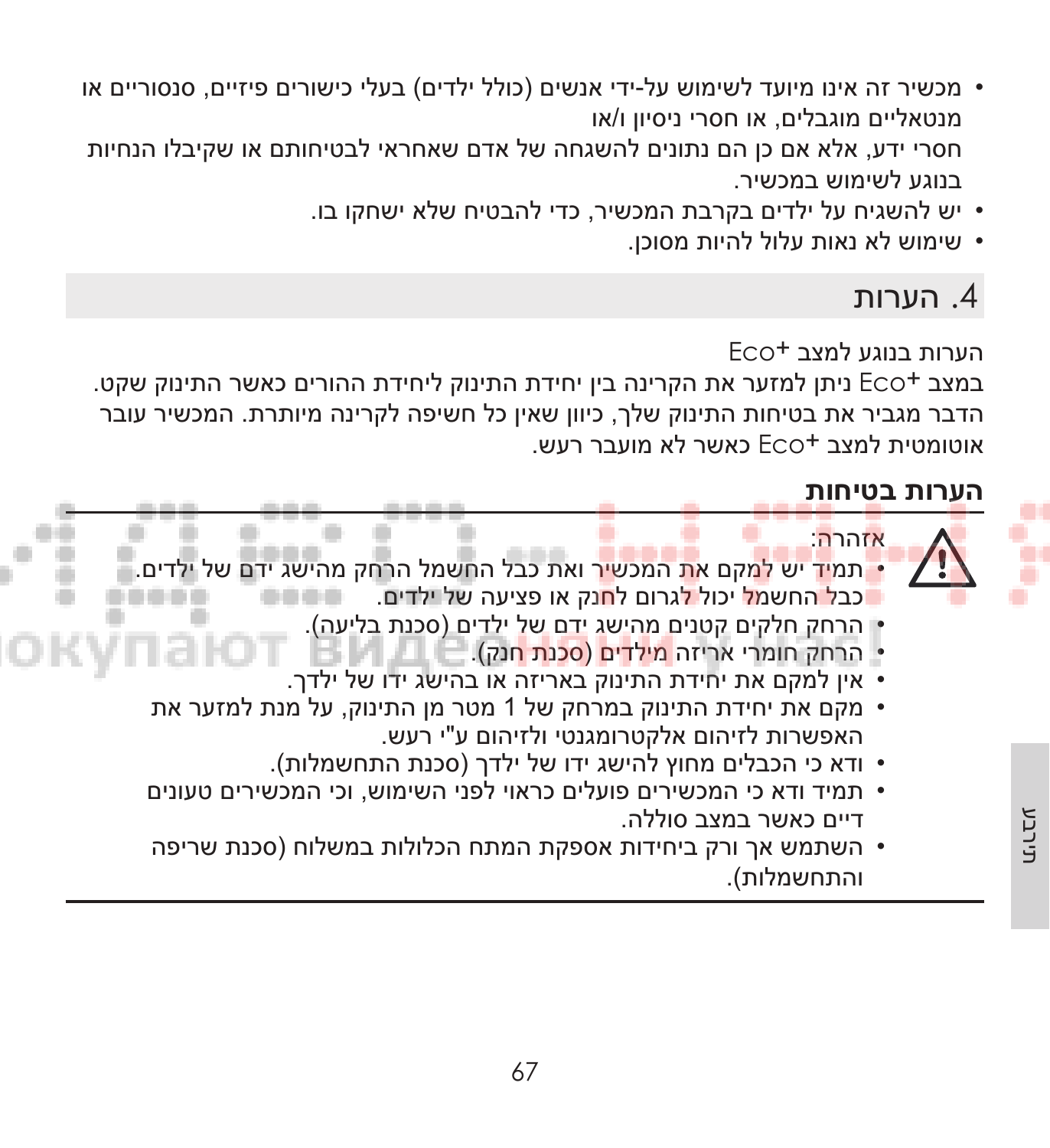- מכשיר זה אינו מיועד לשימוש על-ידי אנשים (כולל ילדים) בעלי כישורים פיזיים, סנסוריים או מנטאליים מוגבלים, או חסרי ניסיון ו/או
  חסרי ידע, אלא אם כן הם נתונים להשגחה של אדם שאחראי לבטיחותם או שקיבלו הנחיות בנוגע לשימוש במכשיר.
- יש להשגיח על ילדים בקרבת המכשיר, כדי להבטיח שלא ישחקו בו.
- שימוש לא נאות עלול להיות מסוכן.

## 4. הערות

הערות בנוגע למצב $Eco^+$

במצב $Eco^+$ ניתן למזער את הקרינה בין יחידת התינוק ליחידת ההורים כאשר התינוק שקט. הדבר מגביר את בטיחות התינוק שלך, כיוון שאין כל חשיפה לקרינה מיותרת. המכשיר עובר אוטומטית למצב $Eco^+$ כאשר לא מועבר רעש.

### הערות בטיחות

אזהרה:

- תמיד יש למקם את המכשיר ואת כבל החשמל הרחק מהישג ידם של ילדים. כבל החשמל יכול לגרום לחנק או פציעה של ילדים.
- הרחק חלקים קטנים מהישג ידם של ילדים (סכנת בליעה).
- הרחק חומרי אריזה מילדים (סכנת חנק).
- אין למקם את יחידת התינוק באריזה או בהישג ידו של ילדך.
- מקם את יחידת התינוק במרחק של 1 מטר מן התינוק, על מנת למזער את האפשרות לזיהום אלקטרומגנטי ולזיהום ע"י רעש.
- ודא כי הכבלים מחוץ להישג ידו של ילדך (סכנת התחשמלות).
- תמיד ודא כי המכשירים פועלים כראוי לפני השימוש, וכי המכשירים טעונים דיים כאשר במצב סוללה.
- השתמש אך ורק ביחידות אספקת המתח הכלולות במשלוח (סכנת שריפה והתחשמלות).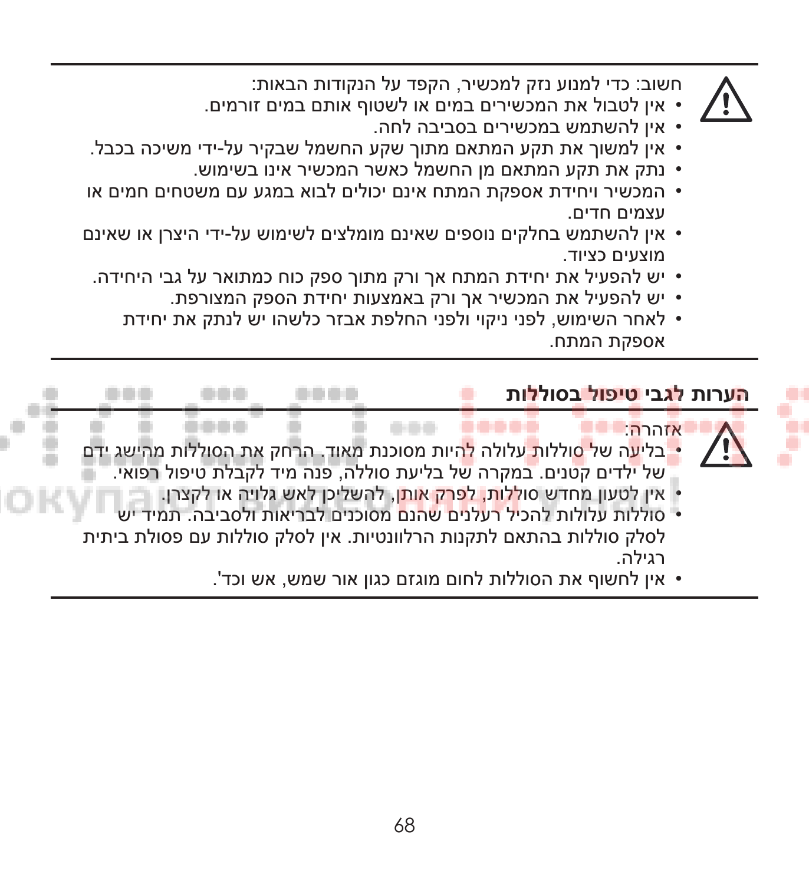חשוב: כדי למנוע נזק למכשיר, הקפד על הנקודות הבאות:

- אין לטבול את המכשירים במים או לשטוף אותם במים זורמים.
- אין להשתמש במכשירים בסביבה לחה.
- אין למשוך את תקע המתאם מתוך שקע החשמל שבקיר על-ידי משיכה בכבל.
- נתק את תקע המתאם מן החשמל כאשר המכשיר אינו בשימוש.
- המכשיר ויחידת אספקת המתח אינם יכולים לבוא במגע עם משטחים חמים או עצמים חדים.
- אין להשתמש בחלקים נוספים שאינם מומלצים לשימוש על-ידי היצרן או שאינם מוצעים כציוד.
- יש להפעיל את יחידת המתח אך ורק מתוך ספק כוח כמתואר על גבי היחידה.
- יש להפעיל את המכשיר אך ורק באמצעות יחידת הספק המצורפת.
- לאחר השימוש, לפני ניקוי ולפני החלפת אבזר כלשהו יש לנתק את יחידת אספקת המתח.

## הערות לגבי טיפול בסוללות

אזהרה:

- בליעה של סוללות עלולה להיות מסוכנת מאוד. הרחק את הסוללות מהישג ידם של ילדים קטנים. במקרה של בליעת סוללה, פנה מיד לקבלת טיפול רפואי.
- אין לטעון מחדש סוללות, לפרק אותן, להשליכן לאש גלויה או לקצרן.
- סוללות עלולות להכיל רעלנים שהנם מסוכנים לבריאות ולסביבה. תמיד יש לסלק סוללות בהתאם לתקנות הרלוונטיות. אין לסלק סוללות עם פסולת ביתית רגילה.
- אין לחשוף את הסוללות לחום מוגזם כגון אור שמש, אש וכד'.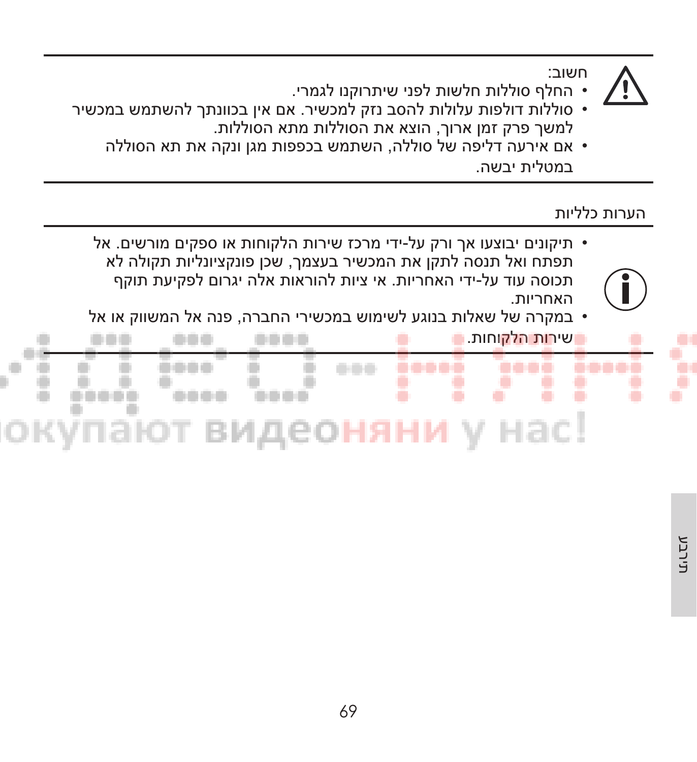חשוב:

- החלף סוללות חלשות לפני שיתרוקנו לגמרי.
- סוללות דולפות עלולות להסב נזק למכשיר. אם אין בכוונתך להשתמש במכשיר למשך פרק זמן ארוך, הוצא את הסוללות מתא הסוללות.
- אם אירעה דליפה של סוללה, השתמש בכפפות מגן ונקה את תא הסוללה במטלית יבשה.

## הערות כלליות

- תיקונים יבוצעו אך ורק על-ידי מרכז שירות הלקוחות או ספקים מורשים. אל תפתח ואל תנסה לתקן את המכשיר בעצמך, שכן פונקציונליות תקולה לא תכוסה עוד על-ידי האחריות. אי ציות להוראות אלה יגרום לפקיעת תוקף האחריות.
- במקרה של שאלות בנוגע לשימוש במכשירי החברה, פנה אל המשווק או אל שירות הלקוחות.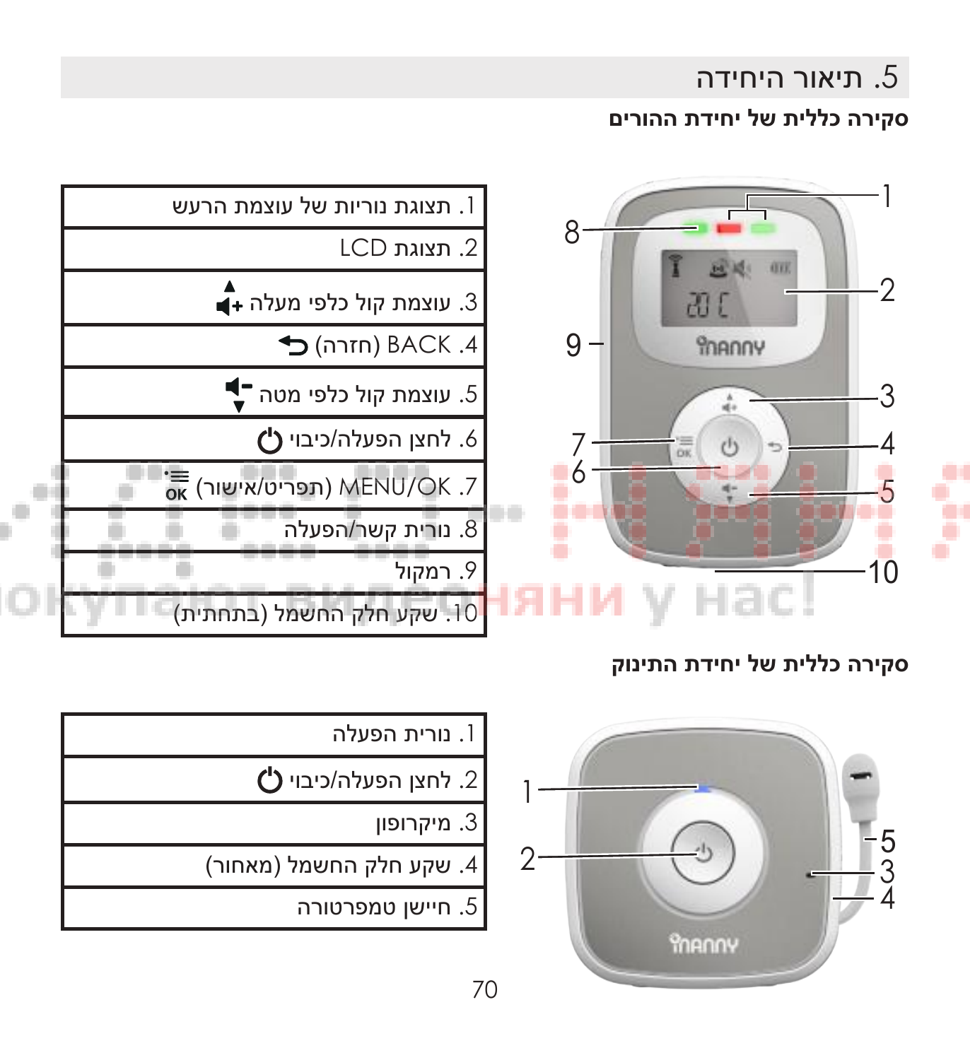## 5. תיאור היחידה

### סקירה כללית של יחידת ההורים

| |
|---|
| 1. תצוגת נוריות של עוצמת הרעש |
| 2. תצוגת LCD |
| 3. עוצמת קול כלפי מעלה |
| 4. BACK (חזרה) |
| 5. עוצמת קול כלפי מטה |
| 6. לחצן הפעלה/כיבוי |
| 7. MENU/OK (תפריט/אישור) |
| 8. נורית קשר/הפעלה |
| 9. רמקול |
| 10. שקע חלק החשמל (בתחתית) |

### סקירה כללית של יחידת התינוק

| |
|---|
| 1. נורית הפעלה |
| 2. לחצן הפעלה/כיבוי |
| 3. מיקרופון |
| 4. שקע חלק החשמל (מאחור) |
| 5. חיישן טמפרטורה |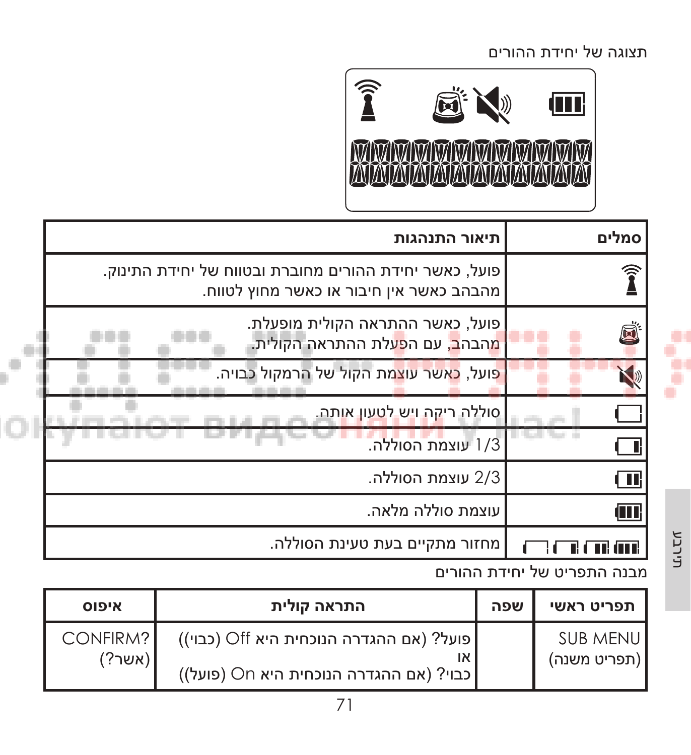תצוגה של יחידת ההורים

| סמלים | תיאור התנהגות |
| --- | --- |
| | פועל, כאשר יחידת ההורים מחוברת ובטווח של יחידת התינוק. מהבהב כאשר אין חיבור או כאשר מחוץ לטווח. |
| | פועל, כאשר ההתראה הקולית מופעלת. מהבהב, עם הפעלת ההתראה הקולית. |
| | פועל, כאשר עוצמת הקול של הרמקול כבויה. |
| | סוללה ריקה ויש לטעון אותה. |
| | 1/3 עוצמת הסוללה. |
| | 2/3 עוצמת הסוללה. |
| | עוצמת סוללה מלאה. |
| | מחזור מתקיים בעת טעינת הסוללה. |

מבנה התפריט של יחידת ההורים

| תפריט ראשי | שפה | התראה קולית | איפוס |
| --- | --- | --- | --- |
| SUB MENU (תפריט משנה) | | פועל? (אם ההגדרה הנוכחית היא Off (כבוי)) או כבוי? (אם ההגדרה הנוכחית היא On (פועל)) | CONFIRM? (אשר?) |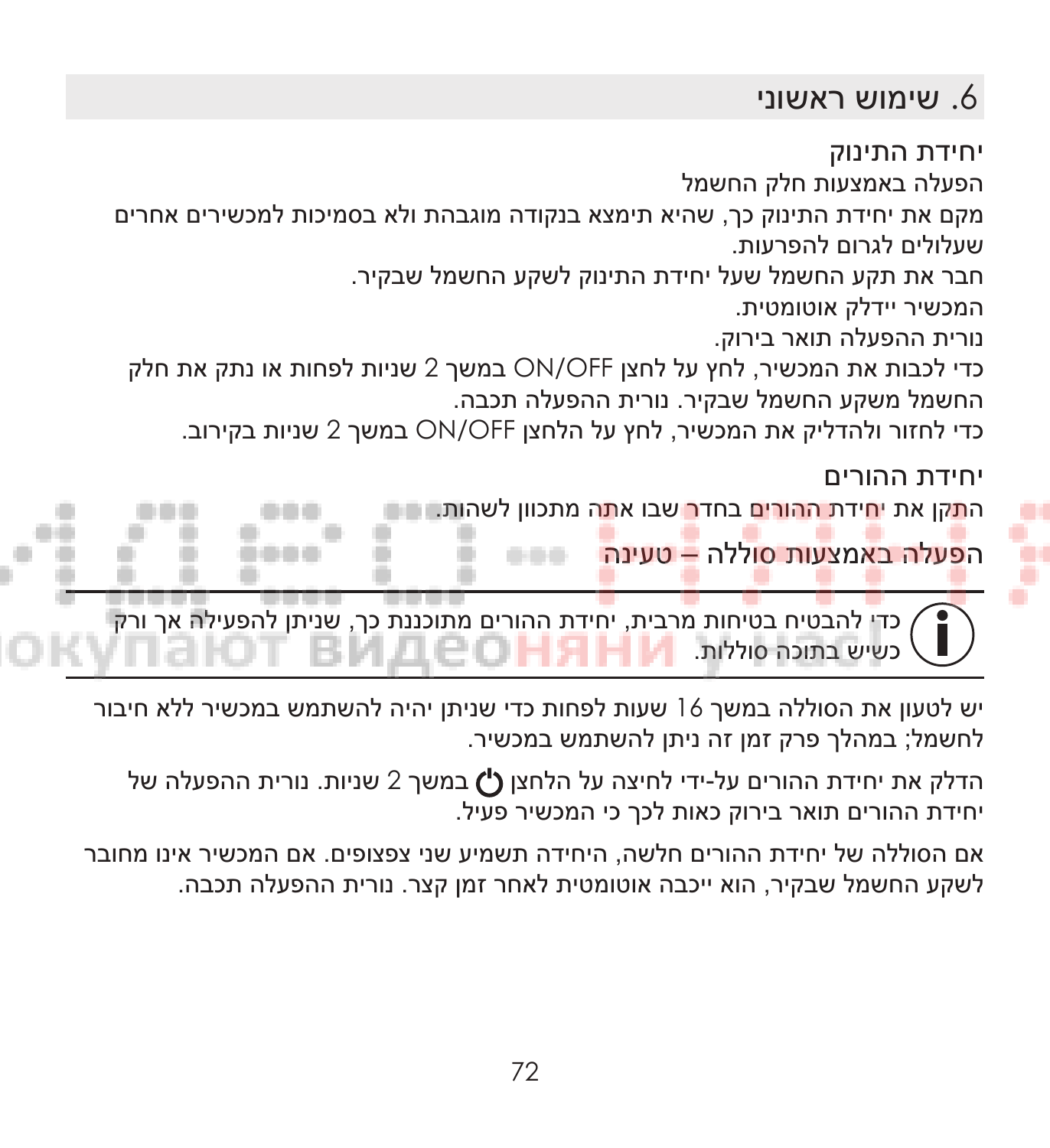## 6. שימוש ראשוני

### יחידת התינוק

הפעלה באמצעות חלק החשמל

מקם את יחידת התינוק כך, שהיא תימצא בנקודה מוגבהת ולא בסמיכות למכשירים אחרים שעלולים לגרום להפרעות.

חבר את תקע החשמל שעל יחידת התינוק לשקע החשמל שבקיר.

המכשיר יידלק אוטומטית.

נורית ההפעלה תואר בירוק.

כדי לכבות את המכשיר, לחץ על לחצן ON/OFF במשך 2 שניות לפחות או נתק את חלק החשמל משקע החשמל שבקיר. נורית ההפעלה תכבה.

כדי לחזור ולהדליק את המכשיר, לחץ על הלחצן ON/OFF במשך 2 שניות בקירוב.

### יחידת ההורים

התקן את יחידת ההורים בחדר שבו אתה מתכוון לשהות.

הפעלה באמצעות סוללה – טעינה

---

כדי להבטיח בטיחות מרבית, יחידת ההורים מתוכננת כך, שניתן להפעילה אך ורק כשיש בתוכה סוללות.

---

יש לטעון את הסוללה במשך 16 שעות לפחות כדי שניתן יהיה להשתמש במכשיר ללא חיבור לחשמל; במהלך פרק זמן זה ניתן להשתמש במכשיר.

הדלק את יחידת ההורים על-ידי לחיצה על הלחצן ⏻ במשך 2 שניות. נורית ההפעלה של יחידת ההורים תואר בירוק כאות לכך כי המכשיר פעיל.

אם הסוללה של יחידת ההורים חלשה, היחידה תשמיע שני צפצופים. אם המכשיר אינו מחובר לשקע החשמל שבקיר, הוא ייכבה אוטומטית לאחר זמן קצר. נורית ההפעלה תכבה.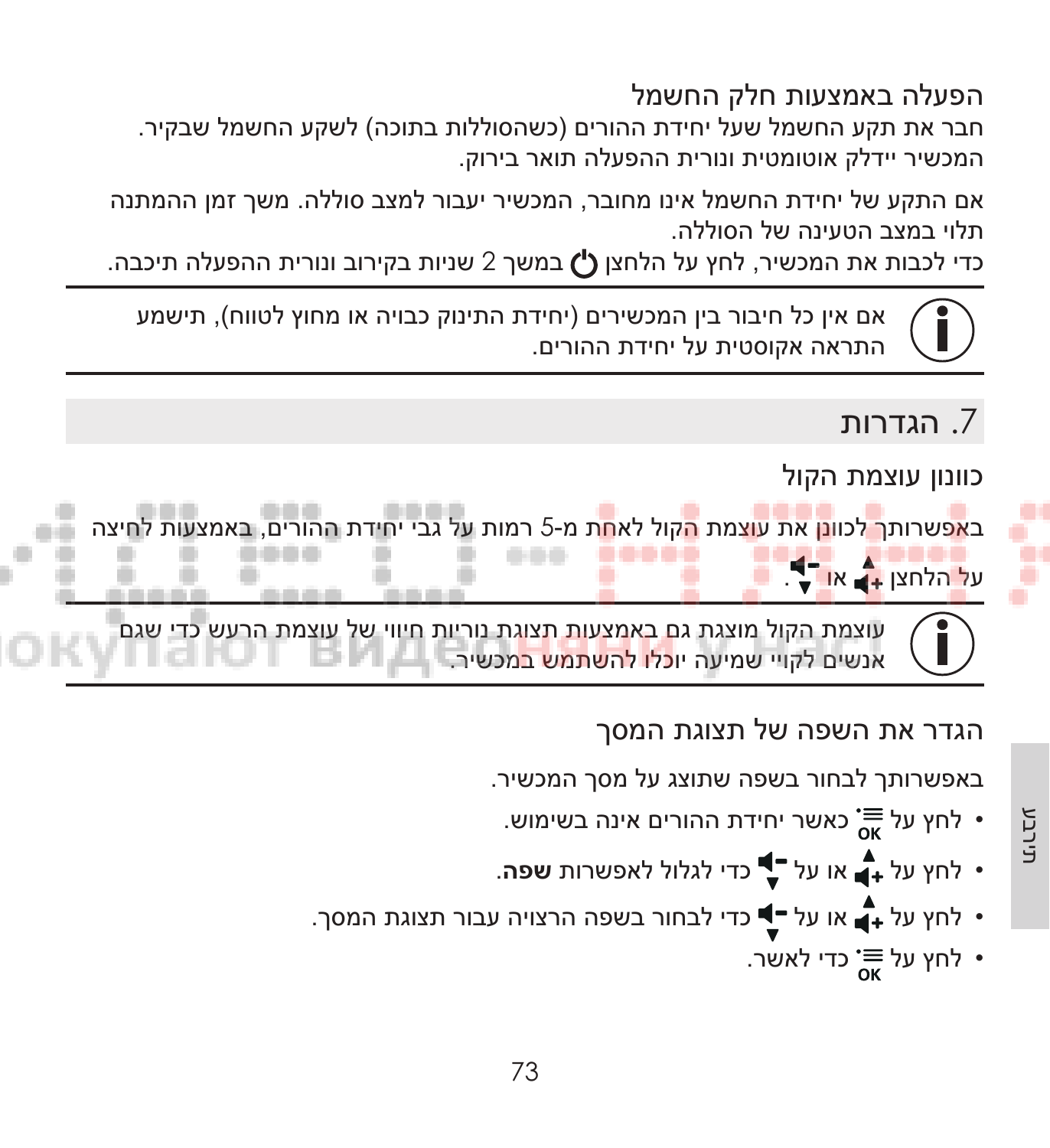### הפעלה באמצעות חלק החשמל

חבר את תקע החשמל שעל יחידת ההורים (כשהסוללות בתוכה) לשקע החשמל שבקיר. המכשיר יידלק אוטומטית ונורית ההפעלה תואר בירוק.

אם התקע של יחידת החשמל אינו מחובר, המכשיר יעבור למצב סוללה. משך זמן ההמתנה תלוי במצב הטעינה של הסוללה.

כדי לכבות את המכשיר, לחץ על הלחצן ⏻ במשך 2 שניות בקירוב ונורית ההפעלה תיכבה.

---

אם אין כל חיבור בין המכשירים (יחידת התינוק כבויה או מחוץ לטווח), תישמע התראה אקוסטית על יחידת ההורים.

---

## 7. הגדרות

### כוונון עוצמת הקול

באפשרותך לכוונן את עוצמת הקול לאחת מ-5 רמות על גבי יחידת ההורים, באמצעות לחיצה על הלחצן ▲+ או ▼-.

---

עוצמת הקול מוצגת גם באמצעות תצוגת נוריות חיווי של עוצמת הרעש כדי שגם אנשים לקויי שמיעה יוכלו להשתמש במכשיר.

---

### הגדר את השפה של תצוגת המסך

באפשרותך לבחור בשפה שתוצג על מסך המכשיר.

- לחץ על ≡OK כאשר יחידת ההורים אינה בשימוש.
- לחץ על ▲+ או על ▼- כדי לגלול לאפשרות **שפה**.
- לחץ על ▲+ או על ▼- כדי לבחור בשפה הרצויה עבור תצוגת המסך.
- לחץ על ≡OK כדי לאשר.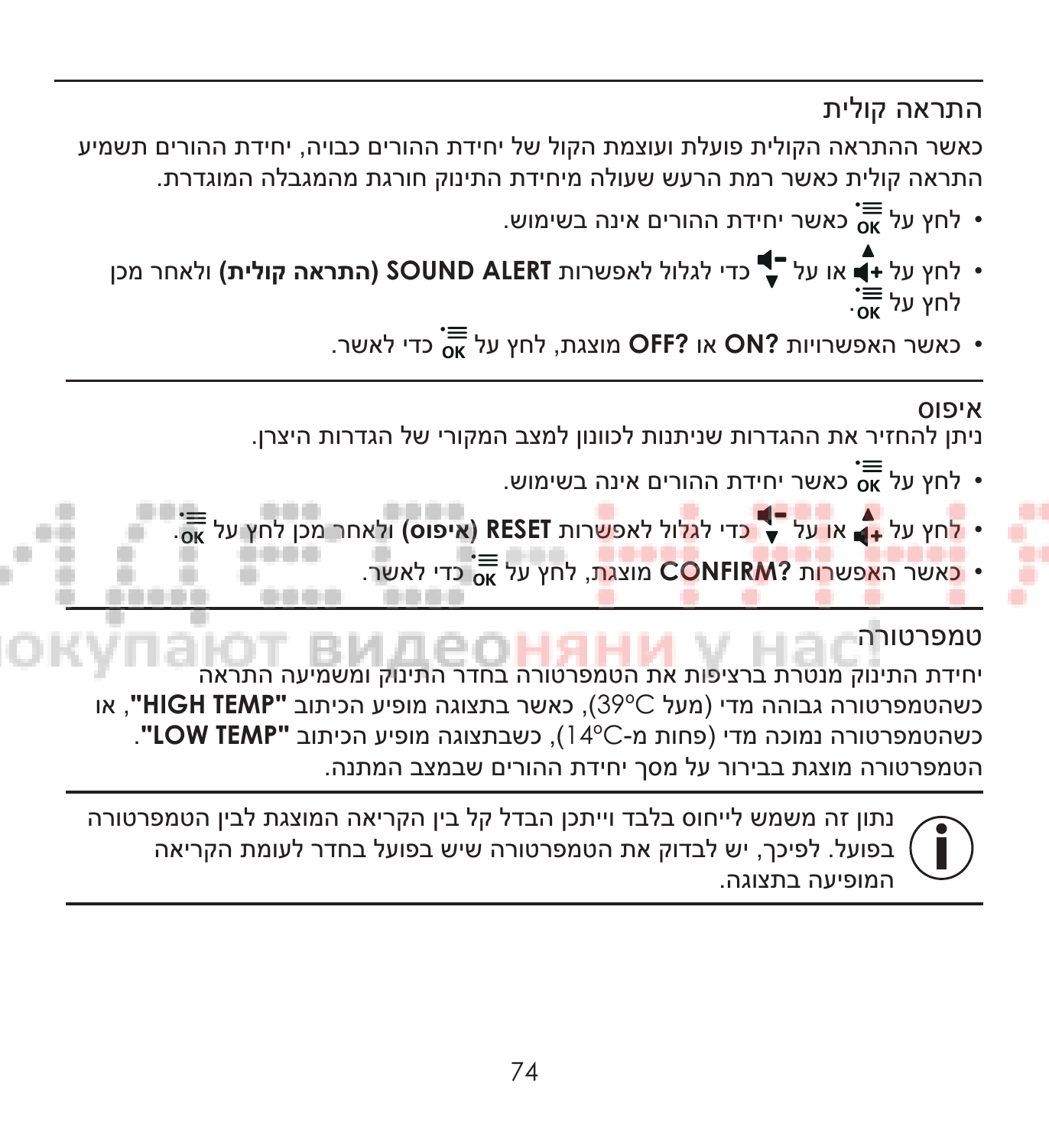## התראה קולית

כאשר ההתראה הקולית פועלת ועוצמת הקול של יחידת ההורים כבויה, יחידת ההורים תשמיע התראה קולית כאשר רמת הרעש שעולה מיחידת התינוק חורגת מהמגבלה המוגדרת.

- לחץ על OK כאשר יחידת ההורים אינה בשימוש.
- לחץ על + או על - כדי לגלול לאפשרות **SOUND ALERT (התראה קולית)** ולאחר מכן לחץ על OK.
- כאשר האפשרויות **?ON** או **?OFF** מוצגת, לחץ על OK כדי לאשר.

## איפוס

ניתן להחזיר את ההגדרות שניתנות לכוונון למצב המקורי של הגדרות היצרן.

- לחץ על OK כאשר יחידת ההורים אינה בשימוש.
- לחץ על + או על - כדי לגלול לאפשרות **RESET (איפוס)** ולאחר מכן לחץ על OK.
- כאשר האפשרות **?CONFIRM** מוצגת, לחץ על OK כדי לאשר.

## טמפרטורה

יחידת התינוק מנטרת ברציפות את הטמפרטורה בחדר התינוק ומשמיעה התראה כשהטמפרטורה גבוהה מדי (מעל 39°C), כאשר בתצוגה מופיע הכיתוב **"HIGH TEMP"**, או כשהטמפרטורה נמוכה מדי (פחות מ-14°C), כשבתצוגה מופיע הכיתוב **"LOW TEMP"**. הטמפרטורה מוצגת בבירור על מסך יחידת ההורים שבמצב המתנה.

נתון זה משמש לייחוס בלבד וייתכן הבדל קל בין הקריאה המוצגת לבין הטמפרטורה בפועל. לפיכך, יש לבדוק את הטמפרטורה שיש בפועל בחדר לעומת הקריאה המופיעה בתצוגה.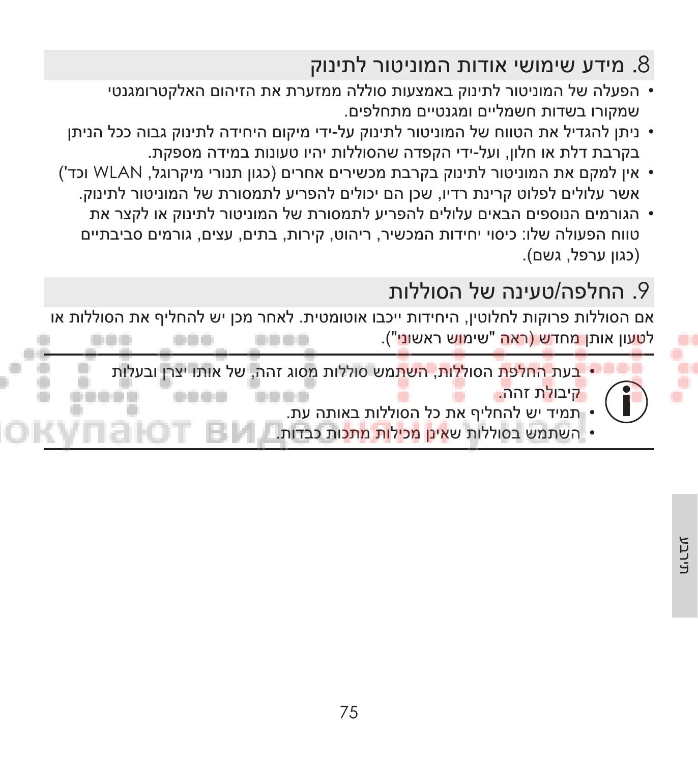## 8. מידע שימושי אודות המוניטור לתינוק

- הפעלה של המוניטור לתינוק באמצעות סוללה ממזערת את הזיהום האלקטרומגנטי שמקורו בשדות חשמליים ומגנטיים מתחלפים.
- ניתן להגדיל את הטווח של המוניטור לתינוק על-ידי מיקום היחידה לתינוק גבוה ככל הניתן בקרבת דלת או חלון, ועל-ידי הקפדה שהסוללות יהיו טעונות במידה מספקת.
- אין למקם את המוניטור לתינוק בקרבת מכשירים אחרים (כגון תנורי מיקרוגל, WLAN וכד') אשר עלולים לפלוט קרינת רדיו, שכן הם יכולים להפריע לתמסורת של המוניטור לתינוק.
- הגורמים הנוספים הבאים עלולים להפריע לתמסורת של המוניטור לתינוק או לקצר את טווח הפעולה שלו: כיסוי יחידות המכשיר, ריהוט, קירות, בתים, עצים, גורמים סביבתיים (כגון ערפל, גשם).

## 9. החלפה/טעינה של הסוללות

אם הסוללות פרוקות לחלוטין, היחידות ייכבו אוטומטית. לאחר מכן יש להחליף את הסוללות או לטעון אותן מחדש (ראה "שימוש ראשוני").

- בעת החלפת הסוללות, השתמש סוללות מסוג זהה, של אותו יצרן ובעלות קיבולת זהה.
- תמיד יש להחליף את כל הסוללות באותה עת.
- השתמש בסוללות שאינן מכילות מתכות כבדות.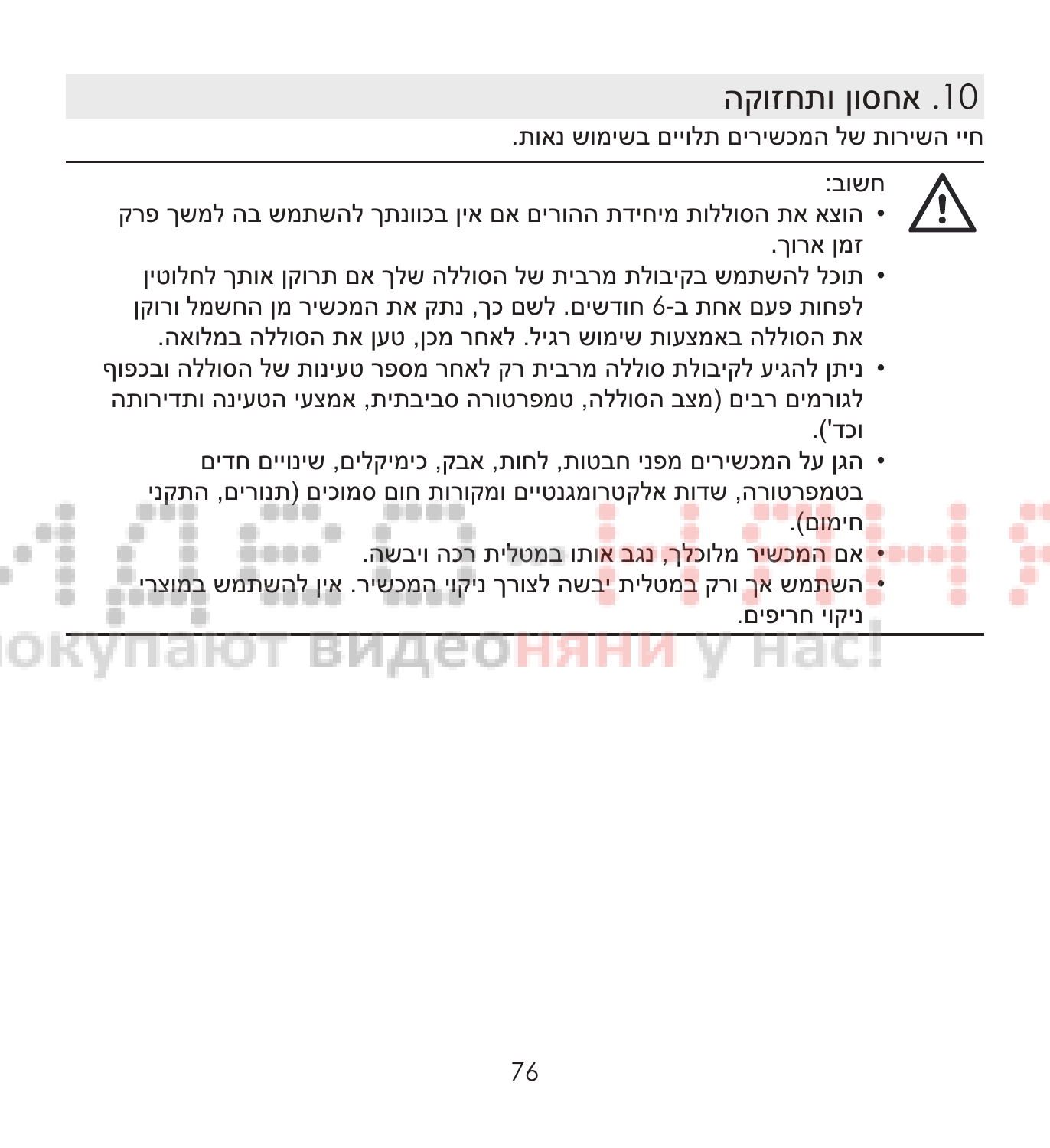## 10. אחסון ותחזוקה

חיי השירות של המכשירים תלויים בשימוש נאות.

חשוב:

- הוצא את הסוללות מיחידת ההורים אם אין בכוונתך להשתמש בה למשך פרק זמן ארוך.
- תוכל להשתמש בקיבולת מרבית של הסוללה שלך אם תרוקן אותך לחלוטין לפחות פעם אחת ב-6 חודשים. לשם כך, נתק את המכשיר מן החשמל ורוקן את הסוללה באמצעות שימוש רגיל. לאחר מכן, טען את הסוללה במלואה.
- ניתן להגיע לקיבולת סוללה מרבית רק לאחר מספר טעינות של הסוללה ובכפוף לגורמים רבים (מצב הסוללה, טמפרטורה סביבתית, אמצעי הטעינה ותדירותה וכד').
- הגן על המכשירים מפני חבטות, לחות, אבק, כימיקלים, שינויים חדים בטמפרטורה, שדות אלקטרומגנטיים ומקורות חום סמוכים (תנורים, התקני חימום).
- אם המכשיר מלוכלך, נגב אותו במטלית רכה ויבשה.
- השתמש אך ורק במטלית יבשה לצורך ניקוי המכשיר. אין להשתמש במוצרי ניקוי חריפים.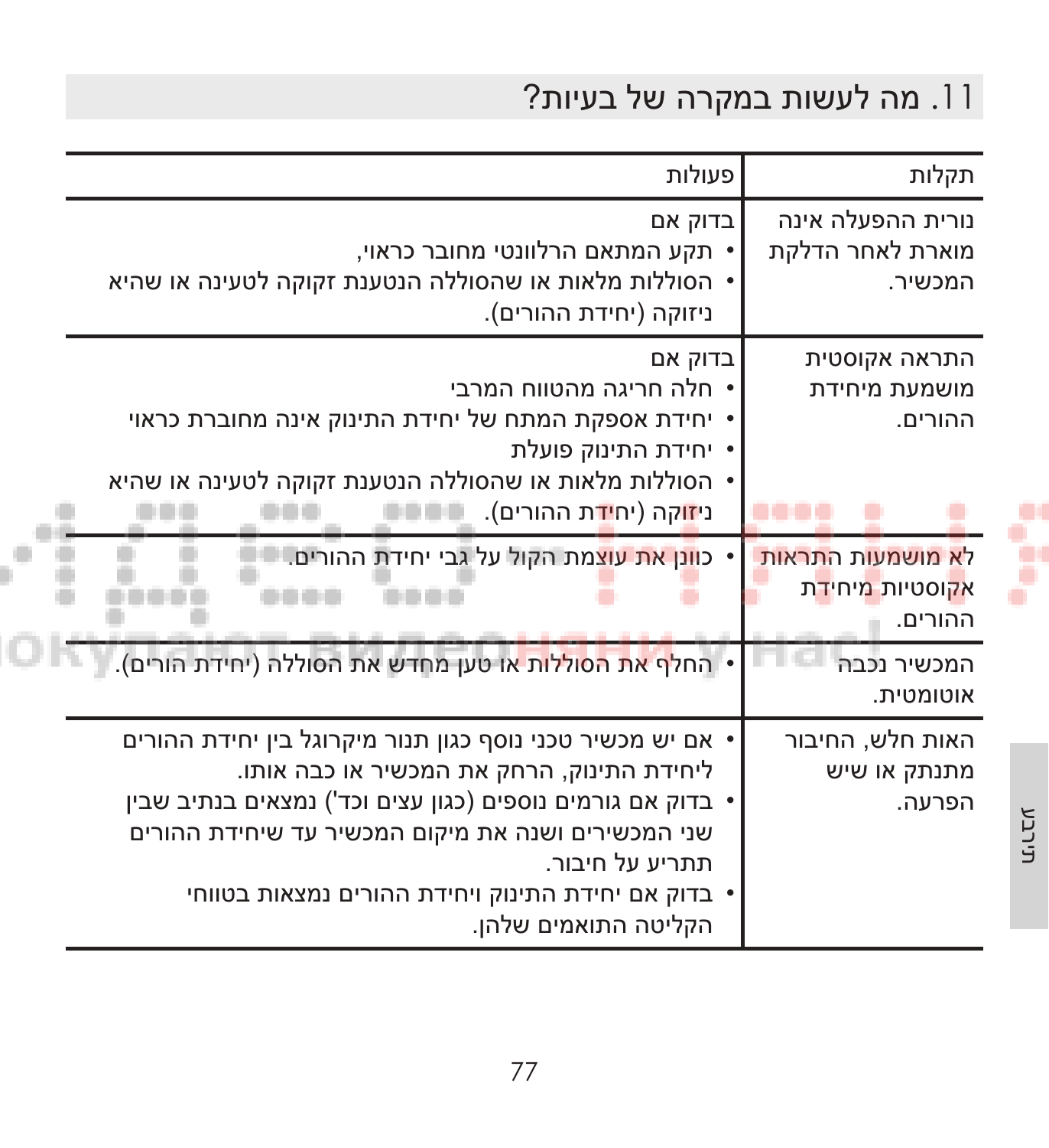## 11. מה לעשות במקרה של בעיות?

| תקלות | פעולות |
|---|---|
| נורית ההפעלה אינה מוארת לאחר הדלקת המכשיר. | בדוק אם<br>• תקע המתאם הרלוונטי מחובר כראוי,<br>• הסוללות מלאות או שהסוללה הנטענת זקוקה לטעינה או שהיא ניזוקה (יחידת ההורים). |
| התראה אקוסטית מושמעת מיחידת ההורים. | בדוק אם<br>• חלה חריגה מהטווח המרבי<br>• יחידת אספקת המתח של יחידת התינוק אינה מחוברת כראוי<br>• יחידת התינוק פועלת<br>• הסוללות מלאות או שהסוללה הנטענת זקוקה לטעינה או שהיא ניזוקה (יחידת ההורים). |
| לא מושמעות התראות אקוסטיות מיחידת ההורים. | • כוונן את עוצמת הקול על גבי יחידת ההורים. |
| המכשיר נכבה אוטומטית. | • החלף את הסוללות או טען מחדש את הסוללה (יחידת הורים). |
| האות חלש, החיבור מתנתק או שיש הפרעה. | • אם יש מכשיר טכני נוסף כגון תנור מיקרוגל בין יחידת ההורים ליחידת התינוק, הרחק את המכשיר או כבה אותו.<br>• בדוק אם גורמים נוספים (כגון עצים וכד') נמצאים בנתיב שבין שני המכשירים ושנה את מיקום המכשיר עד שיחידת ההורים תתריע על חיבור.<br>• בדוק אם יחידת התינוק ויחידת ההורים נמצאות בטווחי הקליטה התואמים שלהן. |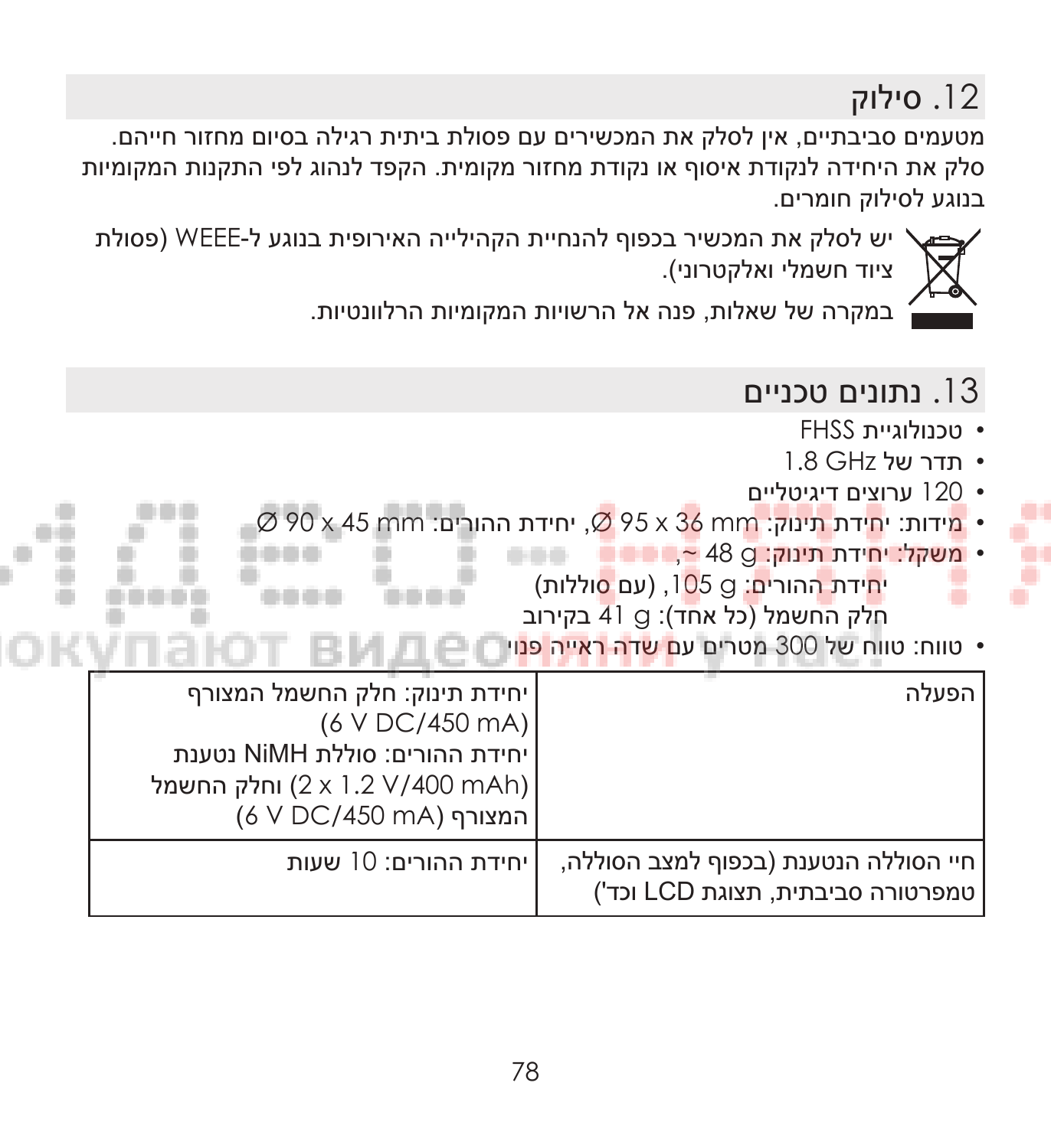## 12. סילוק

מטעמים סביבתיים, אין לסלק את המכשירים עם פסולת ביתית רגילה בסיום מחזור חייהם. סלק את היחידה לנקודת איסוף או נקודת מחזור מקומית. הקפד לנהוג לפי התקנות המקומיות בנוגע לסילוק חומרים.

יש לסלק את המכשיר בכפוף להנחיית הקהילייה האירופית בנוגע ל-WEEE (פסולת ציוד חשמלי ואלקטרוני).

במקרה של שאלות, פנה אל הרשויות המקומיות הרלוונטיות.

## 13. נתונים טכניים

- טכנולוגיית FHSS
- תדר של 1.8 GHz
- 120 ערוצים דיגיטליים
- מידות: יחידת תינוק: Ø 95 x 36 mm, יחידת ההורים: Ø 90 x 45 mm
- משקל: יחידת תינוק: 48 g ~,
  יחידת ההורים: 105 g, (עם סוללות)
  חלק החשמל (כל אחד): 41 g בקירוב
- טווח: טווח של 300 מטרים עם שדה ראייה פנוי

| הפעלה | יחידת תינוק: חלק החשמל המצורף (6 V DC/450 mA) יחידת ההורים: סוללת NiMH נטענת (2 x 1.2 V/400 mAh) וחלק החשמל המצורף (6 V DC/450 mA) |
|---|---|
| חיי הסוללה הנטענת (בכפוף למצב הסוללה, טמפרטורה סביבתית, תצוגת LCD וכד') | יחידת ההורים: 10 שעות |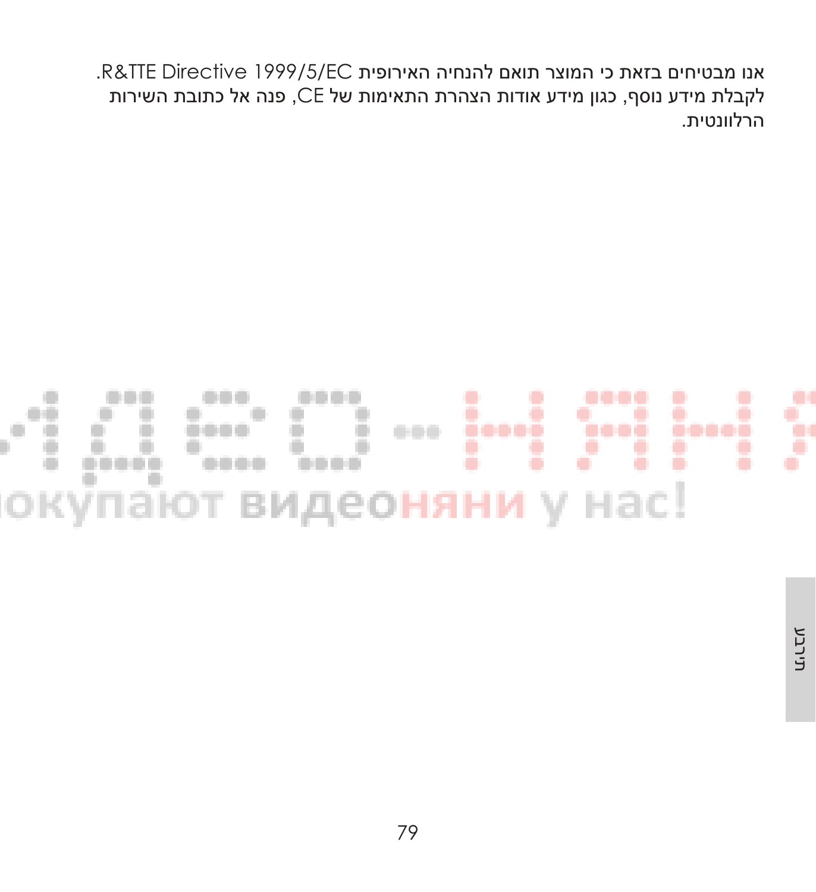אנו מבטיחים בזאת כי המוצר תואם להנחיה האירופית R&TTE Directive 1999/5/EC.
לקבלת מידע נוסף, כגון מידע אודות הצהרת התאימות של CE, פנה אל כתובת השירות הרלוונטית.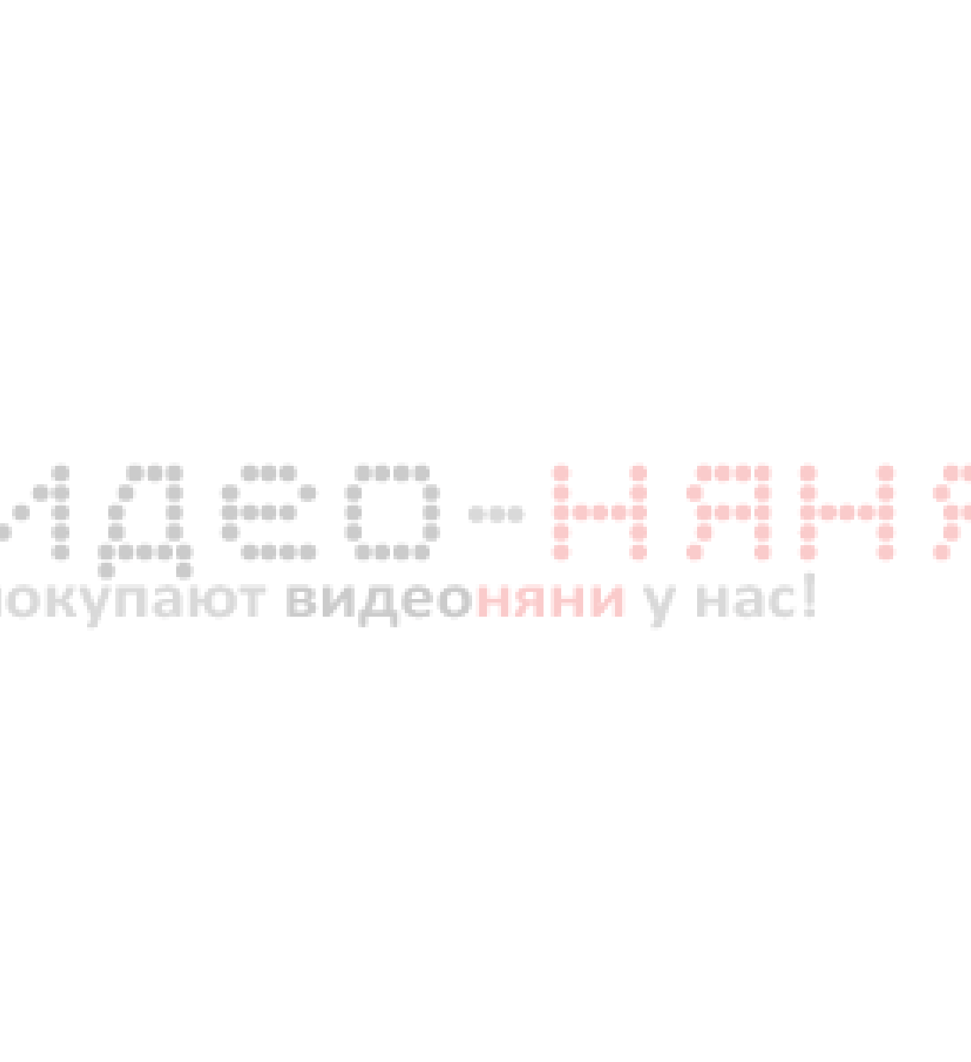идео-НЯНЯ

окупают видеоняни у нас!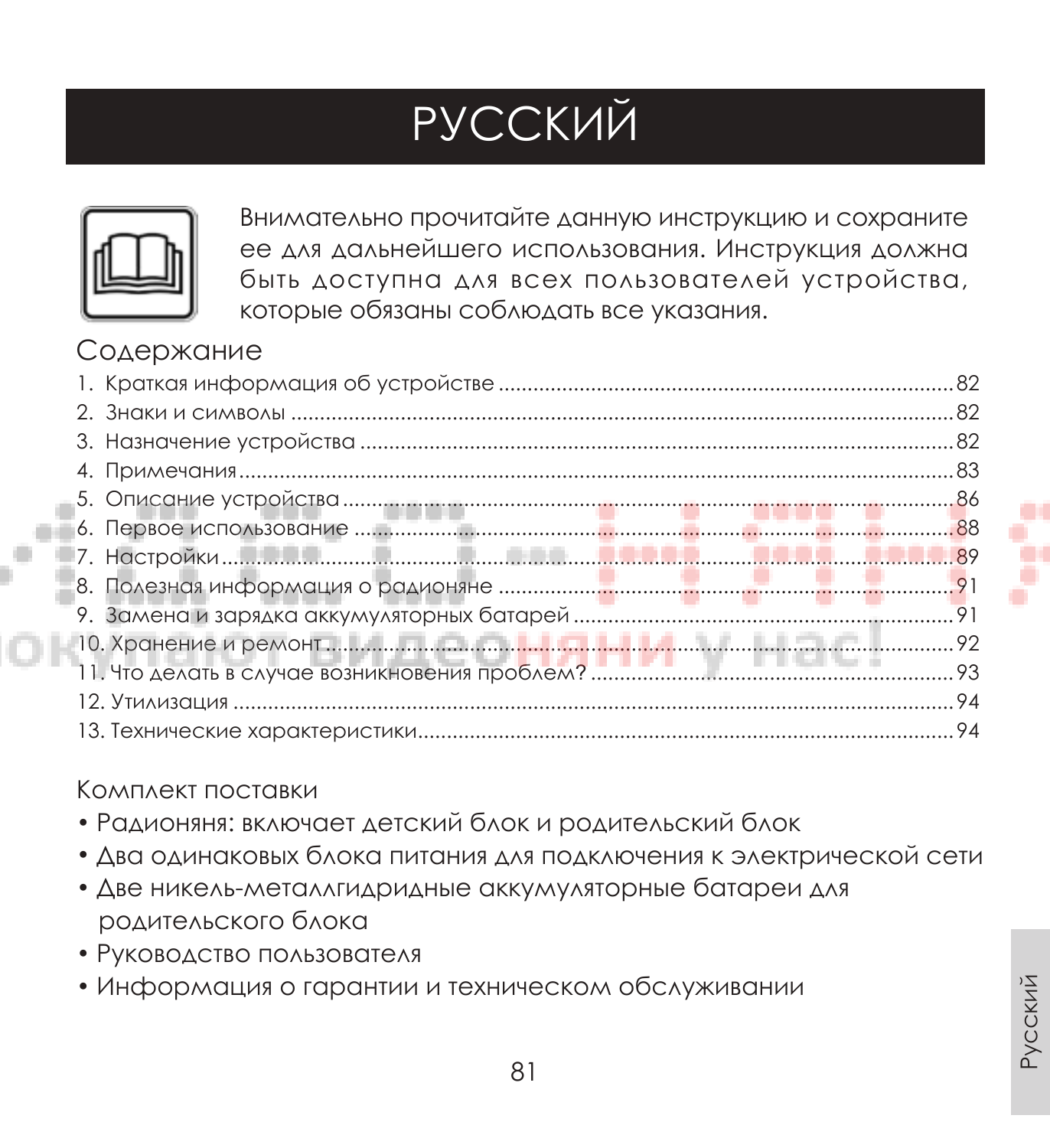# РУССКИЙ

Внимательно прочитайте данную инструкцию и сохраните ее для дальнейшего использования. Инструкция должна быть доступна для всех пользователей устройства, которые обязаны соблюдать все указания.

## Содержание

1. Краткая информация об устройстве ........ 82
2. Знаки и символы ........ 82
3. Назначение устройства ........ 82
4. Примечания ........ 83
5. Описание устройства ........ 86
6. Первое использование ........ 88
7. Настройки ........ 89
8. Полезная информация о радионяне ........ 91
9. Замена и зарядка аккумуляторных батарей ........ 91
10. Хранение и ремонт ........ 92
11. Что делать в случае возникновения проблем? ........ 93
12. Утилизация ........ 94
13. Технические характеристики ........ 94

## Комплект поставки

- Радионяня: включает детский блок и родительский блок
- Два одинаковых блока питания для подключения к электрической сети
- Две никель-металлгидридные аккумуляторные батареи для родительского блока
- Руководство пользователя
- Информация о гарантии и техническом обслуживании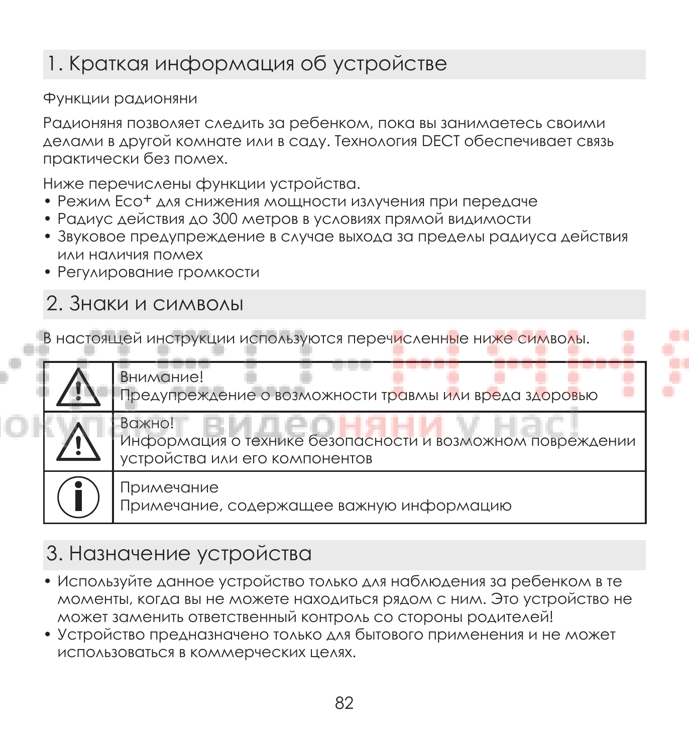## 1. Краткая информация об устройстве

Функции радионяни

Радионяня позволяет следить за ребенком, пока вы занимаетесь своими делами в другой комнате или в саду. Технология DECT обеспечивает связь практически без помех.

Ниже перечислены функции устройства.

- Режим Eco+ для снижения мощности излучения при передаче
- Радиус действия до 300 метров в условиях прямой видимости
- Звуковое предупреждение в случае выхода за пределы радиуса действия или наличия помех
- Регулирование громкости

## 2. Знаки и символы

В настоящей инструкции используются перечисленные ниже символы.

| | |
|---|---|
| ⚠ | Внимание!<br>Предупреждение о возможности травмы или вреда здоровью |
| ⚠ | Важно!<br>Информация о технике безопасности и возможном повреждении устройства или его компонентов |
| ℹ | Примечание<br>Примечание, содержащее важную информацию |

## 3. Назначение устройства

- Используйте данное устройство только для наблюдения за ребенком в те моменты, когда вы не можете находиться рядом с ним. Это устройство не может заменить ответственный контроль со стороны родителей!
- Устройство предназначено только для бытового применения и не может использоваться в коммерческих целях.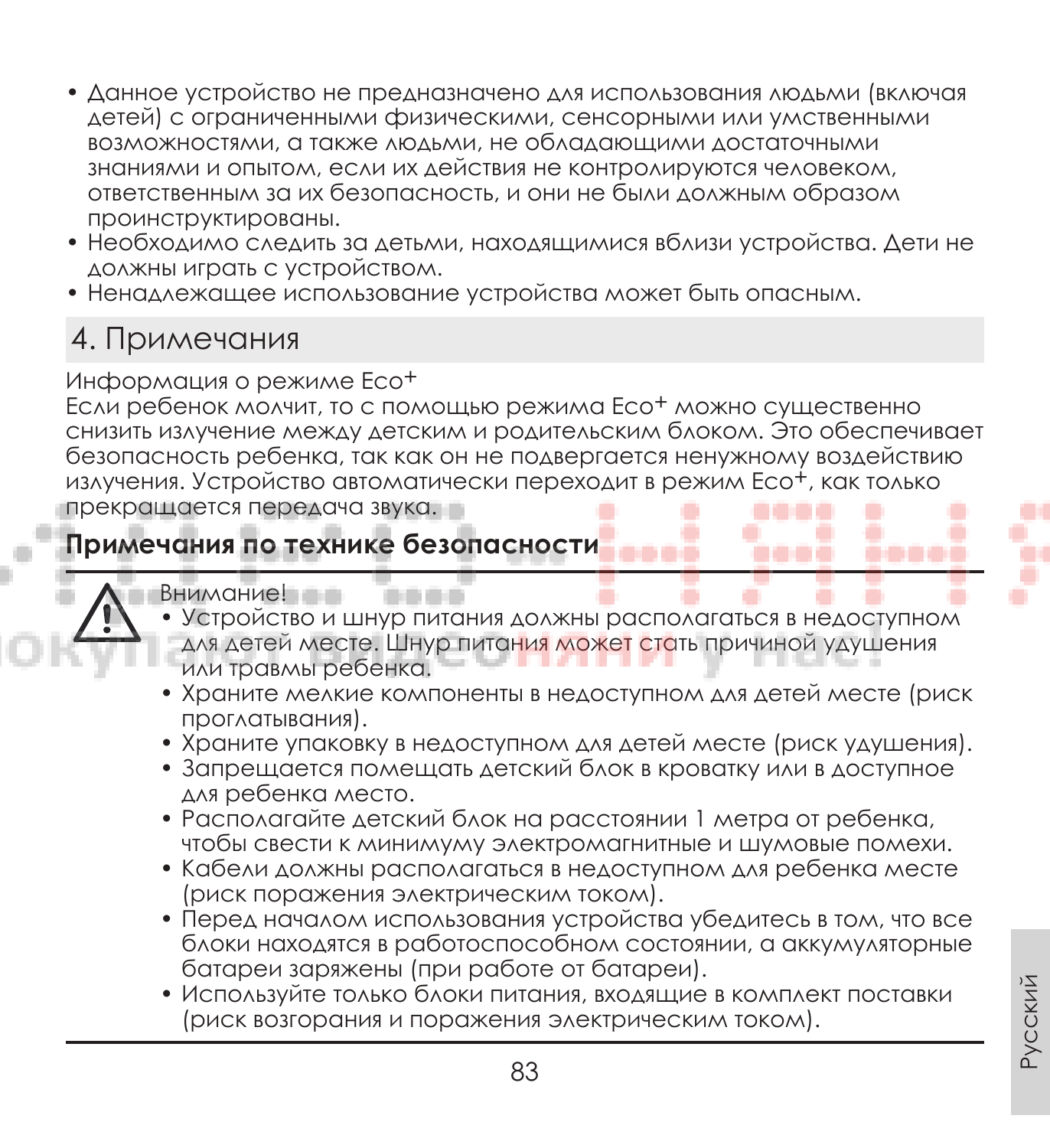- Данное устройство не предназначено для использования людьми (включая детей) с ограниченными физическими, сенсорными или умственными возможностями, а также людьми, не обладающими достаточными знаниями и опытом, если их действия не контролируются человеком, ответственным за их безопасность, и они не были должным образом проинструктированы.
- Необходимо следить за детьми, находящимися вблизи устройства. Дети не должны играть с устройством.
- Ненадлежащее использование устройства может быть опасным.

## 4. Примечания

Информация о режиме Eco+

Если ребенок молчит, то с помощью режима Eco+ можно существенно снизить излучение между детским и родительским блоком. Это обеспечивает безопасность ребенка, так как он не подвергается ненужному воздействию излучения. Устройство автоматически переходит в режим Eco+, как только прекращается передача звука.

### Примечания по технике безопасности

Внимание!

- Устройство и шнур питания должны располагаться в недоступном для детей месте. Шнур питания может стать причиной удушения или травмы ребенка.
- Храните мелкие компоненты в недоступном для детей месте (риск проглатывания).
- Храните упаковку в недоступном для детей месте (риск удушения).
- Запрещается помещать детский блок в кроватку или в доступное для ребенка место.
- Располагайте детский блок на расстоянии 1 метра от ребенка, чтобы свести к минимуму электромагнитные и шумовые помехи.
- Кабели должны располагаться в недоступном для ребенка месте (риск поражения электрическим током).
- Перед началом использования устройства убедитесь в том, что все блоки находятся в работоспособном состоянии, а аккумуляторные батареи заряжены (при работе от батареи).
- Используйте только блоки питания, входящие в комплект поставки (риск возгорания и поражения электрическим током).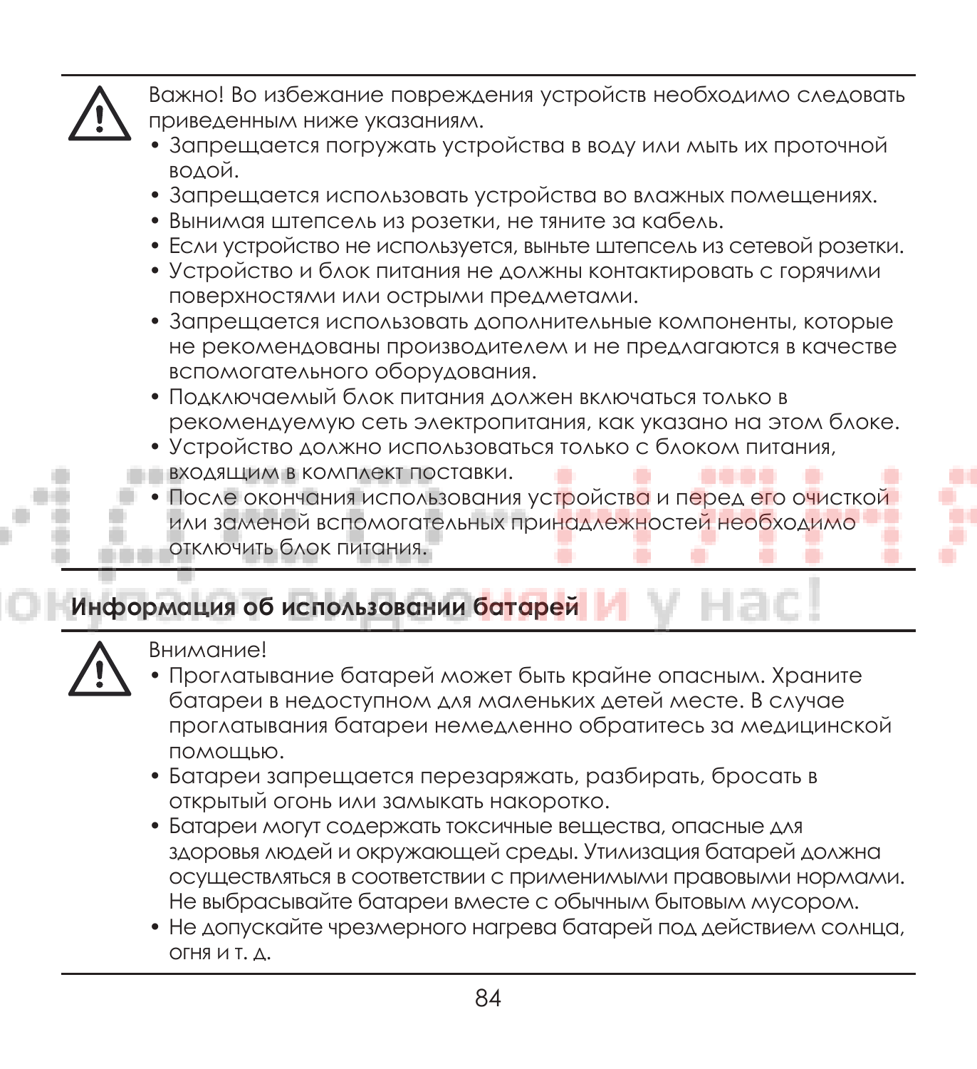Важно! Во избежание повреждения устройств необходимо следовать приведенным ниже указаниям.

- Запрещается погружать устройства в воду или мыть их проточной водой.
- Запрещается использовать устройства во влажных помещениях.
- Вынимая штепсель из розетки, не тяните за кабель.
- Если устройство не используется, выньте штепсель из сетевой розетки.
- Устройство и блок питания не должны контактировать с горячими поверхностями или острыми предметами.
- Запрещается использовать дополнительные компоненты, которые не рекомендованы производителем и не предлагаются в качестве вспомогательного оборудования.
- Подключаемый блок питания должен включаться только в рекомендуемую сеть электропитания, как указано на этом блоке.
- Устройство должно использоваться только с блоком питания, входящим в комплект поставки.
- После окончания использования устройства и перед его очисткой или заменой вспомогательных принадлежностей необходимо отключить блок питания.

## Информация об использовании батарей

Внимание!

- Проглатывание батарей может быть крайне опасным. Храните батареи в недоступном для маленьких детей месте. В случае проглатывания батареи немедленно обратитесь за медицинской помощью.
- Батареи запрещается перезаряжать, разбирать, бросать в открытый огонь или замыкать накоротко.
- Батареи могут содержать токсичные вещества, опасные для здоровья людей и окружающей среды. Утилизация батарей должна осуществляться в соответствии с применимыми правовыми нормами. Не выбрасывайте батареи вместе с обычным бытовым мусором.
- Не допускайте чрезмерного нагрева батарей под действием солнца, огня и т. д.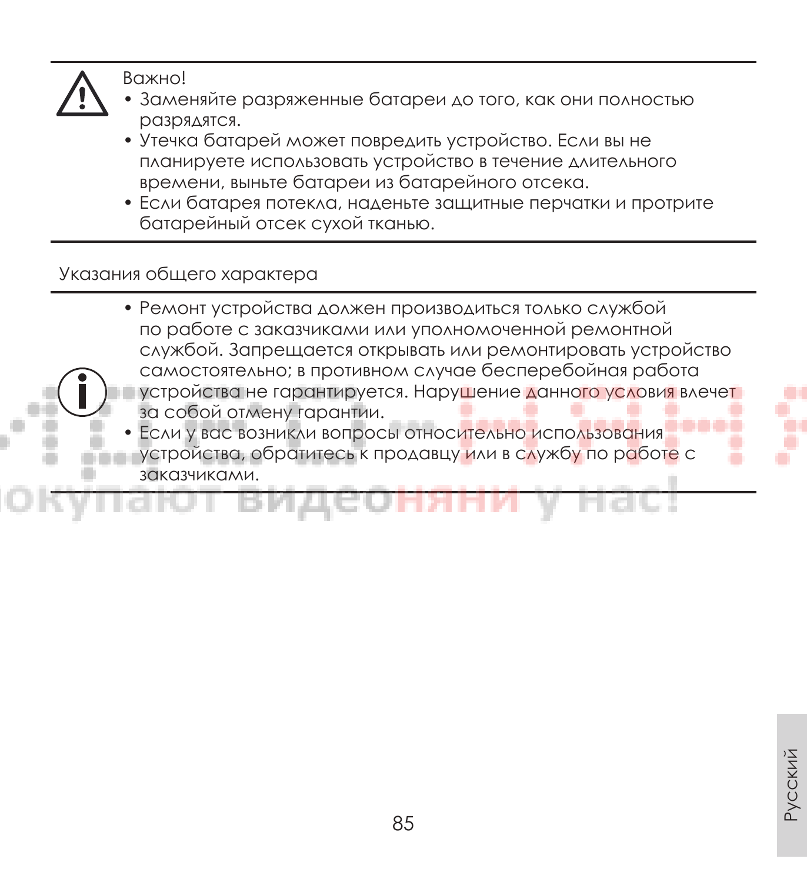Важно!

- Заменяйте разряженные батареи до того, как они полностью разрядятся.
- Утечка батарей может повредить устройство. Если вы не планируете использовать устройство в течение длительного времени, выньте батареи из батарейного отсека.
- Если батарея потекла, наденьте защитные перчатки и протрите батарейный отсек сухой тканью.

Указания общего характера

- Ремонт устройства должен производиться только службой по работе с заказчиками или уполномоченной ремонтной службой. Запрещается открывать или ремонтировать устройство самостоятельно; в противном случае бесперебойная работа устройства не гарантируется. Нарушение данного условия влечет за собой отмену гарантии.
- Если у вас возникли вопросы относительно использования устройства, обратитесь к продавцу или в службу по работе с заказчиками.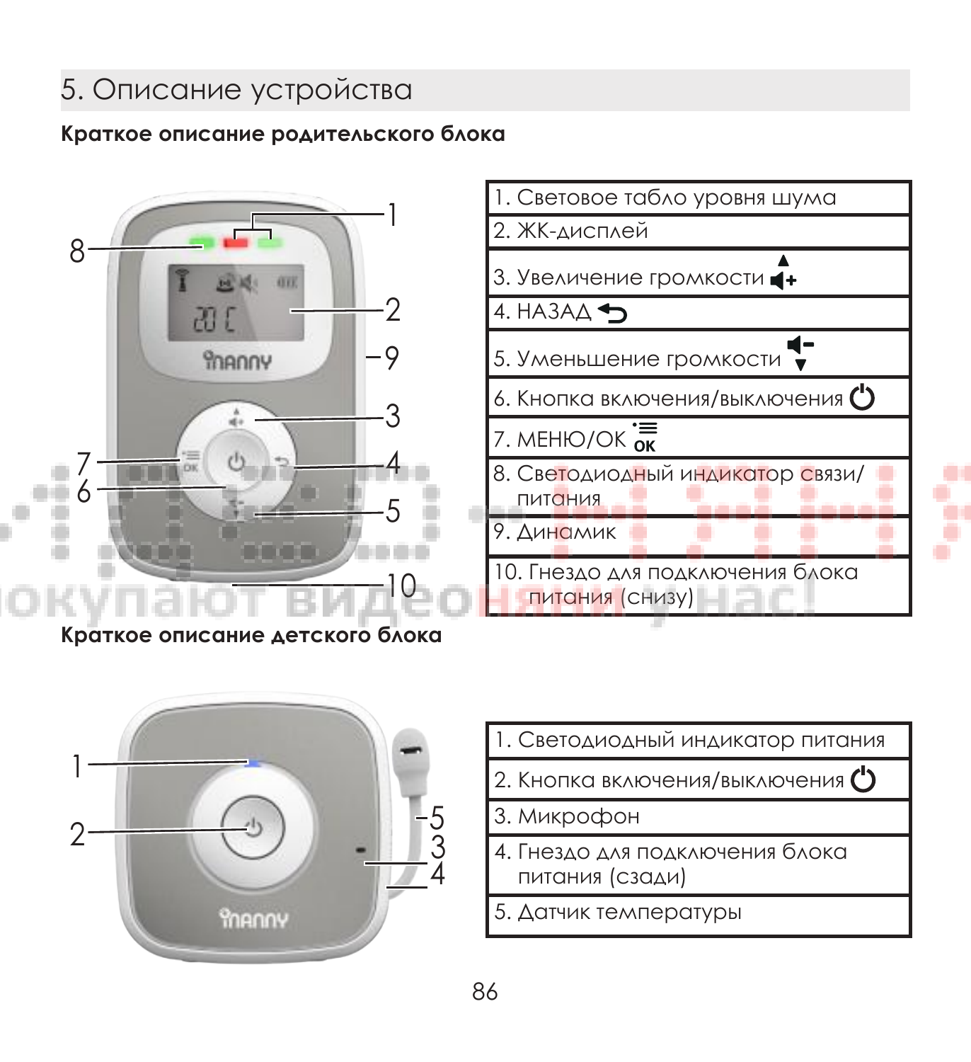## 5. Описание устройства

**Краткое описание родительского блока**

| |
|---|
| 1. Световое табло уровня шума |
| 2. ЖК-дисплей |
| 3. Увеличение громкости |
| 4. НАЗАД |
| 5. Уменьшение громкости |
| 6. Кнопка включения/выключения |
| 7. МЕНЮ/OK |
| 8. Светодиодный индикатор связи/питания |
| 9. Динамик |
| 10. Гнездо для подключения блока питания (снизу) |

**Краткое описание детского блока**

| |
|---|
| 1. Светодиодный индикатор питания |
| 2. Кнопка включения/выключения |
| 3. Микрофон |
| 4. Гнездо для подключения блока питания (сзади) |
| 5. Датчик температуры |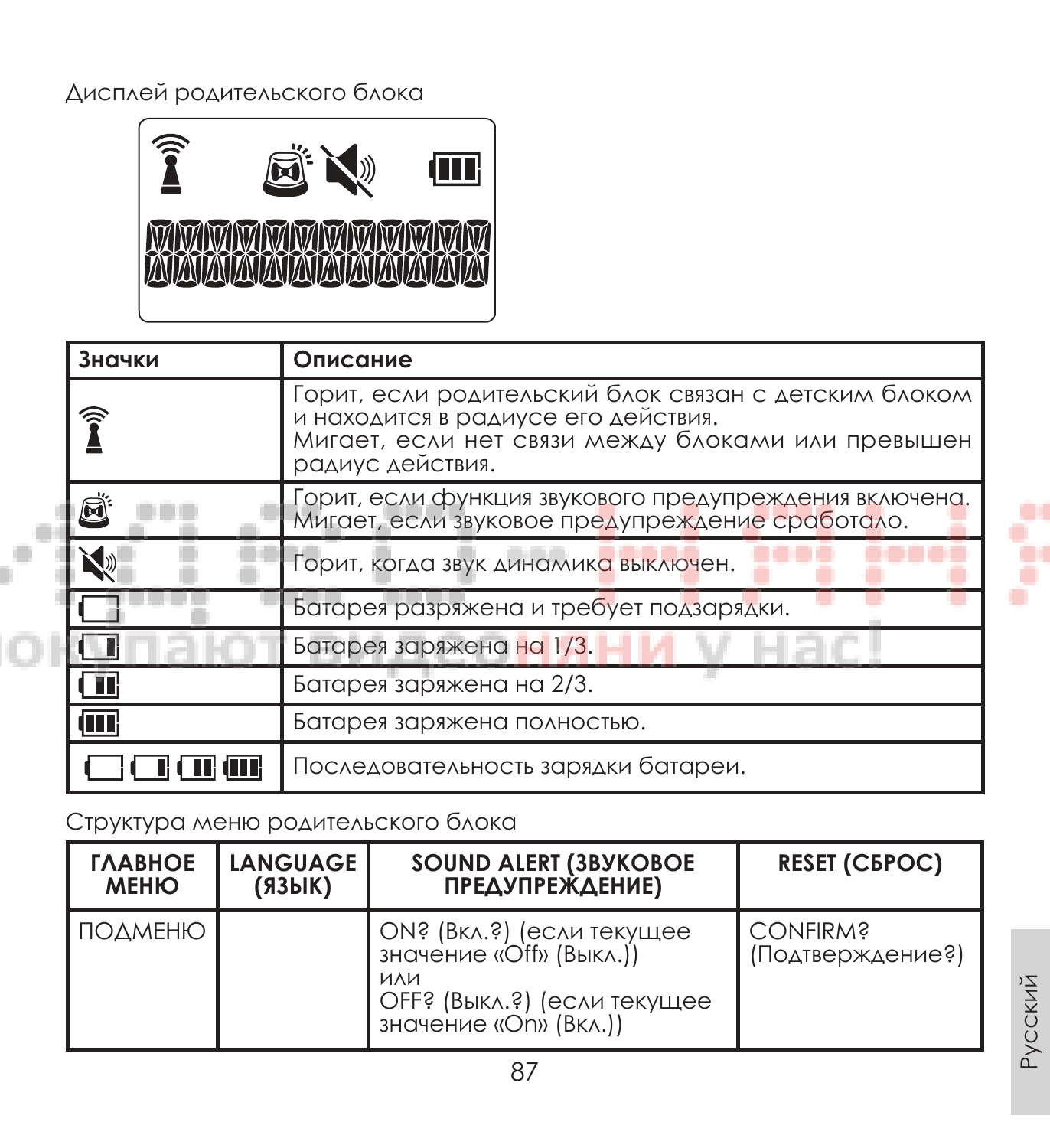Дисплей родительского блока

| Значки | Описание |
| --- | --- |
| | Горит, если родительский блок связан с детским блоком и находится в радиусе его действия. Мигает, если нет связи между блоками или превышен радиус действия. |
| | Горит, если функция звукового предупреждения включена. Мигает, если звуковое предупреждение сработало. |
| | Горит, когда звук динамика выключен. |
| | Батарея разряжена и требует подзарядки. |
| | Батарея заряжена на 1/3. |
| | Батарея заряжена на 2/3. |
| | Батарея заряжена полностью. |
| | Последовательность зарядки батареи. |

Структура меню родительского блока

| ГЛАВНОЕ МЕНЮ | LANGUAGE (ЯЗЫК) | SOUND ALERT (ЗВУКОВОЕ ПРЕДУПРЕЖДЕНИЕ) | RESET (СБРОС) |
| --- | --- | --- | --- |
| ПОДМЕНЮ | | ON? (Вкл.?) (если текущее значение «Off» (Выкл.)) или OFF? (Выкл.?) (если текущее значение «On» (Вкл.)) | CONFIRM? (Подтверждение?) |

Русский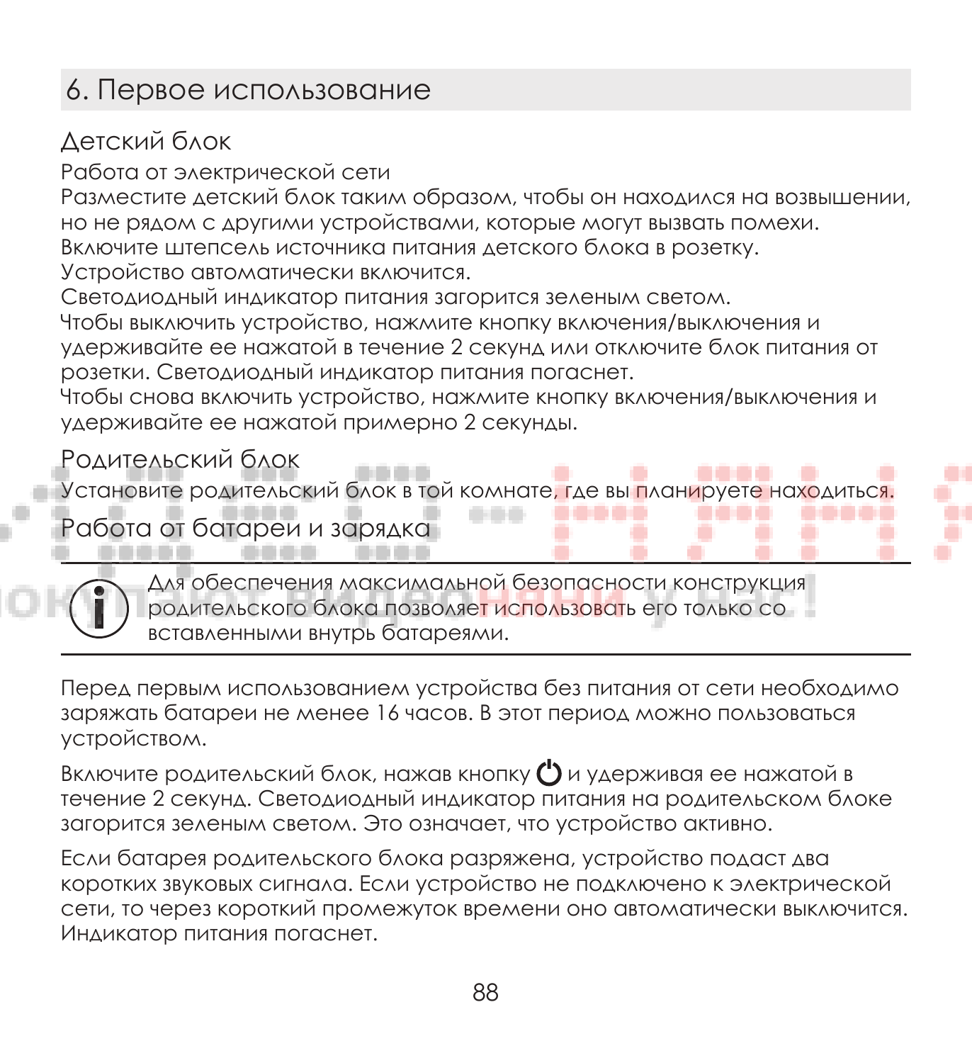## 6. Первое использование

### Детский блок

Работа от электрической сети

Разместите детский блок таким образом, чтобы он находился на возвышении, но не рядом с другими устройствами, которые могут вызвать помехи.

Включите штепсель источника питания детского блока в розетку.

Устройство автоматически включится.

Светодиодный индикатор питания загорится зеленым светом.

Чтобы выключить устройство, нажмите кнопку включения/выключения и удерживайте ее нажатой в течение 2 секунд или отключите блок питания от розетки. Светодиодный индикатор питания погаснет.

Чтобы снова включить устройство, нажмите кнопку включения/выключения и удерживайте ее нажатой примерно 2 секунды.

### Родительский блок

Установите родительский блок в той комнате, где вы планируете находиться.

### Работа от батареи и зарядка

> Для обеспечения максимальной безопасности конструкция родительского блока позволяет использовать его только со вставленными внутрь батареями.

Перед первым использованием устройства без питания от сети необходимо заряжать батареи не менее 16 часов. В этот период можно пользоваться устройством.

Включите родительский блок, нажав кнопку ⏻ и удерживая ее нажатой в течение 2 секунд. Светодиодный индикатор питания на родительском блоке загорится зеленым светом. Это означает, что устройство активно.

Если батарея родительского блока разряжена, устройство подаст два коротких звуковых сигнала. Если устройство не подключено к электрической сети, то через короткий промежуток времени оно автоматически выключится. Индикатор питания погаснет.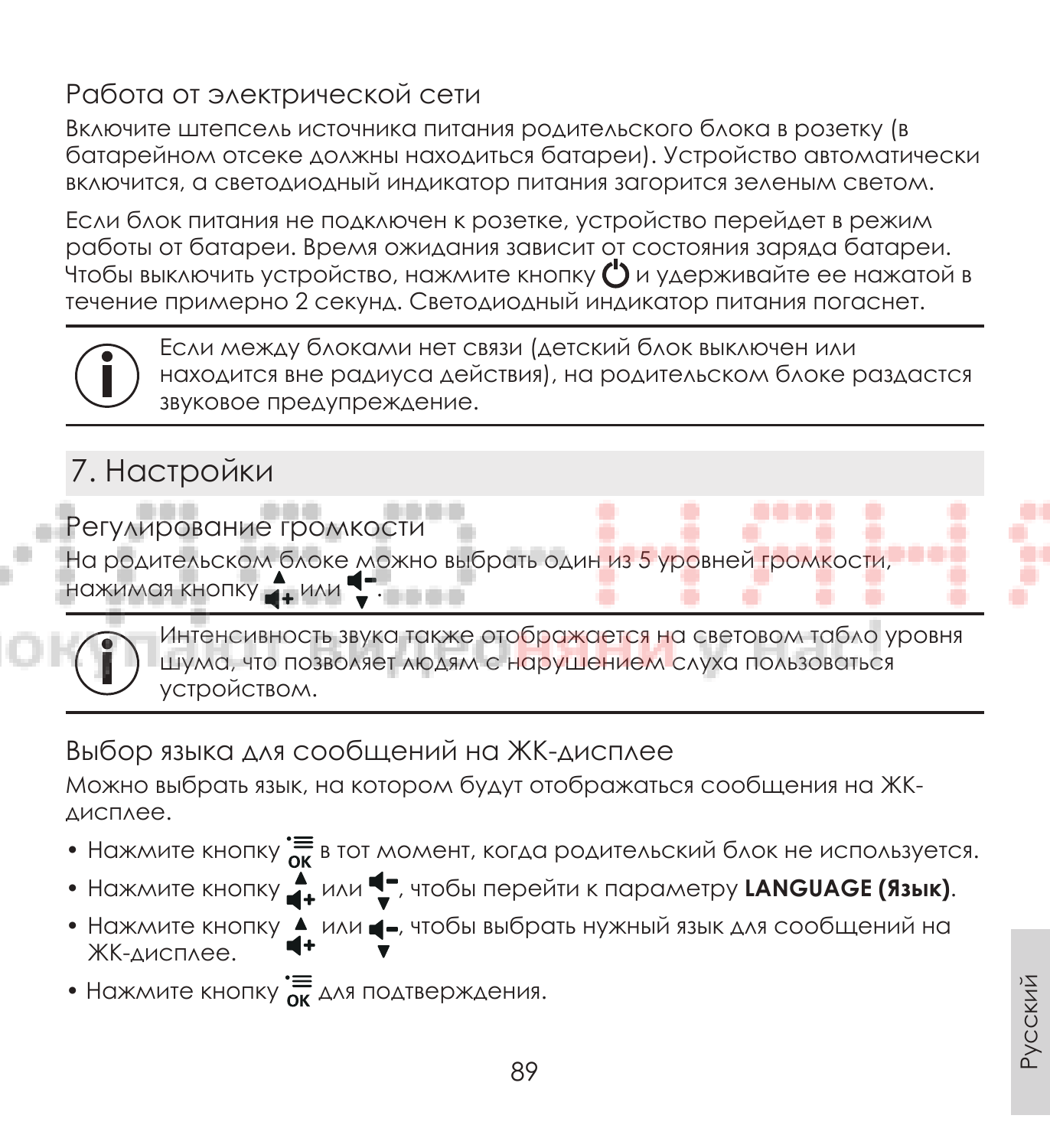## Работа от электрической сети

Включите штепсель источника питания родительского блока в розетку (в батарейном отсеке должны находиться батареи). Устройство автоматически включится, а светодиодный индикатор питания загорится зеленым светом.

Если блок питания не подключен к розетке, устройство перейдет в режим работы от батареи. Время ожидания зависит от состояния заряда батареи. Чтобы выключить устройство, нажмите кнопку ⏻ и удерживайте ее нажатой в течение примерно 2 секунд. Светодиодный индикатор питания погаснет.

> Если между блоками нет связи (детский блок выключен или находится вне радиуса действия), на родительском блоке раздастся звуковое предупреждение.

# 7. Настройки

## Регулирование громкости

На родительском блоке можно выбрать один из 5 уровней громкости, нажимая кнопку ▲🔊+ или 🔉− ▼.

> Интенсивность звука также отображается на световом табло уровня шума, что позволяет людям с нарушением слуха пользоваться устройством.

## Выбор языка для сообщений на ЖК-дисплее

Можно выбрать язык, на котором будут отображаться сообщения на ЖК-дисплее.

- Нажмите кнопку ☰ OK в тот момент, когда родительский блок не используется.
- Нажмите кнопку ▲🔊+ или 🔉− ▼, чтобы перейти к параметру **LANGUAGE (Язык)**.
- Нажмите кнопку ▲🔊+ или 🔉− ▼, чтобы выбрать нужный язык для сообщений на ЖК-дисплее.
- Нажмите кнопку ☰ OK для подтверждения.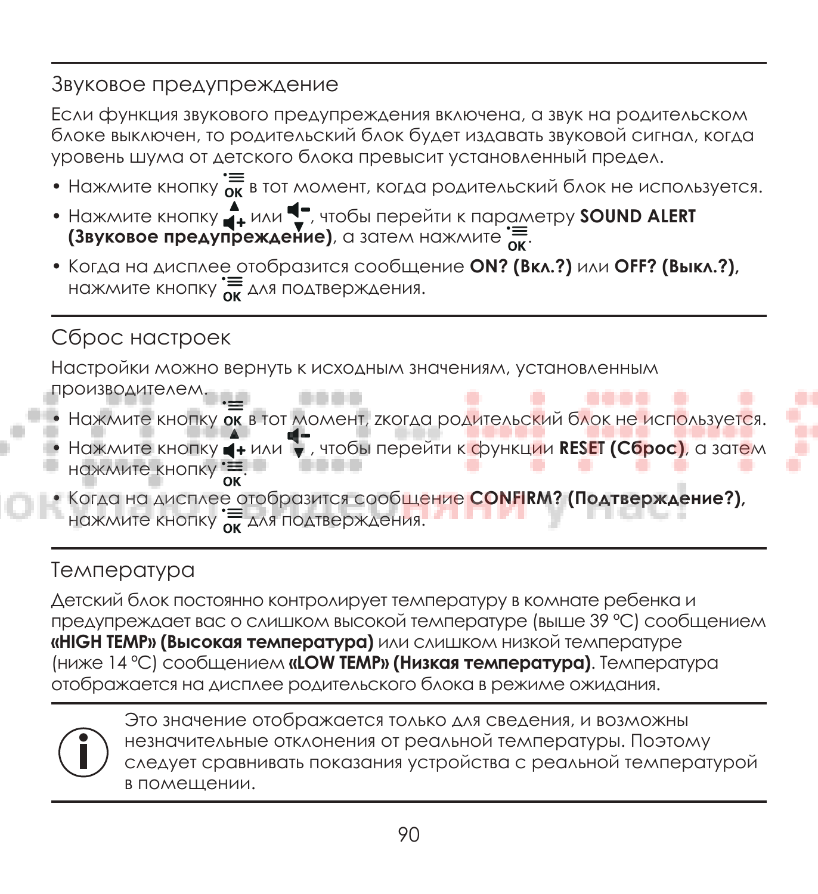## Звуковое предупреждение

Если функция звукового предупреждения включена, а звук на родительском блоке выключен, то родительский блок будет издавать звуковой сигнал, когда уровень шума от детского блока превысит установленный предел.

- Нажмите кнопку OK в тот момент, когда родительский блок не используется.
- Нажмите кнопку ▲+ или ▼–, чтобы перейти к параметру **SOUND ALERT (Звуковое предупреждение)**, а затем нажмите OK.
- Когда на дисплее отобразится сообщение **ON? (Вкл.?)** или **OFF? (Выкл.?)**, нажмите кнопку OK для подтверждения.

## Сброс настроек

Настройки можно вернуть к исходным значениям, установленным производителем.

- Нажмите кнопку OK в тот момент, zкогда родительский блок не используется.
- Нажмите кнопку ▲+ или ▼–, чтобы перейти к функции **RESET (Сброс)**, а затем нажмите кнопку OK.
- Когда на дисплее отобразится сообщение **CONFIRM? (Подтверждение?)**, нажмите кнопку OK для подтверждения.

## Температура

Детский блок постоянно контролирует температуру в комнате ребенка и предупреждает вас о слишком высокой температуре (выше 39 °C) сообщением **«HIGH TEMP» (Высокая температура)** или слишком низкой температуре (ниже 14 °C) сообщением **«LOW TEMP» (Низкая температура)**. Температура отображается на дисплее родительского блока в режиме ожидания.

Это значение отображается только для сведения, и возможны незначительные отклонения от реальной температуры. Поэтому следует сравнивать показания устройства с реальной температурой в помещении.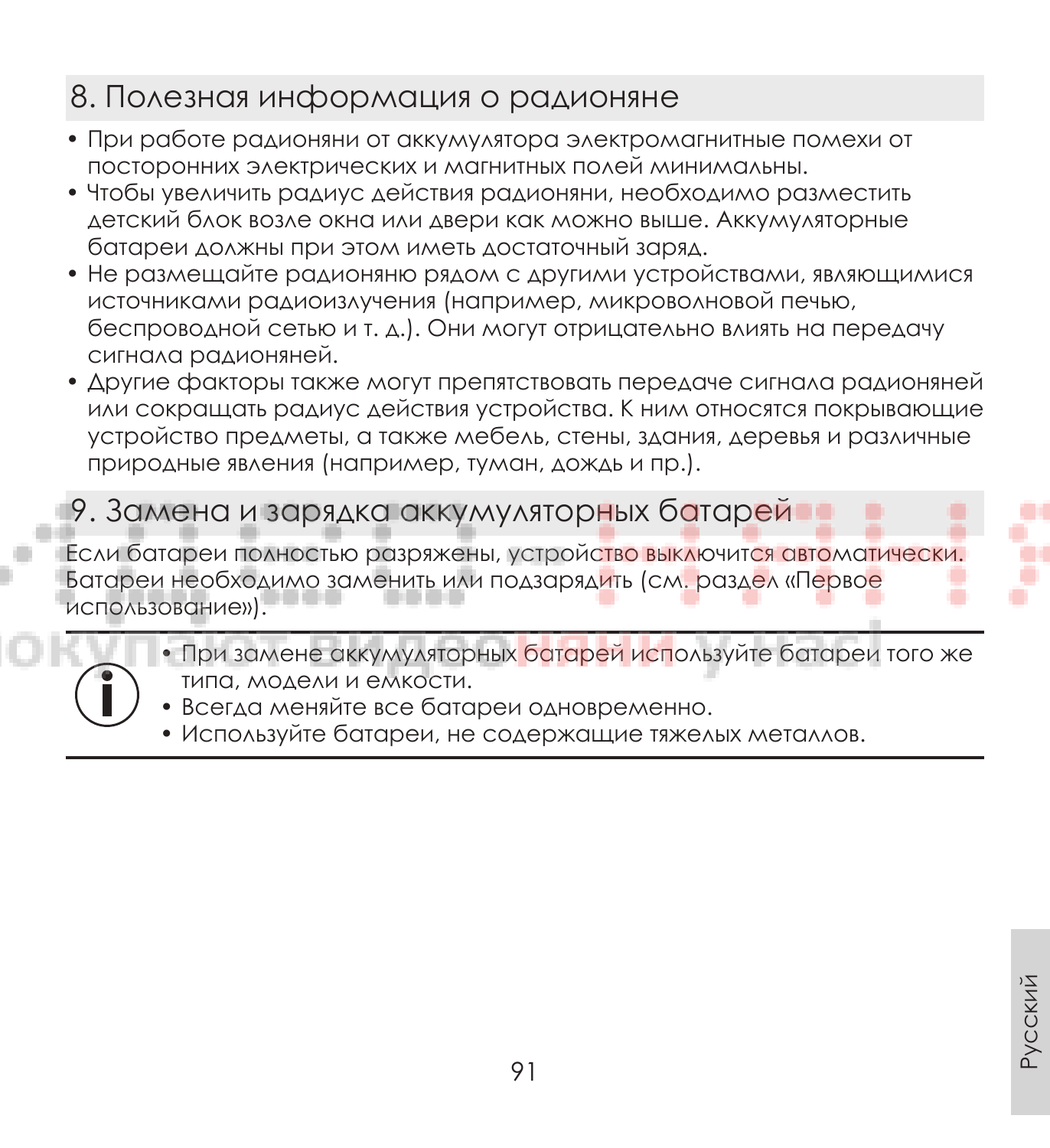## 8. Полезная информация о радионяне

- При работе радионяни от аккумулятора электромагнитные помехи от посторонних электрических и магнитных полей минимальны.
- Чтобы увеличить радиус действия радионяни, необходимо разместить детский блок возле окна или двери как можно выше. Аккумуляторные батареи должны при этом иметь достаточный заряд.
- Не размещайте радионяню рядом с другими устройствами, являющимися источниками радиоизлучения (например, микроволновой печью, беспроводной сетью и т. д.). Они могут отрицательно влиять на передачу сигнала радионяней.
- Другие факторы также могут препятствовать передаче сигнала радионяней или сокращать радиус действия устройства. К ним относятся покрывающие устройство предметы, а также мебель, стены, здания, деревья и различные природные явления (например, туман, дождь и пр.).

## 9. Замена и зарядка аккумуляторных батарей

Если батареи полностью разряжены, устройство выключится автоматически. Батареи необходимо заменить или подзарядить (см. раздел «Первое использование»).

- При замене аккумуляторных батарей используйте батареи того же типа, модели и емкости.
- Всегда меняйте все батареи одновременно.
- Используйте батареи, не содержащие тяжелых металлов.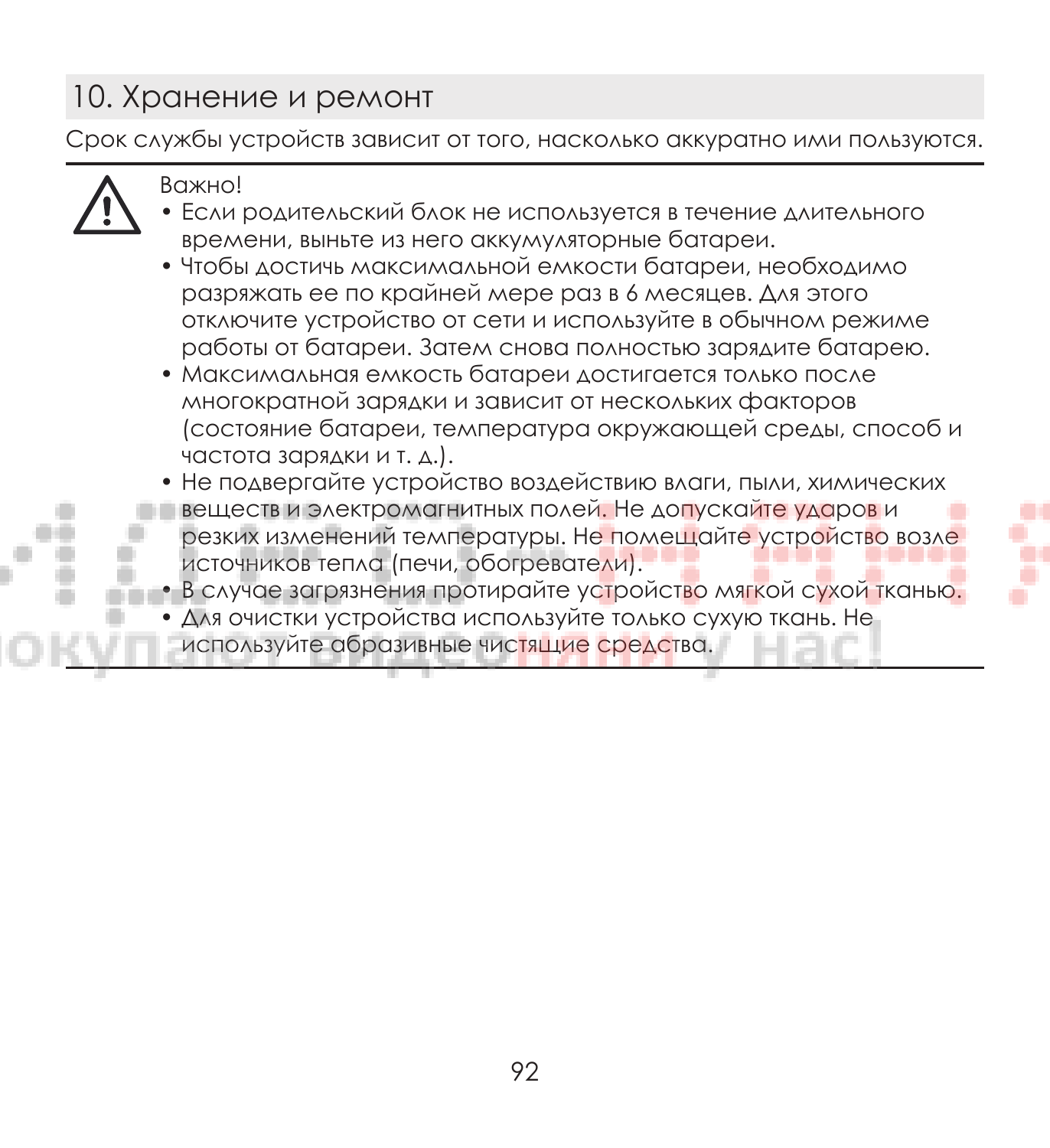## 10. Хранение и ремонт

Срок службы устройств зависит от того, насколько аккуратно ими пользуются.

Важно!

- Если родительский блок не используется в течение длительного времени, выньте из него аккумуляторные батареи.
- Чтобы достичь максимальной емкости батареи, необходимо разряжать ее по крайней мере раз в 6 месяцев. Для этого отключите устройство от сети и используйте в обычном режиме работы от батареи. Затем снова полностью зарядите батарею.
- Максимальная емкость батареи достигается только после многократной зарядки и зависит от нескольких факторов (состояние батареи, температура окружающей среды, способ и частота зарядки и т. д.).
- Не подвергайте устройство воздействию влаги, пыли, химических веществ и электромагнитных полей. Не допускайте ударов и резких изменений температуры. Не помещайте устройство возле источников тепла (печи, обогреватели).
- В случае загрязнения протирайте устройство мягкой сухой тканью.
- Для очистки устройства используйте только сухую ткань. Не используйте абразивные чистящие средства.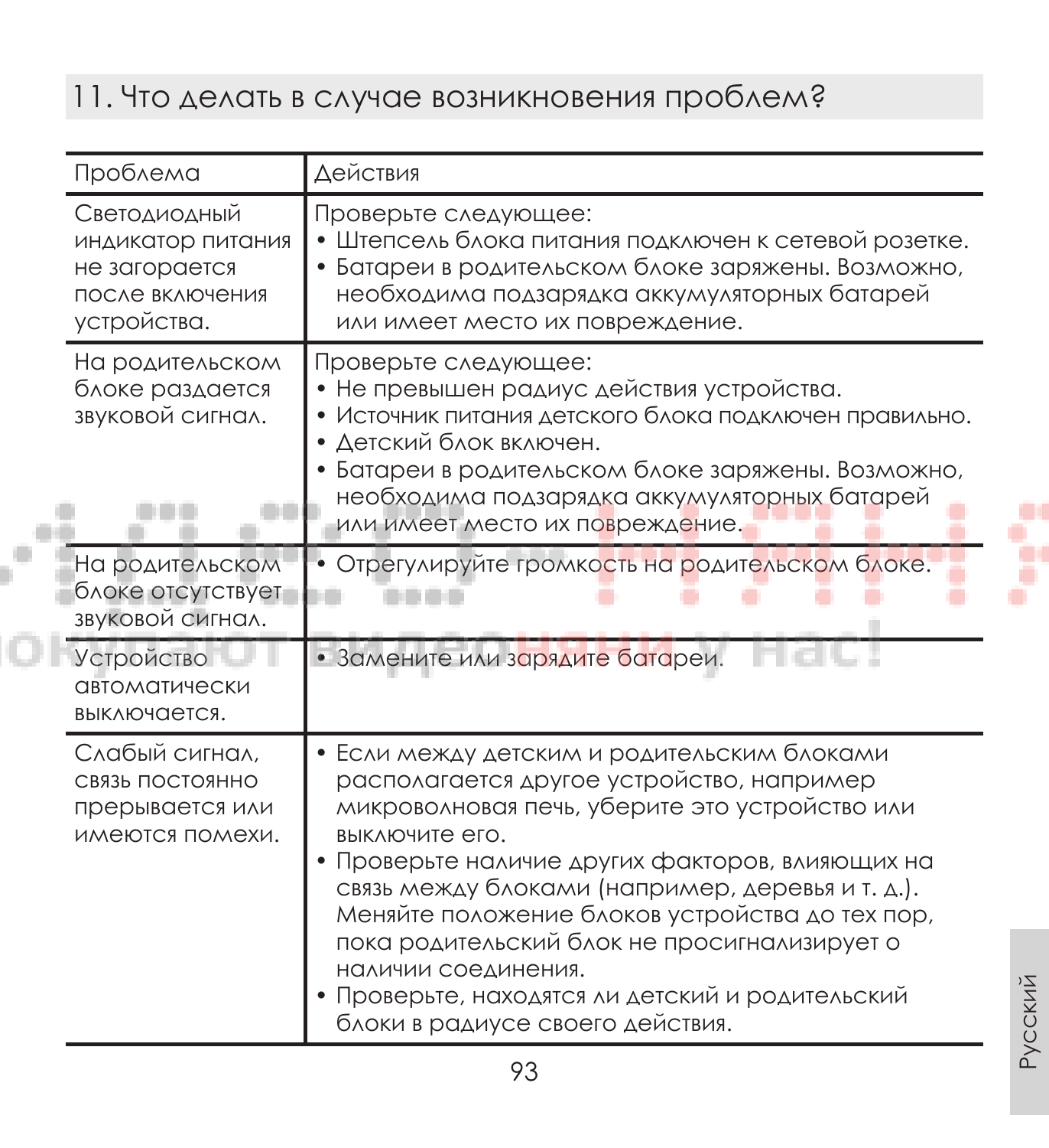## 11. Что делать в случае возникновения проблем?

| Проблема | Действия |
|---|---|
| Светодиодный индикатор питания не загорается после включения устройства. | Проверьте следующее:<br>• Штепсель блока питания подключен к сетевой розетке.<br>• Батареи в родительском блоке заряжены. Возможно, необходима подзарядка аккумуляторных батарей или имеет место их повреждение. |
| На родительском блоке раздается звуковой сигнал. | Проверьте следующее:<br>• Не превышен радиус действия устройства.<br>• Источник питания детского блока подключен правильно.<br>• Детский блок включен.<br>• Батареи в родительском блоке заряжены. Возможно, необходима подзарядка аккумуляторных батарей или имеет место их повреждение. |
| На родительском блоке отсутствует звуковой сигнал. | • Отрегулируйте громкость на родительском блоке. |
| Устройство автоматически выключается. | • Замените или зарядите батареи. |
| Слабый сигнал, связь постоянно прерывается или имеются помехи. | • Если между детским и родительским блоками располагается другое устройство, например микроволновая печь, уберите это устройство или выключите его.<br>• Проверьте наличие других факторов, влияющих на связь между блоками (например, деревья и т. д.). Меняйте положение блоков устройства до тех пор, пока родительский блок не просигнализирует о наличии соединения.<br>• Проверьте, находятся ли детский и родительский блоки в радиусе своего действия. |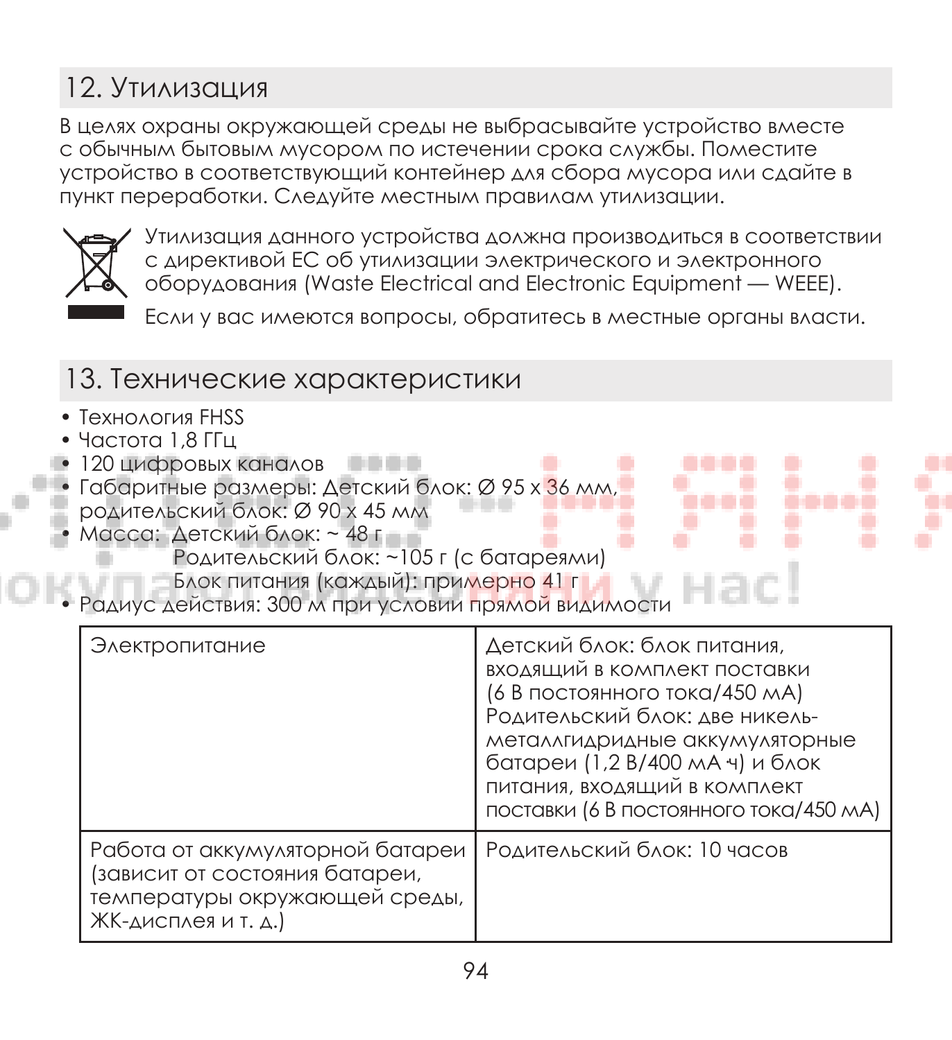## 12. Утилизация

В целях охраны окружающей среды не выбрасывайте устройство вместе с обычным бытовым мусором по истечении срока службы. Поместите устройство в соответствующий контейнер для сбора мусора или сдайте в пункт переработки. Следуйте местным правилам утилизации.

Утилизация данного устройства должна производиться в соответствии с директивой ЕС об утилизации электрического и электронного оборудования (Waste Electrical and Electronic Equipment — WEEE).

Если у вас имеются вопросы, обратитесь в местные органы власти.

## 13. Технические характеристики

- Технология FHSS
- Частота 1,8 ГГц
- 120 цифровых каналов
- Габаритные размеры: Детский блок: Ø 95 x 36 мм, родительский блок: Ø 90 x 45 мм
- Масса: Детский блок: ~ 48 г
  Родительский блок: ~105 г (с батареями)
  Блок питания (каждый): примерно 41 г
- Радиус действия: 300 м при условии прямой видимости

| | |
|---|---|
| Электропитание | Детский блок: блок питания, входящий в комплект поставки (6 В постоянного тока/450 мА) Родительский блок: две никель-металлгидридные аккумуляторные батареи (1,2 В/400 мА·ч) и блок питания, входящий в комплект поставки (6 В постоянного тока/450 мА) |
| Работа от аккумуляторной батареи (зависит от состояния батареи, температуры окружающей среды, ЖК-дисплея и т. д.) | Родительский блок: 10 часов |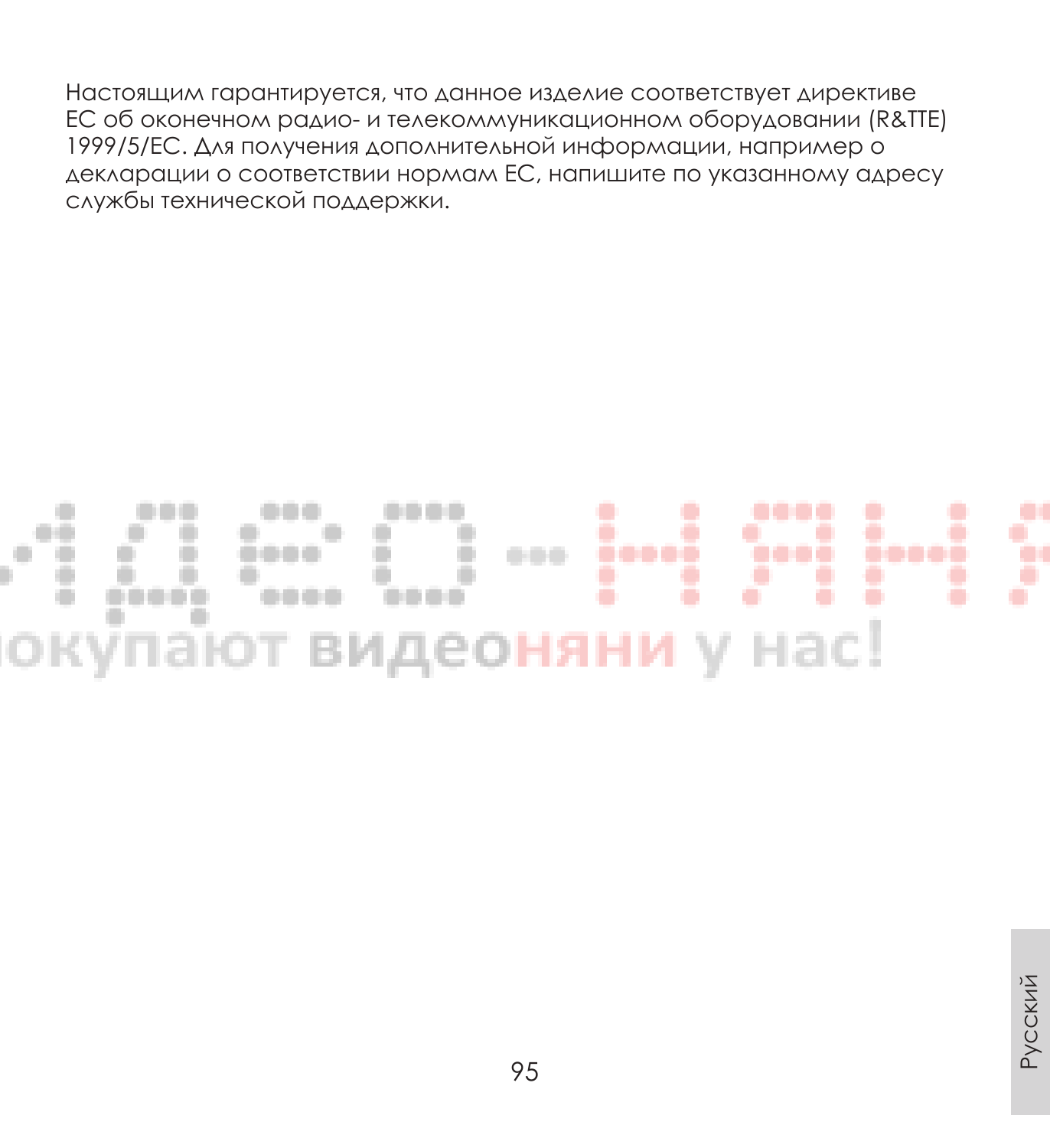Настоящим гарантируется, что данное изделие соответствует директиве ЕС об оконечном радио- и телекоммуникационном оборудовании (R&TTE) 1999/5/ЕС. Для получения дополнительной информации, например о декларации о соответствии нормам ЕС, напишите по указанному адресу службы технической поддержки.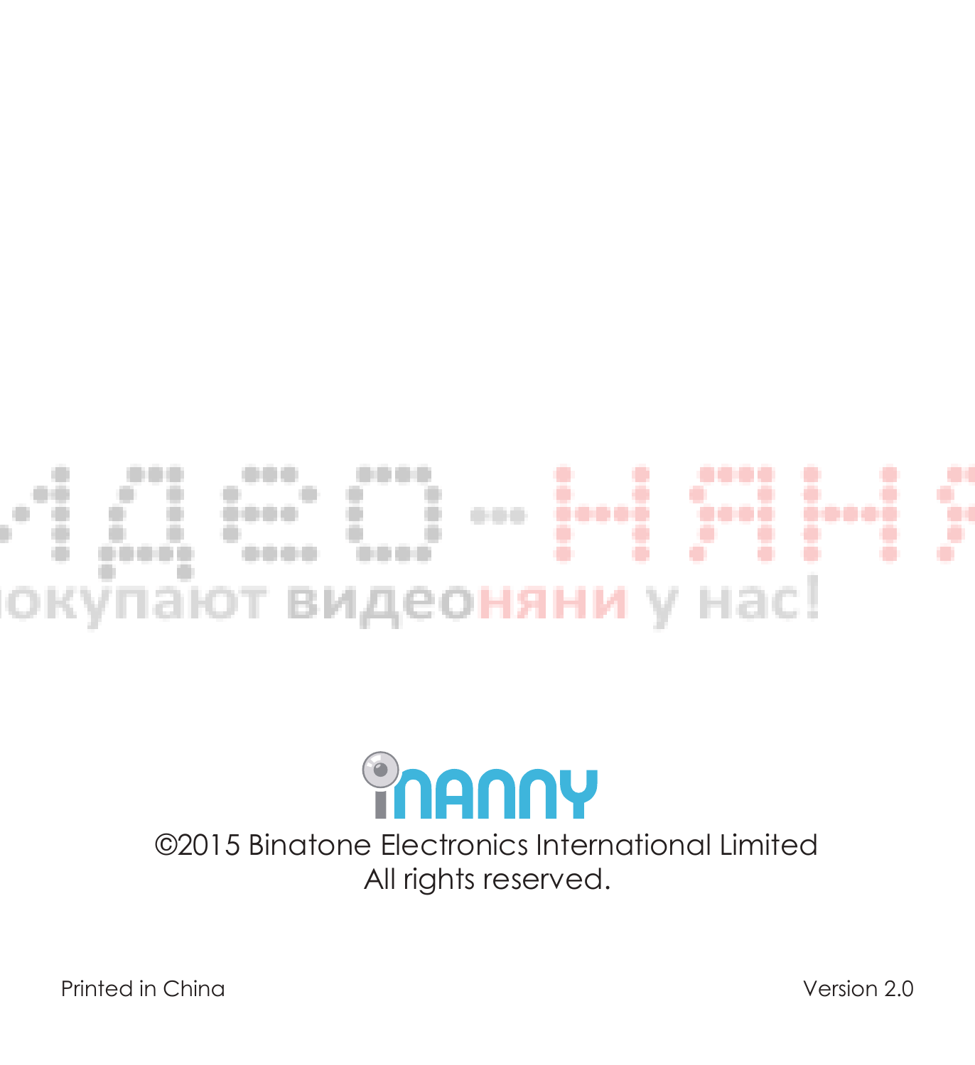iNANNY

©2015 Binatone Electronics International Limited
All rights reserved.

Printed in China

Version 2.0